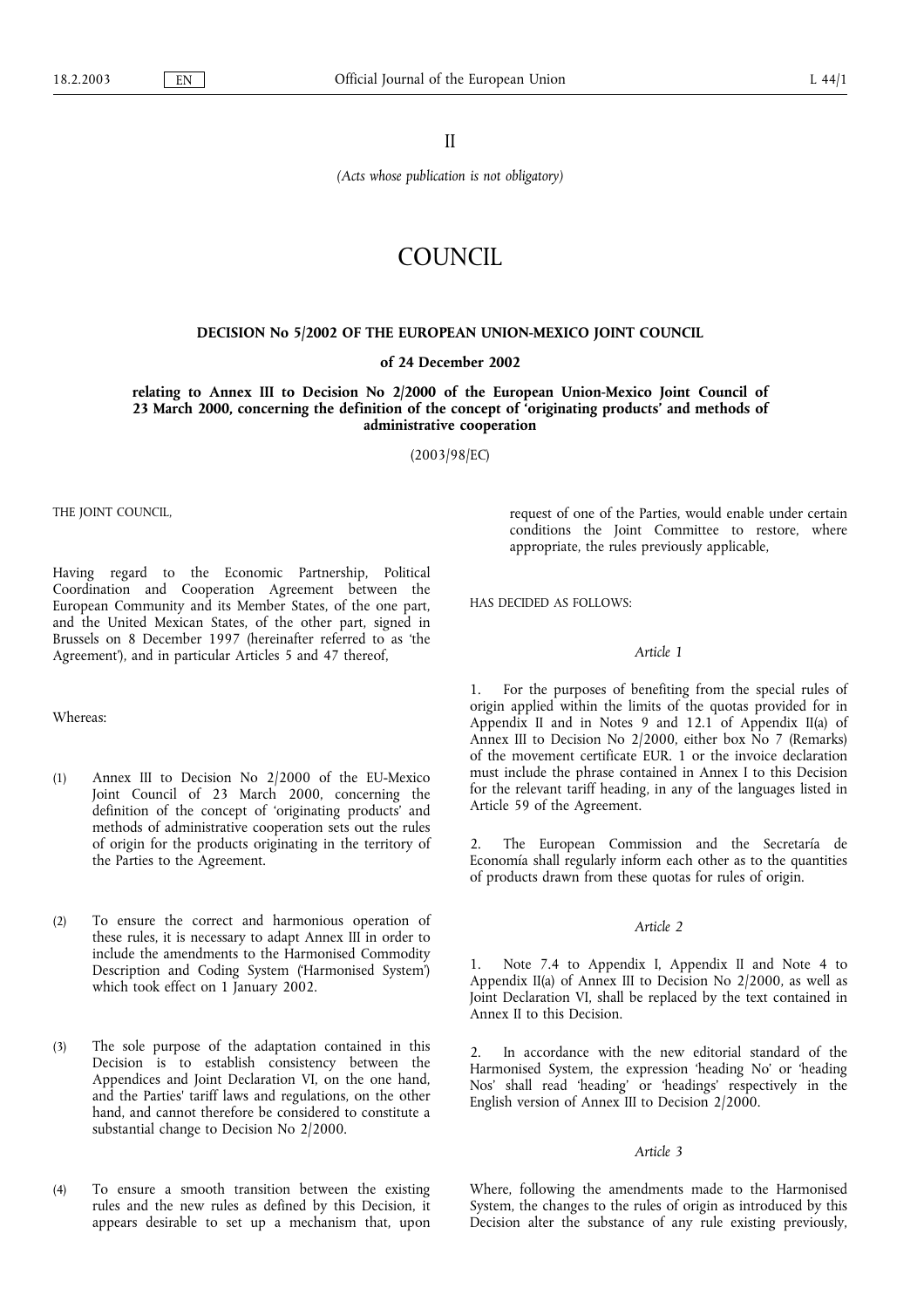II

*(Acts whose publication is not obligatory)*

# COUNCIL

## DECISION No 5/2002 OF THE EUROPEAN UNION-MEXICO JOINT COUNCIL

### of 24 December 2002

### relating to Annex III to Decision No 2/2000 of the European Union-Mexico Joint Council of 23 March 2000, concerning the definition of the concept of 'originating products' and methods of administrative cooperation

(2003/98/EC)

THE JOINT COUNCIL,

Having regard to the Economic Partnership, Political Coordination and Cooperation Agreement between the European Community and its Member States, of the one part, and the United Mexican States, of the other part, signed in Brussels on 8 December 1997 (hereinafter referred to as 'the Agreement'), and in particular Articles 5 and 47 thereof,

Whereas:

(1) Annex III to Decision No 2/2000 of the EU-Mexico Joint Council of 23 March 2000, concerning the definition of the concept of 'originating products' and methods of administrative cooperation sets out the rules of origin for the products originating in the territory of the Parties to the Agreement.

(2) To ensure the correct and harmonious operation of these rules, it is necessary to adapt Annex III in order to include the amendments to the Harmonised Commodity Description and Coding System ('Harmonised System') which took effect on 1 January 2002.

(3) The sole purpose of the adaptation contained in this Decision is to establish consistency between the Appendices and Joint Declaration VI, on the one hand, and the Parties' tariff laws and regulations, on the other hand, and cannot therefore be considered to constitute a substantial change to Decision No 2/2000.

(4) To ensure a smooth transition between the existing rules and the new rules as defined by this Decision, it appears desirable to set up a mechanism that, upon request of one of the Parties, would enable under certain conditions the Joint Committee to restore, where appropriate, the rules previously applicable,

HAS DECIDED AS FOLLOWS:

*Article 1*

1. For the purposes of benefiting from the special rules of origin applied within the limits of the quotas provided for in Appendix II and in Notes 9 and 12.1 of Appendix II(a) of Annex III to Decision No 2/2000, either box No 7 (Remarks) of the movement certificate EUR. 1 or the invoice declaration must include the phrase contained in Annex I to this Decision for the relevant tariff heading, in any of the languages listed in Article 59 of the Agreement.

2. The European Commission and the Secretaría de Economía shall regularly inform each other as to the quantities of products drawn from these quotas for rules of origin.

*Article 2*

1. Note 7.4 to Appendix I, Appendix II and Note 4 to Appendix II(a) of Annex III to Decision No 2/2000, as well as Joint Declaration VI, shall be replaced by the text contained in Annex II to this Decision.

2. In accordance with the new editorial standard of the Harmonised System, the expression 'heading No' or 'heading Nos' shall read 'heading' or 'headings' respectively in the English version of Annex III to Decision 2/2000.

*Article 3*

Where, following the amendments made to the Harmonised System, the changes to the rules of origin as introduced by this Decision alter the substance of any rule existing previously,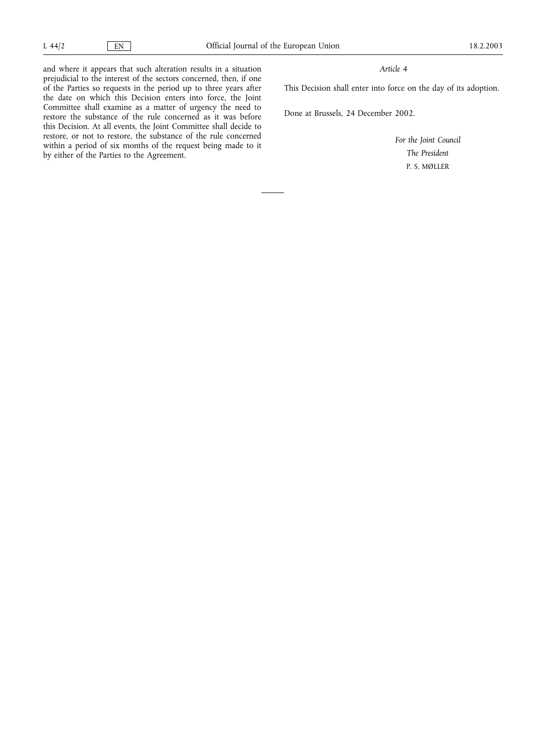and where it appears that such alteration results in a situation prejudicial to the interest of the sectors concerned, then, if one of the Parties so requests in the period up to three years after the date on which this Decision enters into force, the Joint Committee shall examine as a matter of urgency the need to restore the substance of the rule concerned as it was before this Decision. At all events, the Joint Committee shall decide to restore, or not to restore, the substance of the rule concerned within a period of six months of the request being made to it by either of the Parties to the Agreement.

*Article 4*

This Decision shall enter into force on the day of its adoption.

Done at Brussels, 24 December 2002.

*For the Joint Council*

*The President*

P. S. MØLLER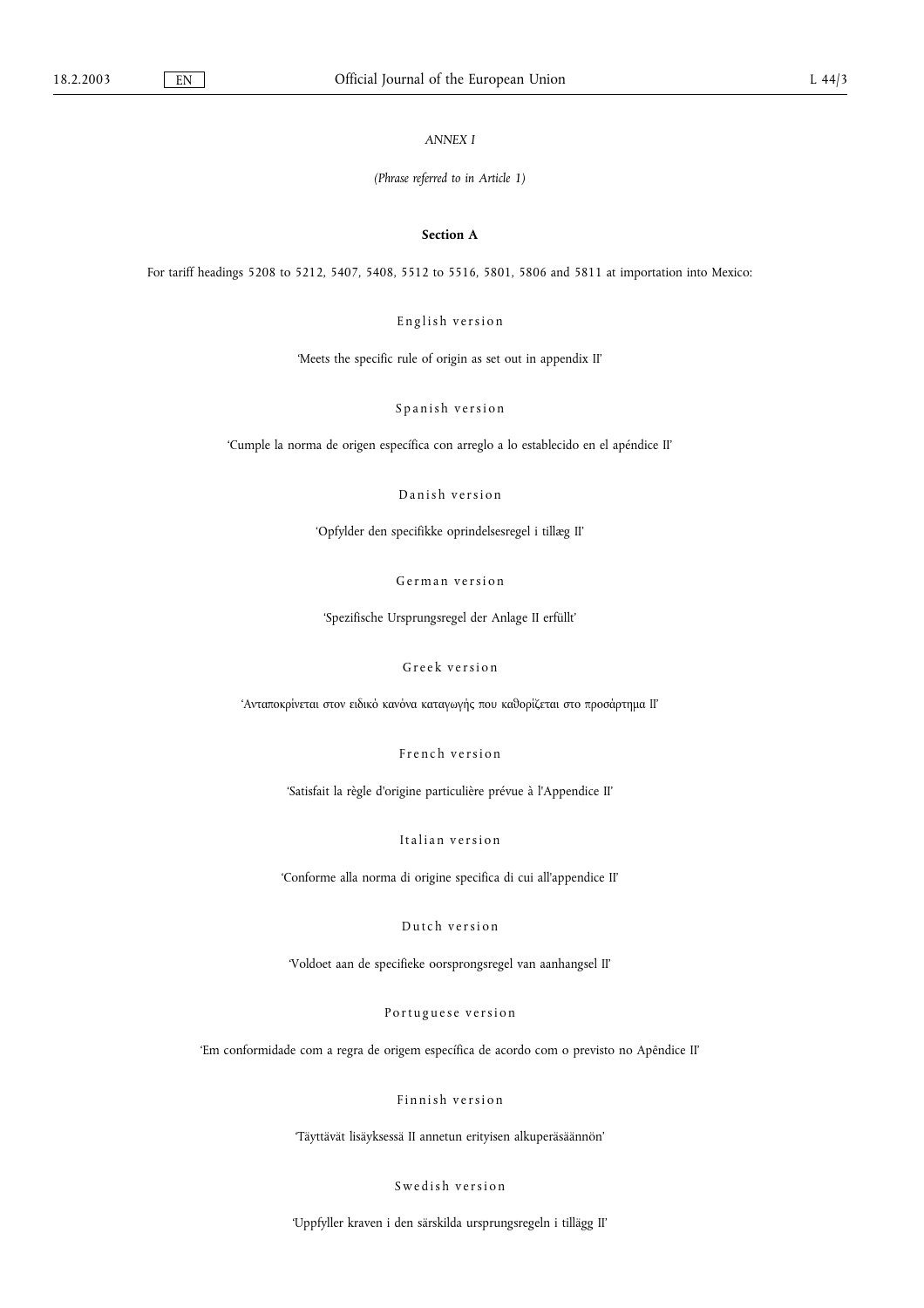*ANNEX I*

*(Phrase referred to in Article 1)*

**Section A**

For tariff headings 5208 to 5212, 5407, 5408, 5512 to 5516, 5801, 5806 and 5811 at importation into Mexico:

English version

'Meets the specific rule of origin as set out in appendix II'

Spanish version

'Cumple la norma de origen específica con arreglo a lo establecido en el apéndice II'

Danish version

'Opfylder den specifikke oprindelsesregel i tillæg II'

German version

'Spezifische Ursprungsregel der Anlage II erfüllt'

Greek version

'Ανταποκρίνεται στον ειδικό κανόνα καταγωγής που καθορίζεται στο προσάρτημα II'

French version

'Satisfait la règle d'origine particulière prévue à l'Appendice II'

Italian version

'Conforme alla norma di origine specifica di cui all'appendice II'

Dutch version

'Voldoet aan de specifieke oorsprongsregel van aanhangsel II'

Portuguese version

'Em conformidade com a regra de origem específica de acordo com o previsto no Apêndice II'

Finnish version

'Täyttävät lisäyksessä II annetun erityisen alkuperäsäännön'

Swedish version

'Uppfyller kraven i den särskilda ursprungsregeln i tillägg II'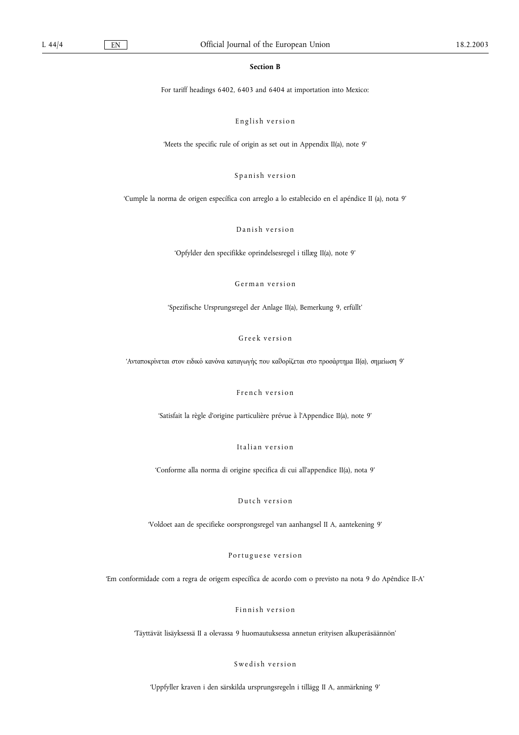**Section B**

For tariff headings 6402, 6403 and 6404 at importation into Mexico:

English version

'Meets the specific rule of origin as set out in Appendix II(a), note 9'

Spanish version

'Cumple la norma de origen específica con arreglo a lo establecido en el apéndice II (a), nota 9'

Danish version

'Opfylder den specifikke oprindelsesregel i tillæg II(a), note 9'

German version

'Spezifische Ursprungsregel der Anlage II(a), Bemerkung 9, erfüllt'

Greek version

'Ανταποκρίνεται στον ειδικό κανόνα καταγωγής που καθορίζεται στο προσάρτημα II(α), σημείωση 9'

French version

'Satisfait la règle d'origine particulière prévue à l'Appendice II(a), note 9'

Italian version

'Conforme alla norma di origine specifica di cui all'appendice II(a), nota 9'

Dutch version

'Voldoet aan de specifieke oorsprongsregel van aanhangsel II A, aantekening 9'

Portuguese version

'Em conformidade com a regra de origem específica de acordo com o previsto na nota 9 do Apêndice II-A'

Finnish version

'Täyttävät lisäyksessä II a olevassa 9 huomautuksessa annetun erityisen alkuperäsäännön'

Swedish version

'Uppfyller kraven i den särskilda ursprungsregeln i tillägg II A, anmärkning 9'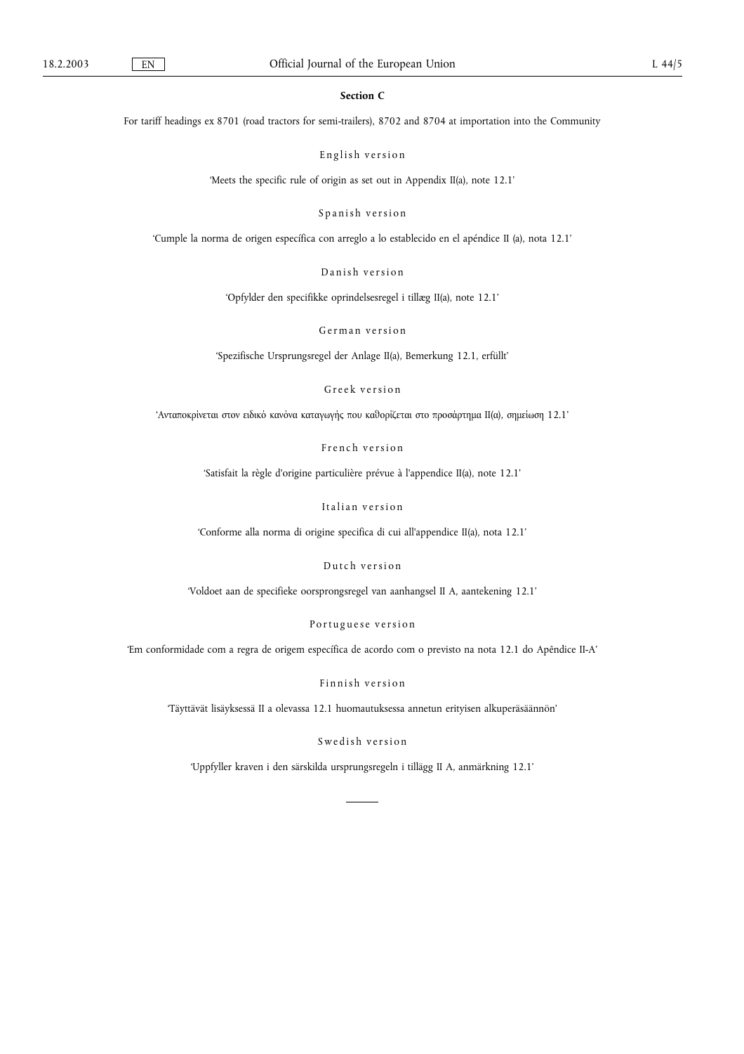**Section C**

For tariff headings ex 8701 (road tractors for semi-trailers), 8702 and 8704 at importation into the Community

English version

'Meets the specific rule of origin as set out in Appendix II(a), note 12.1'

Spanish version

'Cumple la norma de origen específica con arreglo a lo establecido en el apéndice II (a), nota 12.1'

Danish version

'Opfylder den specifikke oprindelsesregel i tillæg II(a), note 12.1'

German version

'Spezifische Ursprungsregel der Anlage II(a), Bemerkung 12.1, erfüllt'

Greek version

'Ανταποκρίνεται στον ειδικό κανόνα καταγωγής που καθορίζεται στο προσάρτημα II(α), σημείωση 12.1'

French version

'Satisfait la règle d'origine particulière prévue à l'appendice II(a), note 12.1'

Italian version

'Conforme alla norma di origine specifica di cui all'appendice II(a), nota 12.1'

Dutch version

'Voldoet aan de specifieke oorsprongsregel van aanhangsel II A, aantekening 12.1'

Portuguese version

'Em conformidade com a regra de origem específica de acordo com o previsto na nota 12.1 do Apêndice II-A'

Finnish version

'Täyttävät lisäyksessä II a olevassa 12.1 huomautuksessa annetun erityisen alkuperäsäännön'

Swedish version

'Uppfyller kraven i den särskilda ursprungsregeln i tillägg II A, anmärkning 12.1'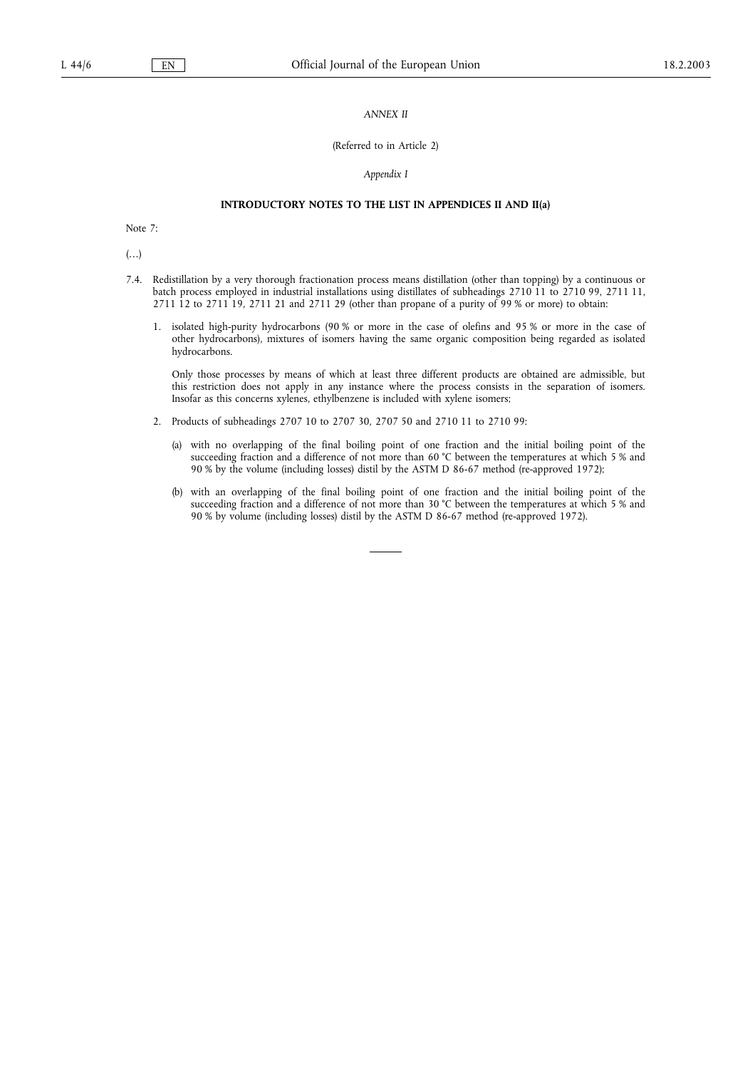*ANNEX II*

(Referred to in Article 2)

*Appendix I*

**INTRODUCTORY NOTES TO THE LIST IN APPENDICES II AND II(a)**

Note 7:

(…)

7.4. Redistillation by a very thorough fractionation process means distillation (other than topping) by a continuous or batch process employed in industrial installations using distillates of subheadings 2710 11 to 2710 99, 2711 11, 2711 12 to 2711 19, 2711 21 and 2711 29 (other than propane of a purity of 99 % or more) to obtain:

1. isolated high-purity hydrocarbons (90 % or more in the case of olefins and 95 % or more in the case of other hydrocarbons), mixtures of isomers having the same organic composition being regarded as isolated hydrocarbons.

   Only those processes by means of which at least three different products are obtained are admissible, but this restriction does not apply in any instance where the process consists in the separation of isomers. Insofar as this concerns xylenes, ethylbenzene is included with xylene isomers;

2. Products of subheadings 2707 10 to 2707 30, 2707 50 and 2710 11 to 2710 99:

   (a) with no overlapping of the final boiling point of one fraction and the initial boiling point of the succeeding fraction and a difference of not more than 60 °C between the temperatures at which 5 % and 90 % by the volume (including losses) distil by the ASTM D 86-67 method (re-approved 1972);

   (b) with an overlapping of the final boiling point of one fraction and the initial boiling point of the succeeding fraction and a difference of not more than 30 °C between the temperatures at which 5 % and 90 % by volume (including losses) distil by the ASTM D 86-67 method (re-approved 1972).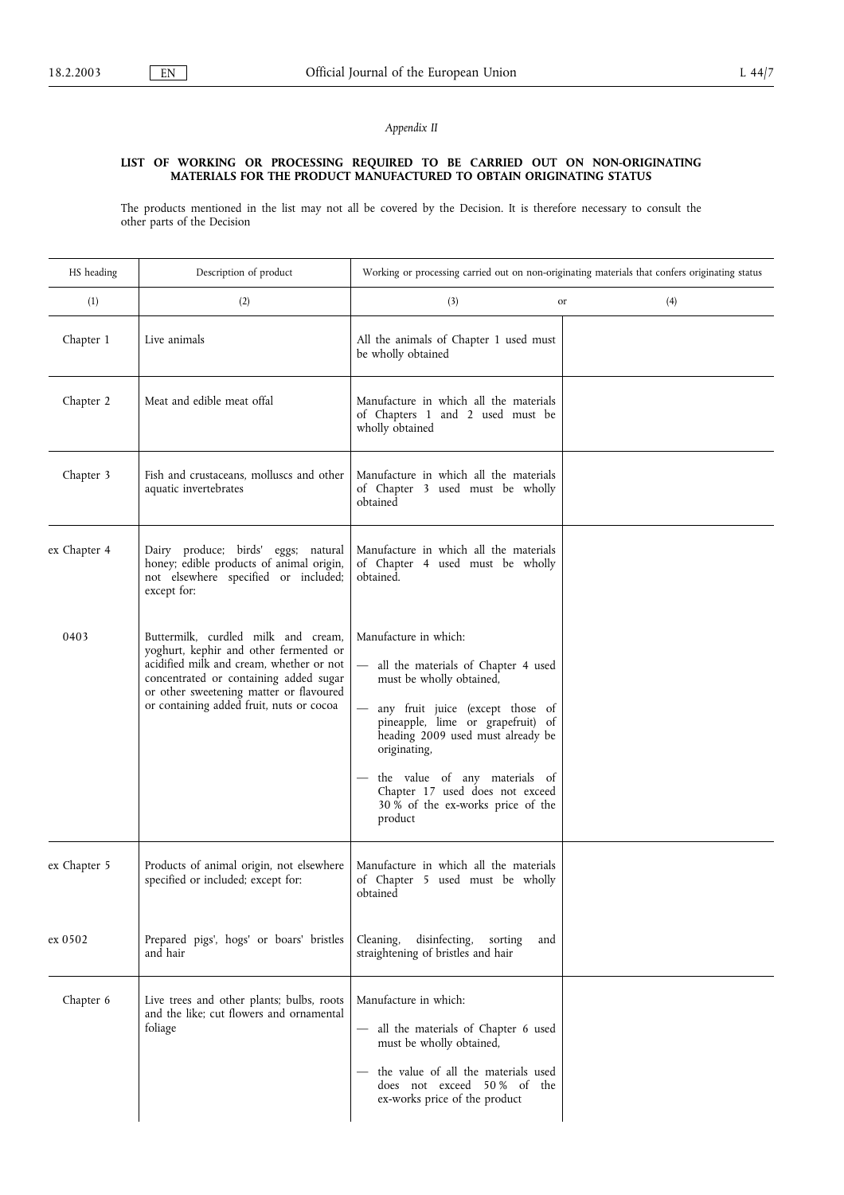*Appendix II*

**LIST OF WORKING OR PROCESSING REQUIRED TO BE CARRIED OUT ON NON-ORIGINATING MATERIALS FOR THE PRODUCT MANUFACTURED TO OBTAIN ORIGINATING STATUS**

The products mentioned in the list may not all be covered by the Decision. It is therefore necessary to consult the other parts of the Decision

| HS heading | Description of product | Working or processing carried out on non-originating materials that confers originating status | |
|---|---|---|---|
| (1) | (2) | (3) or | (4) |
| Chapter 1 | Live animals | All the animals of Chapter 1 used must be wholly obtained | |
| Chapter 2 | Meat and edible meat offal | Manufacture in which all the materials of Chapters 1 and 2 used must be wholly obtained | |
| Chapter 3 | Fish and crustaceans, molluscs and other aquatic invertebrates | Manufacture in which all the materials of Chapter 3 used must be wholly obtained | |
| ex Chapter 4 | Dairy produce; birds' eggs; natural honey; edible products of animal origin, not elsewhere specified or included; except for: | Manufacture in which all the materials of Chapter 4 used must be wholly obtained. | |
| 0403 | Buttermilk, curdled milk and cream, yoghurt, kephir and other fermented or acidified milk and cream, whether or not concentrated or containing added sugar or other sweetening matter or flavoured or containing added fruit, nuts or cocoa | Manufacture in which:<br>— all the materials of Chapter 4 used must be wholly obtained,<br>— any fruit juice (except those of pineapple, lime or grapefruit) of heading 2009 used must already be originating,<br>— the value of any materials of Chapter 17 used does not exceed 30 % of the ex-works price of the product | |
| ex Chapter 5 | Products of animal origin, not elsewhere specified or included; except for: | Manufacture in which all the materials of Chapter 5 used must be wholly obtained | |
| ex 0502 | Prepared pigs', hogs' or boars' bristles and hair | Cleaning, disinfecting, sorting and straightening of bristles and hair | |
| Chapter 6 | Live trees and other plants; bulbs, roots and the like; cut flowers and ornamental foliage | Manufacture in which:<br>— all the materials of Chapter 6 used must be wholly obtained,<br>— the value of all the materials used does not exceed 50 % of the ex-works price of the product | |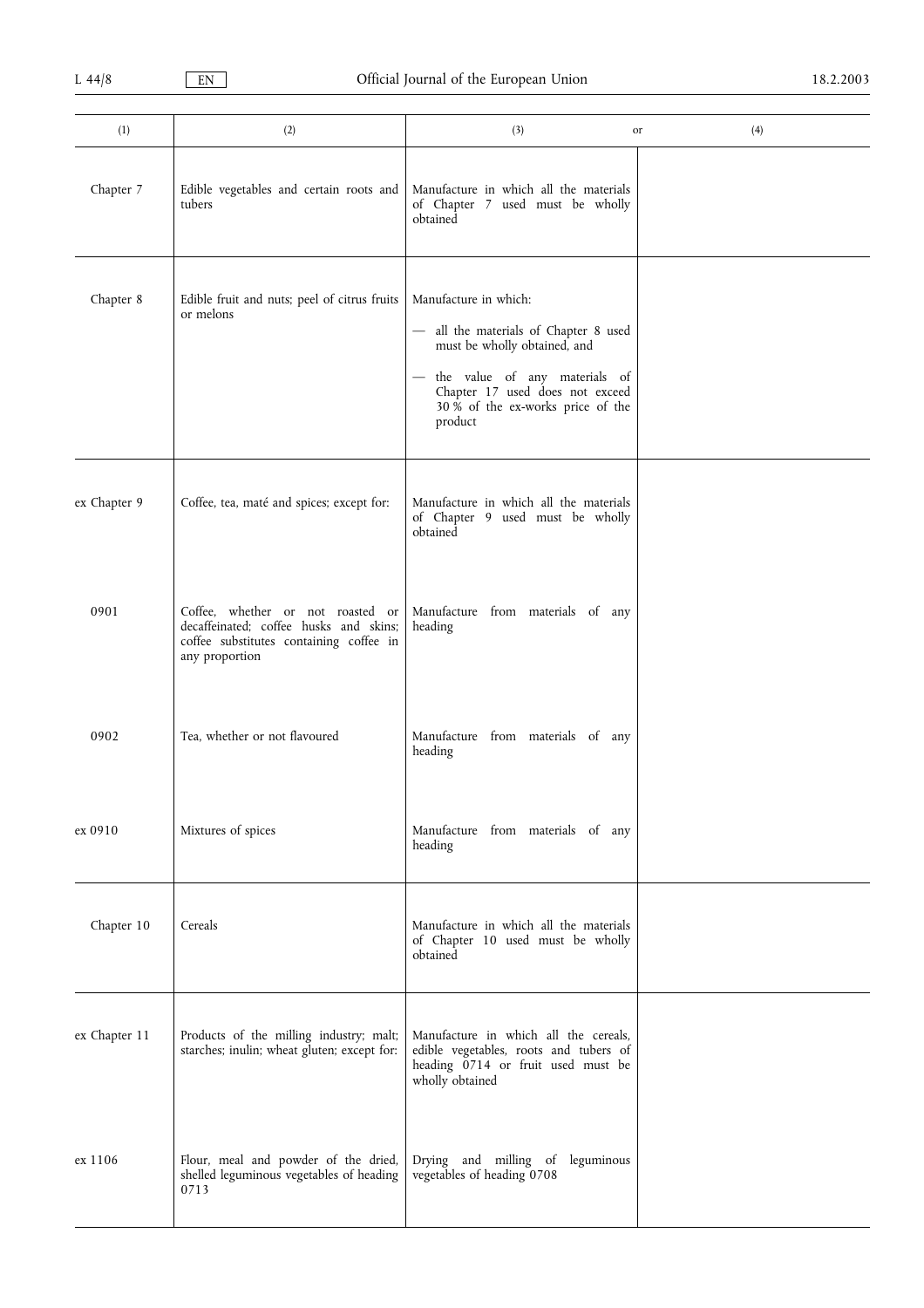| (1) | (2) | (3) | or (4) |
|---|---|---|---|
| Chapter 7 | Edible vegetables and certain roots and tubers | Manufacture in which all the materials of Chapter 7 used must be wholly obtained | |
| Chapter 8 | Edible fruit and nuts; peel of citrus fruits or melons | Manufacture in which:<br>— all the materials of Chapter 8 used must be wholly obtained, and<br>— the value of any materials of Chapter 17 used does not exceed 30 % of the ex-works price of the product | |
| ex Chapter 9 | Coffee, tea, maté and spices; except for: | Manufacture in which all the materials of Chapter 9 used must be wholly obtained | |
| 0901 | Coffee, whether or not roasted or decaffeinated; coffee husks and skins; coffee substitutes containing coffee in any proportion | Manufacture from materials of any heading | |
| 0902 | Tea, whether or not flavoured | Manufacture from materials of any heading | |
| ex 0910 | Mixtures of spices | Manufacture from materials of any heading | |
| Chapter 10 | Cereals | Manufacture in which all the materials of Chapter 10 used must be wholly obtained | |
| ex Chapter 11 | Products of the milling industry; malt; starches; inulin; wheat gluten; except for: | Manufacture in which all the cereals, edible vegetables, roots and tubers of heading 0714 or fruit used must be wholly obtained | |
| ex 1106 | Flour, meal and powder of the dried, shelled leguminous vegetables of heading 0713 | Drying and milling of leguminous vegetables of heading 0708 | |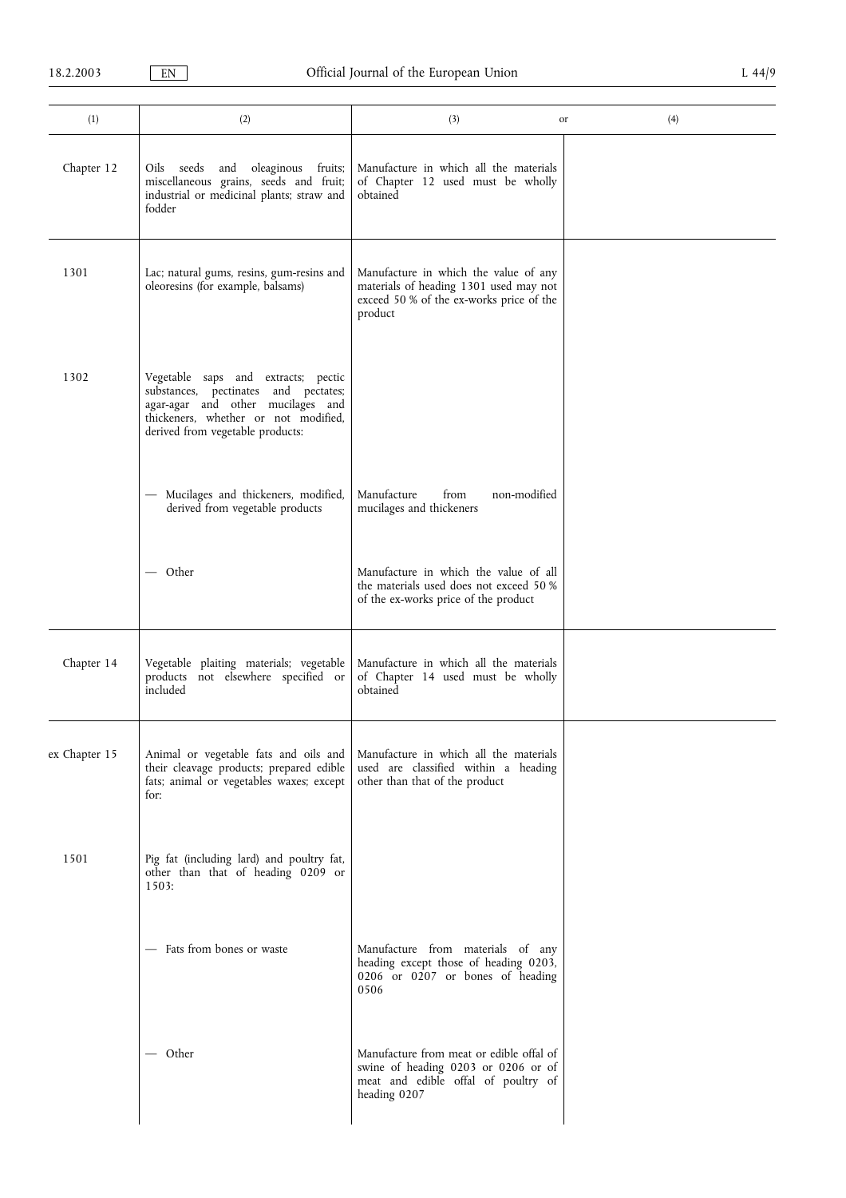| (1) | (2) | (3) or | (4) |
|---|---|---|---|
| Chapter 12 | Oils seeds and oleaginous fruits; miscellaneous grains, seeds and fruit; industrial or medicinal plants; straw and fodder | Manufacture in which all the materials of Chapter 12 used must be wholly obtained | |
| 1301 | Lac; natural gums, resins, gum-resins and oleoresins (for example, balsams) | Manufacture in which the value of any materials of heading 1301 used may not exceed 50 % of the ex-works price of the product | |
| 1302 | Vegetable saps and extracts; pectic substances, pectinates and pectates; agar-agar and other mucilages and thickeners, whether or not modified, derived from vegetable products: | | |
| | — Mucilages and thickeners, modified, derived from vegetable products | Manufacture from non-modified mucilages and thickeners | |
| | — Other | Manufacture in which the value of all the materials used does not exceed 50 % of the ex-works price of the product | |
| Chapter 14 | Vegetable plaiting materials; vegetable products not elsewhere specified or included | Manufacture in which all the materials of Chapter 14 used must be wholly obtained | |
| ex Chapter 15 | Animal or vegetable fats and oils and their cleavage products; prepared edible fats; animal or vegetables waxes; except for: | Manufacture in which all the materials used are classified within a heading other than that of the product | |
| 1501 | Pig fat (including lard) and poultry fat, other than that of heading 0209 or 1503: | | |
| | — Fats from bones or waste | Manufacture from materials of any heading except those of heading 0203, 0206 or 0207 or bones of heading 0506 | |
| | — Other | Manufacture from meat or edible offal of swine of heading 0203 or 0206 or of meat and edible offal of poultry of heading 0207 | |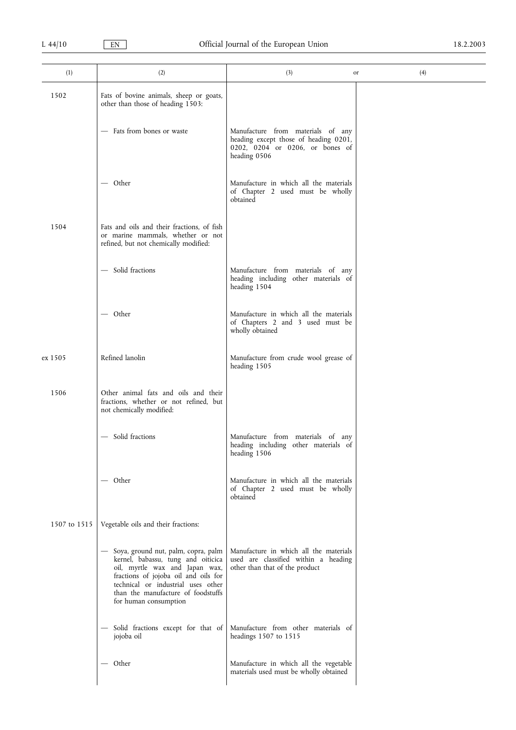| (1) | (2) | (3) or | (4) |
|---|---|---|---|
| 1502 | Fats of bovine animals, sheep or goats, other than those of heading 1503: | | |
| | — Fats from bones or waste | Manufacture from materials of any heading except those of heading 0201, 0202, 0204 or 0206, or bones of heading 0506 | |
| | — Other | Manufacture in which all the materials of Chapter 2 used must be wholly obtained | |
| 1504 | Fats and oils and their fractions, of fish or marine mammals, whether or not refined, but not chemically modified: | | |
| | — Solid fractions | Manufacture from materials of any heading including other materials of heading 1504 | |
| | — Other | Manufacture in which all the materials of Chapters 2 and 3 used must be wholly obtained | |
| ex 1505 | Refined lanolin | Manufacture from crude wool grease of heading 1505 | |
| 1506 | Other animal fats and oils and their fractions, whether or not refined, but not chemically modified: | | |
| | — Solid fractions | Manufacture from materials of any heading including other materials of heading 1506 | |
| | — Other | Manufacture in which all the materials of Chapter 2 used must be wholly obtained | |
| 1507 to 1515 | Vegetable oils and their fractions: | | |
| | — Soya, ground nut, palm, copra, palm kernel, babassu, tung and oiticica oil, myrtle wax and Japan wax, fractions of jojoba oil and oils for technical or industrial uses other than the manufacture of foodstuffs for human consumption | Manufacture in which all the materials used are classified within a heading other than that of the product | |
| | — Solid fractions except for that of jojoba oil | Manufacture from other materials of headings 1507 to 1515 | |
| | — Other | Manufacture in which all the vegetable materials used must be wholly obtained | |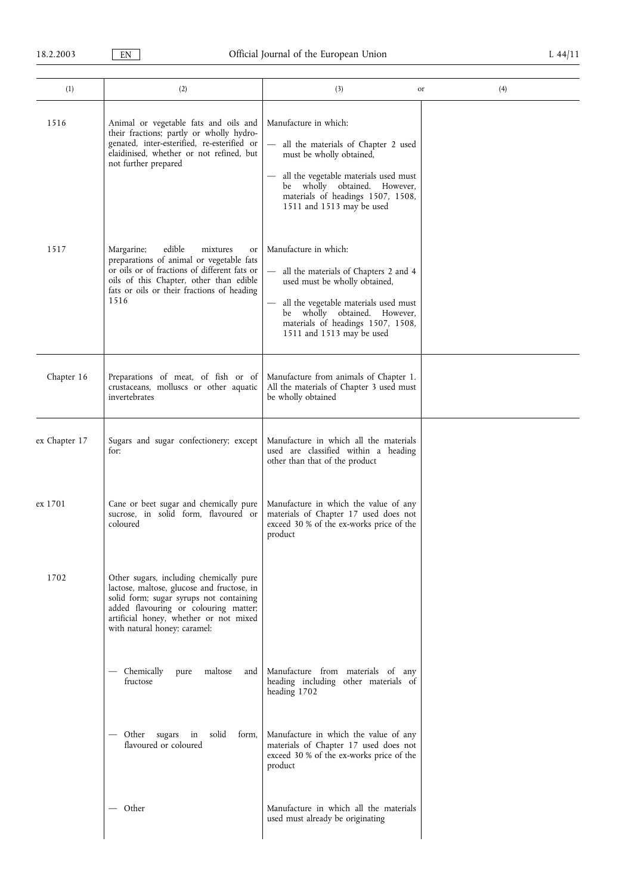| (1) | (2) | (3) or | (4) |
|---|---|---|---|
| 1516 | Animal or vegetable fats and oils and their fractions; partly or wholly hydrogenated, inter-esterified, re-esterified or elaidinised, whether or not refined, but not further prepared | Manufacture in which:<br>— all the materials of Chapter 2 used must be wholly obtained,<br>— all the vegetable materials used must be wholly obtained. However, materials of headings 1507, 1508, 1511 and 1513 may be used | |
| 1517 | Margarine; edible mixtures or preparations of animal or vegetable fats or oils or of fractions of different fats or oils of this Chapter, other than edible fats or oils or their fractions of heading 1516 | Manufacture in which:<br>— all the materials of Chapters 2 and 4 used must be wholly obtained,<br>— all the vegetable materials used must be wholly obtained. However, materials of headings 1507, 1508, 1511 and 1513 may be used | |
| Chapter 16 | Preparations of meat, of fish or of crustaceans, molluscs or other aquatic invertebrates | Manufacture from animals of Chapter 1. All the materials of Chapter 3 used must be wholly obtained | |
| ex Chapter 17 | Sugars and sugar confectionery; except for: | Manufacture in which all the materials used are classified within a heading other than that of the product | |
| ex 1701 | Cane or beet sugar and chemically pure sucrose, in solid form, flavoured or coloured | Manufacture in which the value of any materials of Chapter 17 used does not exceed 30 % of the ex-works price of the product | |
| 1702 | Other sugars, including chemically pure lactose, maltose, glucose and fructose, in solid form; sugar syrups not containing added flavouring or colouring matter; artificial honey, whether or not mixed with natural honey; caramel: | | |
| | — Chemically pure maltose and fructose | Manufacture from materials of any heading including other materials of heading 1702 | |
| | — Other sugars in solid form, flavoured or coloured | Manufacture in which the value of any materials of Chapter 17 used does not exceed 30 % of the ex-works price of the product | |
| | — Other | Manufacture in which all the materials used must already be originating | |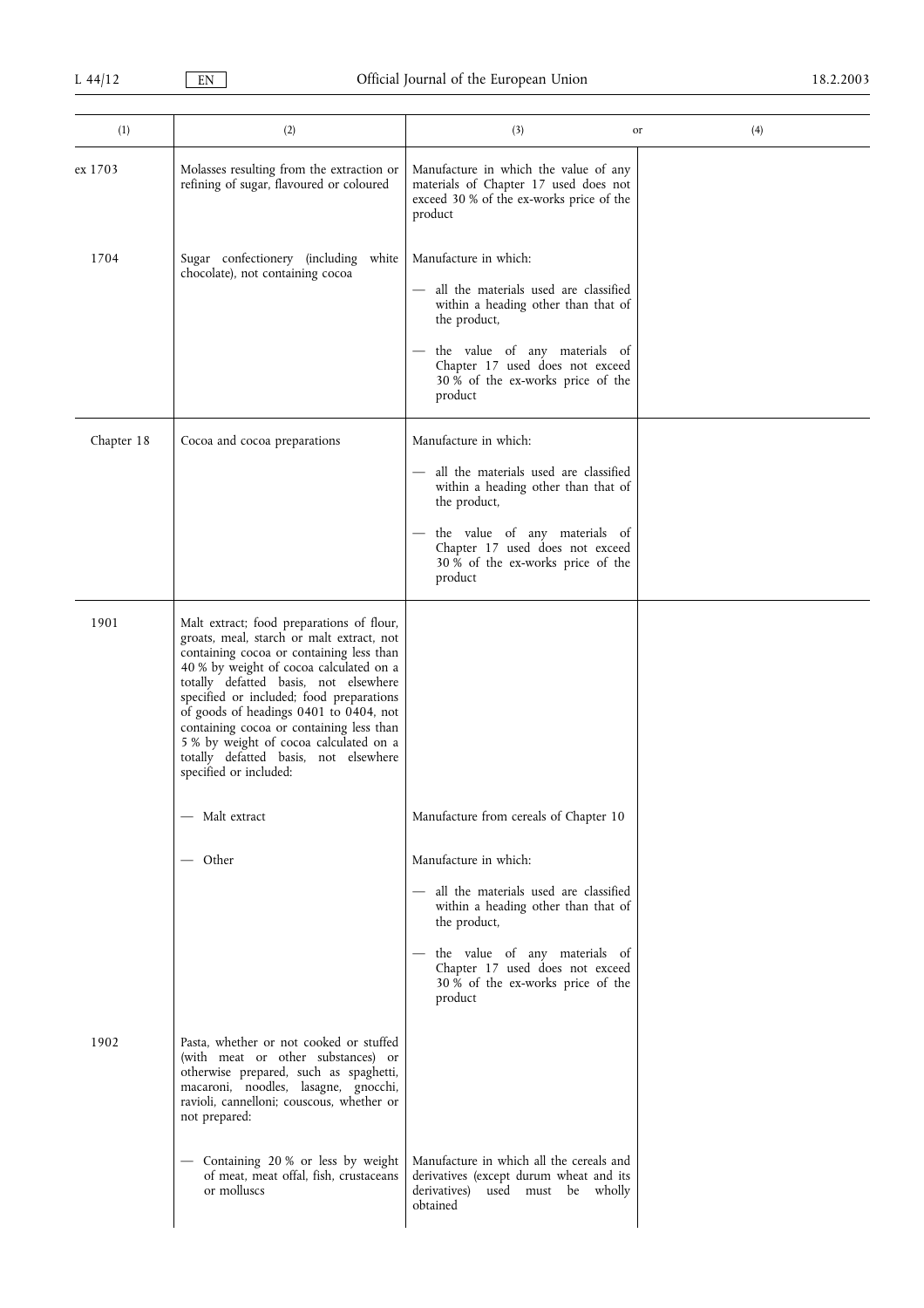| (1) | (2) | (3) or | (4) |
|---|---|---|---|
| ex 1703 | Molasses resulting from the extraction or refining of sugar, flavoured or coloured | Manufacture in which the value of any materials of Chapter 17 used does not exceed 30 % of the ex-works price of the product | |
| 1704 | Sugar confectionery (including white chocolate), not containing cocoa | Manufacture in which:<br>— all the materials used are classified within a heading other than that of the product,<br>— the value of any materials of Chapter 17 used does not exceed 30 % of the ex-works price of the product | |
| Chapter 18 | Cocoa and cocoa preparations | Manufacture in which:<br>— all the materials used are classified within a heading other than that of the product,<br>— the value of any materials of Chapter 17 used does not exceed 30 % of the ex-works price of the product | |
| 1901 | Malt extract; food preparations of flour, groats, meal, starch or malt extract, not containing cocoa or containing less than 40 % by weight of cocoa calculated on a totally defatted basis, not elsewhere specified or included; food preparations of goods of headings 0401 to 0404, not containing cocoa or containing less than 5 % by weight of cocoa calculated on a totally defatted basis, not elsewhere specified or included: | | |
| | — Malt extract | Manufacture from cereals of Chapter 10 | |
| | — Other | Manufacture in which:<br>— all the materials used are classified within a heading other than that of the product,<br>— the value of any materials of Chapter 17 used does not exceed 30 % of the ex-works price of the product | |
| 1902 | Pasta, whether or not cooked or stuffed (with meat or other substances) or otherwise prepared, such as spaghetti, macaroni, noodles, lasagne, gnocchi, ravioli, cannelloni; couscous, whether or not prepared: | | |
| | — Containing 20 % or less by weight of meat, meat offal, fish, crustaceans or molluscs | Manufacture in which all the cereals and derivatives (except durum wheat and its derivatives) used must be wholly obtained | |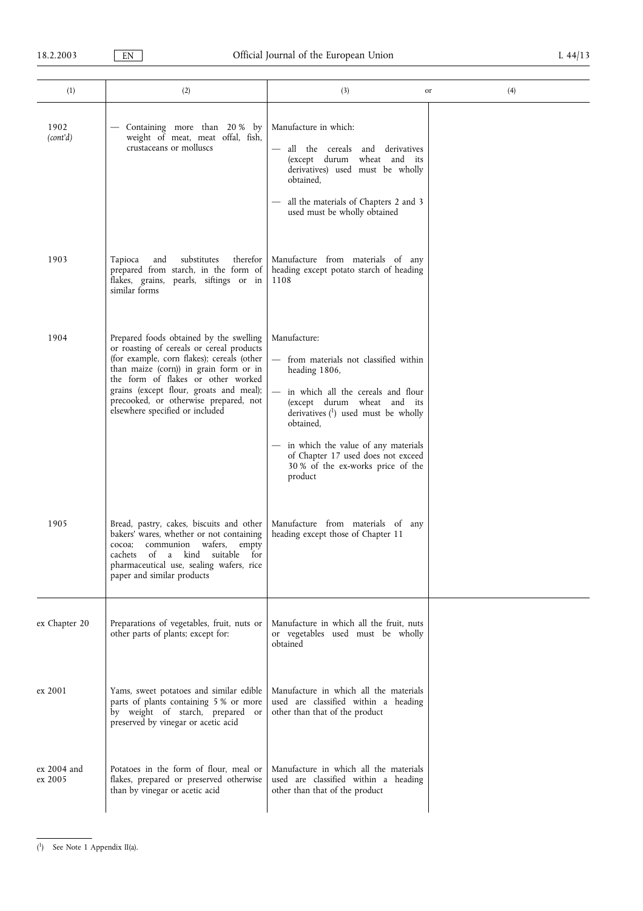| (1) | (2) | (3) or | (4) |
|---|---|---|---|
| 1902 (cont'd) | — Containing more than 20 % by weight of meat, meat offal, fish, crustaceans or molluscs | Manufacture in which:<br>— all the cereals and derivatives (except durum wheat and its derivatives) used must be wholly obtained,<br>— all the materials of Chapters 2 and 3 used must be wholly obtained | |
| 1903 | Tapioca and substitutes therefor prepared from starch, in the form of flakes, grains, pearls, siftings or in similar forms | Manufacture from materials of any heading except potato starch of heading 1108 | |
| 1904 | Prepared foods obtained by the swelling or roasting of cereals or cereal products (for example, corn flakes); cereals (other than maize (corn)) in grain form or in the form of flakes or other worked grains (except flour, groats and meal); precooked, or otherwise prepared, not elsewhere specified or included | Manufacture:<br>— from materials not classified within heading 1806,<br>— in which all the cereals and flour (except durum wheat and its derivatives [1]) used must be wholly obtained,<br>— in which the value of any materials of Chapter 17 used does not exceed 30 % of the ex-works price of the product | |
| 1905 | Bread, pastry, cakes, biscuits and other bakers' wares, whether or not containing cocoa; communion wafers, empty cachets of a kind suitable for pharmaceutical use, sealing wafers, rice paper and similar products | Manufacture from materials of any heading except those of Chapter 11 | |
| ex Chapter 20 | Preparations of vegetables, fruit, nuts or other parts of plants; except for: | Manufacture in which all the fruit, nuts or vegetables used must be wholly obtained | |
| ex 2001 | Yams, sweet potatoes and similar edible parts of plants containing 5 % or more by weight of starch, prepared or preserved by vinegar or acetic acid | Manufacture in which all the materials used are classified within a heading other than that of the product | |
| ex 2004 and ex 2005 | Potatoes in the form of flour, meal or flakes, prepared or preserved otherwise than by vinegar or acetic acid | Manufacture in which all the materials used are classified within a heading other than that of the product | |

[1] See Note 1 Appendix II(a).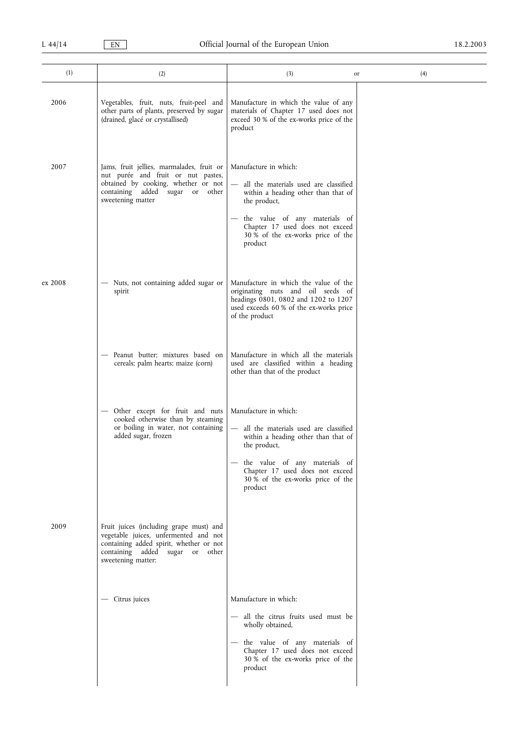| (1) | (2) | (3) or | (4) |
|---|---|---|---|
| 2006 | Vegetables, fruit, nuts, fruit-peel and other parts of plants, preserved by sugar (drained, glacé or crystallised) | Manufacture in which the value of any materials of Chapter 17 used does not exceed 30 % of the ex-works price of the product | |
| 2007 | Jams, fruit jellies, marmalades, fruit or nut purée and fruit or nut pastes, obtained by cooking, whether or not containing added sugar or other sweetening matter | Manufacture in which:<br>— all the materials used are classified within a heading other than that of the product,<br>— the value of any materials of Chapter 17 used does not exceed 30 % of the ex-works price of the product | |
| ex 2008 | — Nuts, not containing added sugar or spirit | Manufacture in which the value of the originating nuts and oil seeds of headings 0801, 0802 and 1202 to 1207 used exceeds 60 % of the ex-works price of the product | |
| | — Peanut butter; mixtures based on cereals; palm hearts; maize (corn) | Manufacture in which all the materials used are classified within a heading other than that of the product | |
| | — Other except for fruit and nuts cooked otherwise than by steaming or boiling in water, not containing added sugar, frozen | Manufacture in which:<br>— all the materials used are classified within a heading other than that of the product,<br>— the value of any materials of Chapter 17 used does not exceed 30 % of the ex-works price of the product | |
| 2009 | Fruit juices (including grape must) and vegetable juices, unfermented and not containing added spirit, whether or not containing added sugar or other sweetening matter: | | |
| | — Citrus juices | Manufacture in which:<br>— all the citrus fruits used must be wholly obtained,<br>— the value of any materials of Chapter 17 used does not exceed 30 % of the ex-works price of the product | |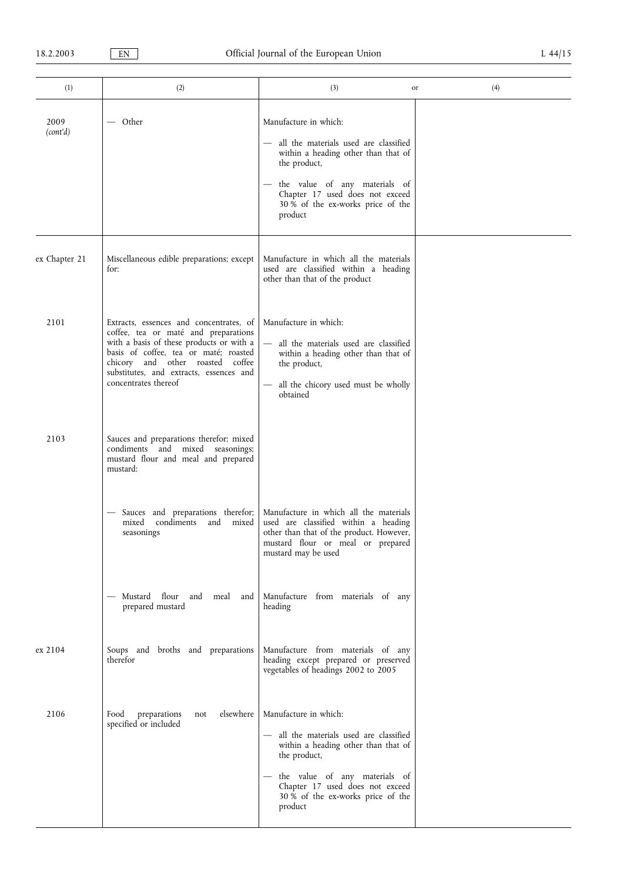| (1) | (2) | (3) or | (4) |
|---|---|---|---|
| 2009 *(cont'd)* | — Other | Manufacture in which:<br>— all the materials used are classified within a heading other than that of the product,<br>— the value of any materials of Chapter 17 used does not exceed 30 % of the ex-works price of the product | |
| ex Chapter 21 | Miscellaneous edible preparations; except for: | Manufacture in which all the materials used are classified within a heading other than that of the product | |
| 2101 | Extracts, essences and concentrates, of coffee, tea or maté and preparations with a basis of these products or with a basis of coffee, tea or maté; roasted chicory and other roasted coffee substitutes, and extracts, essences and concentrates thereof | Manufacture in which:<br>— all the materials used are classified within a heading other than that of the product,<br>— all the chicory used must be wholly obtained | |
| 2103 | Sauces and preparations therefor; mixed condiments and mixed seasonings; mustard flour and meal and prepared mustard: | | |
| | — Sauces and preparations therefor; mixed condiments and mixed seasonings | Manufacture in which all the materials used are classified within a heading other than that of the product. However, mustard flour or meal or prepared mustard may be used | |
| | — Mustard flour and meal and prepared mustard | Manufacture from materials of any heading | |
| ex 2104 | Soups and broths and preparations therefor | Manufacture from materials of any heading except prepared or preserved vegetables of headings 2002 to 2005 | |
| 2106 | Food preparations not elsewhere specified or included | Manufacture in which:<br>— all the materials used are classified within a heading other than that of the product,<br>— the value of any materials of Chapter 17 used does not exceed 30 % of the ex-works price of the product | |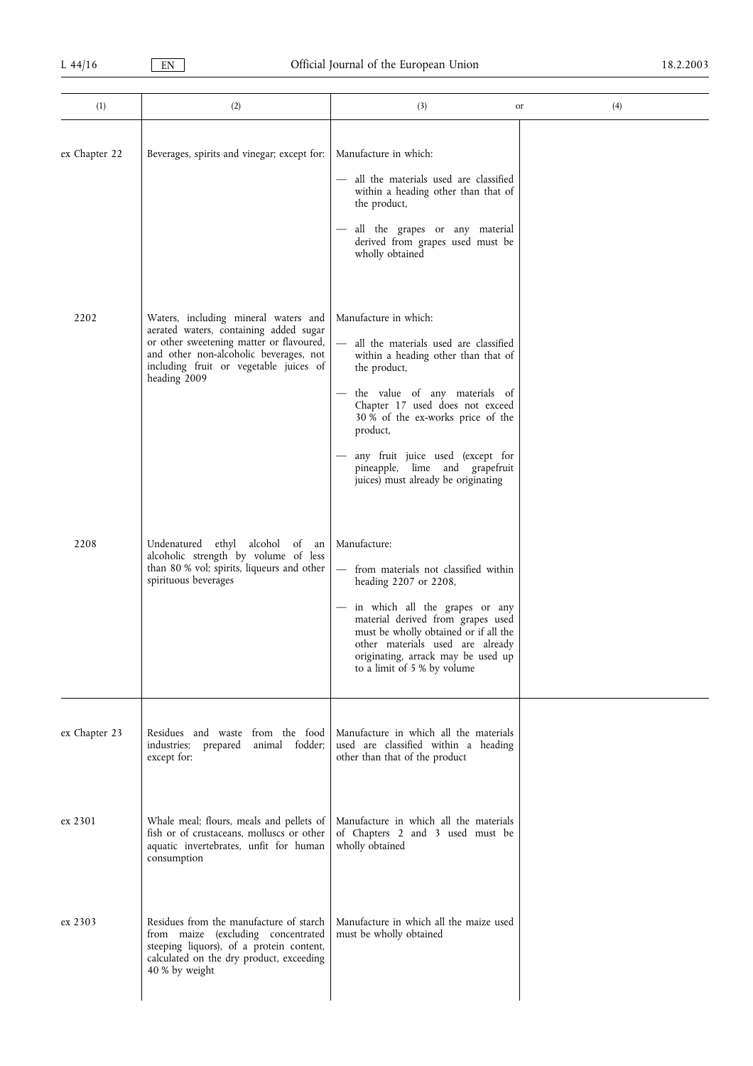| (1) | (2) | (3) or | (4) |
|---|---|---|---|
| ex Chapter 22 | Beverages, spirits and vinegar; except for: | Manufacture in which:<br>— all the materials used are classified within a heading other than that of the product,<br>— all the grapes or any material derived from grapes used must be wholly obtained | |
| 2202 | Waters, including mineral waters and aerated waters, containing added sugar or other sweetening matter or flavoured, and other non-alcoholic beverages, not including fruit or vegetable juices of heading 2009 | Manufacture in which:<br>— all the materials used are classified within a heading other than that of the product,<br>— the value of any materials of Chapter 17 used does not exceed 30 % of the ex-works price of the product,<br>— any fruit juice used (except for pineapple, lime and grapefruit juices) must already be originating | |
| 2208 | Undenatured ethyl alcohol of an alcoholic strength by volume of less than 80 % vol; spirits, liqueurs and other spirituous beverages | Manufacture:<br>— from materials not classified within heading 2207 or 2208,<br>— in which all the grapes or any material derived from grapes used must be wholly obtained or if all the other materials used are already originating, arrack may be used up to a limit of 5 % by volume | |
| ex Chapter 23 | Residues and waste from the food industries; prepared animal fodder; except for: | Manufacture in which all the materials used are classified within a heading other than that of the product | |
| ex 2301 | Whale meal; flours, meals and pellets of fish or of crustaceans, molluscs or other aquatic invertebrates, unfit for human consumption | Manufacture in which all the materials of Chapters 2 and 3 used must be wholly obtained | |
| ex 2303 | Residues from the manufacture of starch from maize (excluding concentrated steeping liquors), of a protein content, calculated on the dry product, exceeding 40 % by weight | Manufacture in which all the maize used must be wholly obtained | |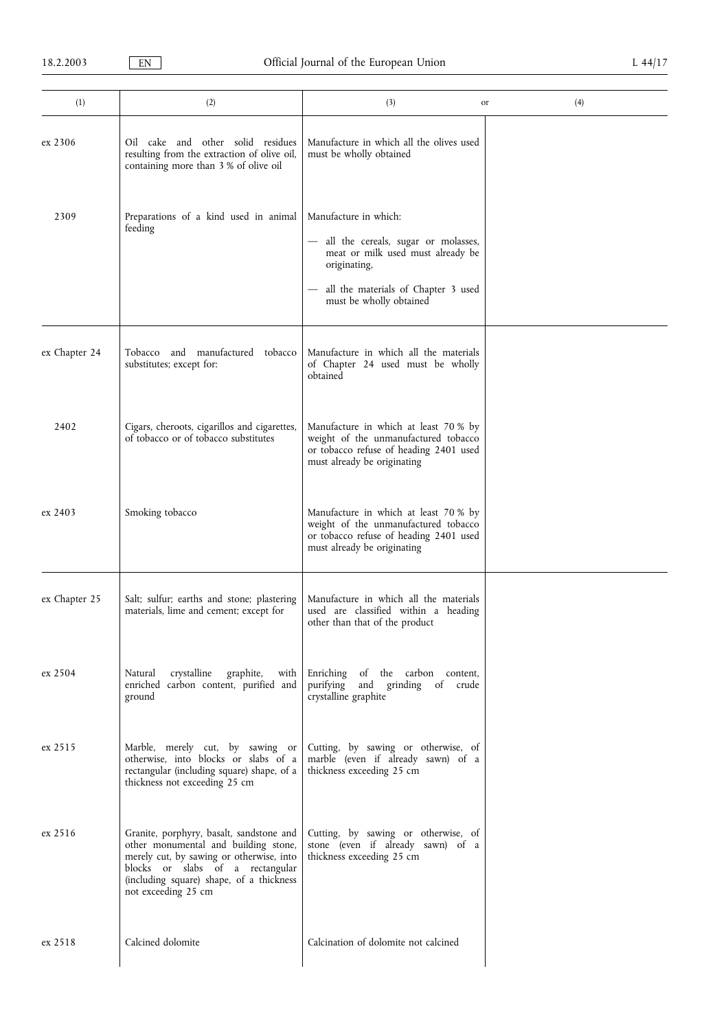| (1) | (2) | (3) or | (4) |
|---|---|---|---|
| ex 2306 | Oil cake and other solid residues resulting from the extraction of olive oil, containing more than 3 % of olive oil | Manufacture in which all the olives used must be wholly obtained | |
| 2309 | Preparations of a kind used in animal feeding | Manufacture in which:<br>— all the cereals, sugar or molasses, meat or milk used must already be originating,<br>— all the materials of Chapter 3 used must be wholly obtained | |
| ex Chapter 24 | Tobacco and manufactured tobacco substitutes; except for: | Manufacture in which all the materials of Chapter 24 used must be wholly obtained | |
| 2402 | Cigars, cheroots, cigarillos and cigarettes, of tobacco or of tobacco substitutes | Manufacture in which at least 70 % by weight of the unmanufactured tobacco or tobacco refuse of heading 2401 used must already be originating | |
| ex 2403 | Smoking tobacco | Manufacture in which at least 70 % by weight of the unmanufactured tobacco or tobacco refuse of heading 2401 used must already be originating | |
| ex Chapter 25 | Salt; sulfur; earths and stone; plastering materials, lime and cement; except for | Manufacture in which all the materials used are classified within a heading other than that of the product | |
| ex 2504 | Natural crystalline graphite, with enriched carbon content, purified and ground | Enriching of the carbon content, purifying and grinding of crude crystalline graphite | |
| ex 2515 | Marble, merely cut, by sawing or otherwise, into blocks or slabs of a rectangular (including square) shape, of a thickness not exceeding 25 cm | Cutting, by sawing or otherwise, of marble (even if already sawn) of a thickness exceeding 25 cm | |
| ex 2516 | Granite, porphyry, basalt, sandstone and other monumental and building stone, merely cut, by sawing or otherwise, into blocks or slabs of a rectangular (including square) shape, of a thickness not exceeding 25 cm | Cutting, by sawing or otherwise, of stone (even if already sawn) of a thickness exceeding 25 cm | |
| ex 2518 | Calcined dolomite | Calcination of dolomite not calcined | |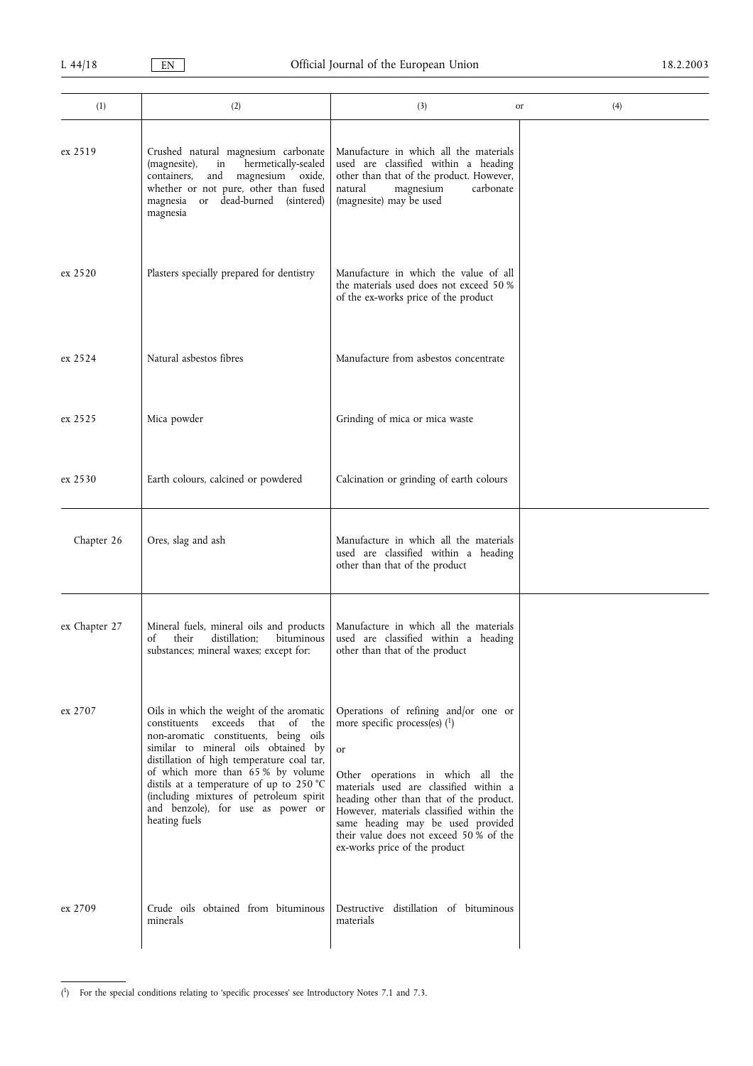| (1) | (2) | (3) or | (4) |
|---|---|---|---|
| ex 2519 | Crushed natural magnesium carbonate (magnesite), in hermetically-sealed containers, and magnesium oxide, whether or not pure, other than fused magnesia or dead-burned (sintered) magnesia | Manufacture in which all the materials used are classified within a heading other than that of the product. However, natural magnesium carbonate (magnesite) may be used | |
| ex 2520 | Plasters specially prepared for dentistry | Manufacture in which the value of all the materials used does not exceed 50 % of the ex-works price of the product | |
| ex 2524 | Natural asbestos fibres | Manufacture from asbestos concentrate | |
| ex 2525 | Mica powder | Grinding of mica or mica waste | |
| ex 2530 | Earth colours, calcined or powdered | Calcination or grinding of earth colours | |
| Chapter 26 | Ores, slag and ash | Manufacture in which all the materials used are classified within a heading other than that of the product | |
| ex Chapter 27 | Mineral fuels, mineral oils and products of their distillation; bituminous substances; mineral waxes; except for: | Manufacture in which all the materials used are classified within a heading other than that of the product | |
| ex 2707 | Oils in which the weight of the aromatic constituents exceeds that of the non-aromatic constituents, being oils similar to mineral oils obtained by distillation of high temperature coal tar, of which more than 65 % by volume distils at a temperature of up to 250 °C (including mixtures of petroleum spirit and benzole), for use as power or heating fuels | Operations of refining and/or one or more specific process(es) [1]<br><br>or<br><br>Other operations in which all the materials used are classified within a heading other than that of the product. However, materials classified within the same heading may be used provided their value does not exceed 50 % of the ex-works price of the product | |
| ex 2709 | Crude oils obtained from bituminous minerals | Destructive distillation of bituminous materials | |

[1] For the special conditions relating to 'specific processes' see Introductory Notes 7.1 and 7.3.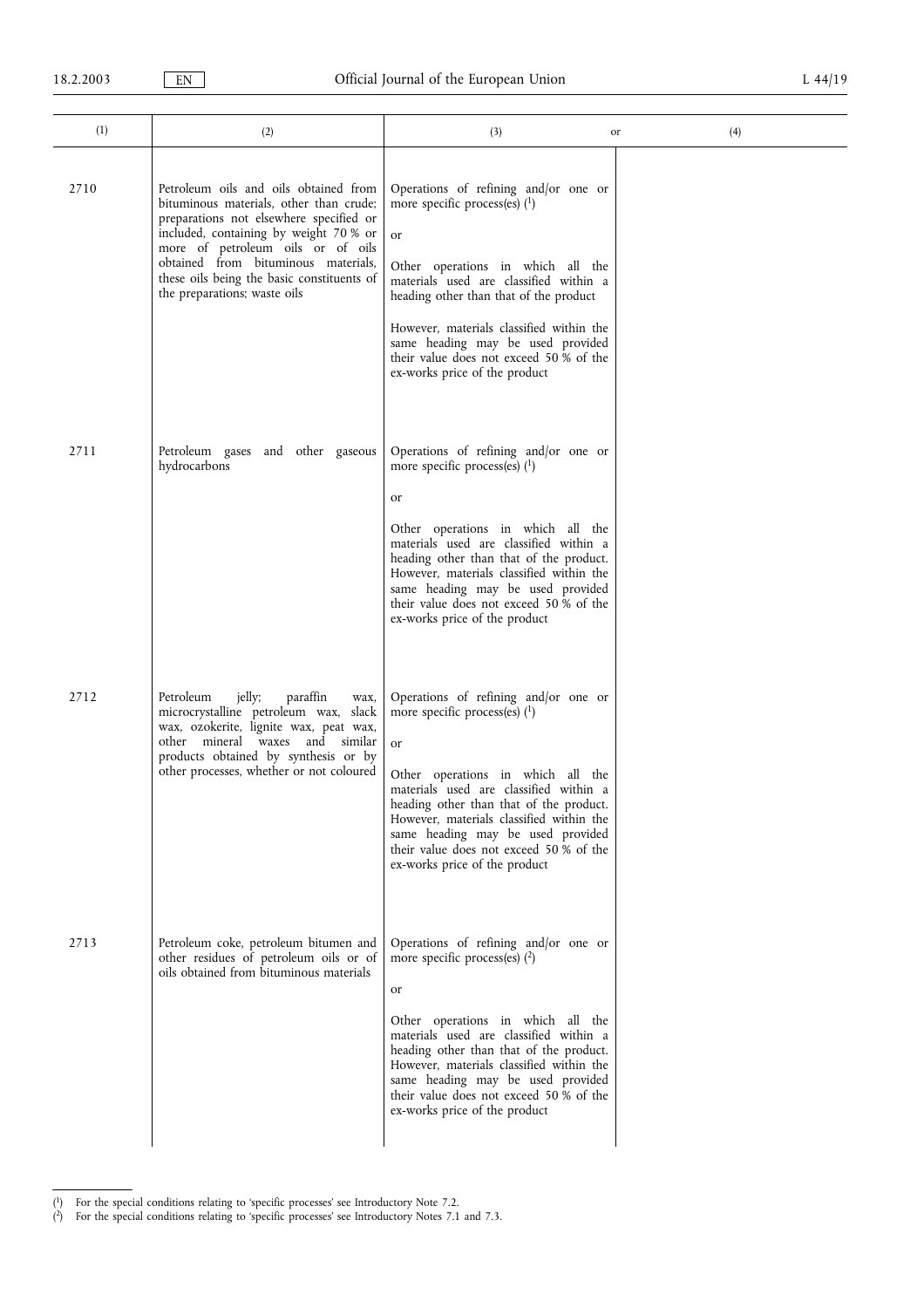| (1) | (2) | (3) or | (4) |
|---|---|---|---|
| 2710 | Petroleum oils and oils obtained from bituminous materials, other than crude; preparations not elsewhere specified or included, containing by weight 70 % or more of petroleum oils or of oils obtained from bituminous materials, these oils being the basic constituents of the preparations; waste oils | Operations of refining and/or one or more specific process(es) [1]<br><br>or<br><br>Other operations in which all the materials used are classified within a heading other than that of the product<br><br>However, materials classified within the same heading may be used provided their value does not exceed 50 % of the ex-works price of the product | |
| 2711 | Petroleum gases and other gaseous hydrocarbons | Operations of refining and/or one or more specific process(es) [1]<br><br>or<br><br>Other operations in which all the materials used are classified within a heading other than that of the product. However, materials classified within the same heading may be used provided their value does not exceed 50 % of the ex-works price of the product | |
| 2712 | Petroleum jelly; paraffin wax, microcrystalline petroleum wax, slack wax, ozokerite, lignite wax, peat wax, other mineral waxes and similar products obtained by synthesis or by other processes, whether or not coloured | Operations of refining and/or one or more specific process(es) [1]<br><br>or<br><br>Other operations in which all the materials used are classified within a heading other than that of the product. However, materials classified within the same heading may be used provided their value does not exceed 50 % of the ex-works price of the product | |
| 2713 | Petroleum coke, petroleum bitumen and other residues of petroleum oils or of oils obtained from bituminous materials | Operations of refining and/or one or more specific process(es) [2]<br><br>or<br><br>Other operations in which all the materials used are classified within a heading other than that of the product. However, materials classified within the same heading may be used provided their value does not exceed 50 % of the ex-works price of the product | |

[1] For the special conditions relating to 'specific processes' see Introductory Note 7.2.

[2] For the special conditions relating to 'specific processes' see Introductory Notes 7.1 and 7.3.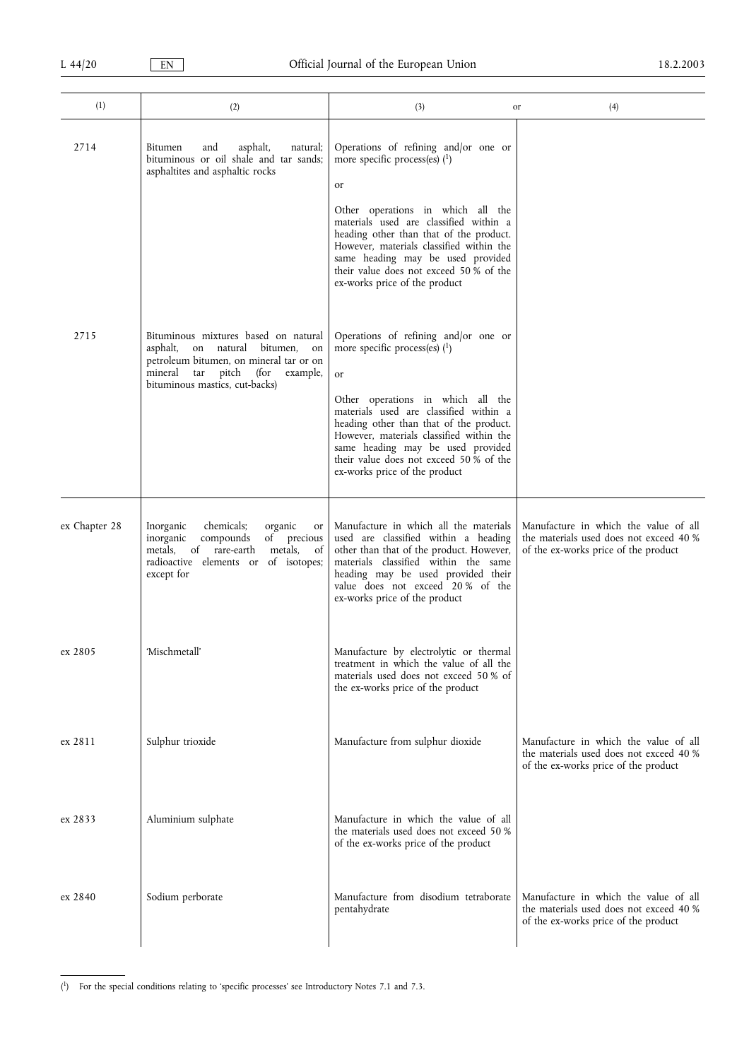| (1) | (2) | (3) or | (4) |
|---|---|---|---|
| 2714 | Bitumen and asphalt, natural; bituminous or oil shale and tar sands; asphaltites and asphaltic rocks | Operations of refining and/or one or more specific process(es) [1]<br><br>or<br><br>Other operations in which all the materials used are classified within a heading other than that of the product. However, materials classified within the same heading may be used provided their value does not exceed 50 % of the ex-works price of the product | |
| 2715 | Bituminous mixtures based on natural asphalt, on natural bitumen, on petroleum bitumen, on mineral tar or on mineral tar pitch (for example, bituminous mastics, cut-backs) | Operations of refining and/or one or more specific process(es) [1]<br><br>or<br><br>Other operations in which all the materials used are classified within a heading other than that of the product. However, materials classified within the same heading may be used provided their value does not exceed 50 % of the ex-works price of the product | |
| ex Chapter 28 | Inorganic chemicals; organic or inorganic compounds of precious metals, of rare-earth metals, of radioactive elements or of isotopes; except for | Manufacture in which all the materials used are classified within a heading other than that of the product. However, materials classified within the same heading may be used provided their value does not exceed 20 % of the ex-works price of the product | Manufacture in which the value of all the materials used does not exceed 40 % of the ex-works price of the product |
| ex 2805 | 'Mischmetall' | Manufacture by electrolytic or thermal treatment in which the value of all the materials used does not exceed 50 % of the ex-works price of the product | |
| ex 2811 | Sulphur trioxide | Manufacture from sulphur dioxide | Manufacture in which the value of all the materials used does not exceed 40 % of the ex-works price of the product |
| ex 2833 | Aluminium sulphate | Manufacture in which the value of all the materials used does not exceed 50 % of the ex-works price of the product | |
| ex 2840 | Sodium perborate | Manufacture from disodium tetraborate pentahydrate | Manufacture in which the value of all the materials used does not exceed 40 % of the ex-works price of the product |

[1] For the special conditions relating to 'specific processes' see Introductory Notes 7.1 and 7.3.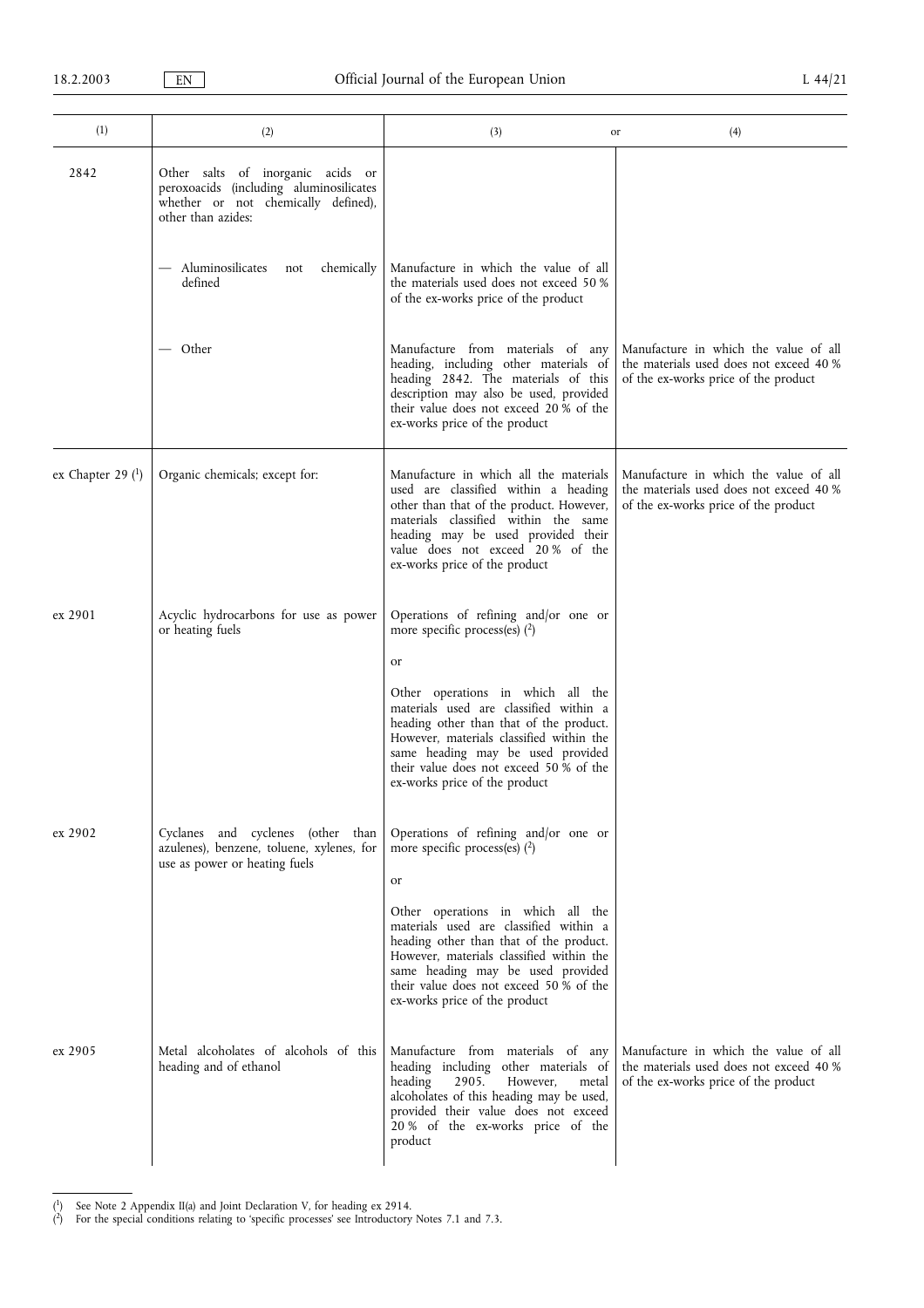| (1) | (2) | (3) or | (4) |
|---|---|---|---|
| 2842 | Other salts of inorganic acids or peroxoacids (including aluminosilicates whether or not chemically defined), other than azides: | | |
| | — Aluminosilicates not chemically defined | Manufacture in which the value of all the materials used does not exceed 50 % of the ex-works price of the product | |
| | — Other | Manufacture from materials of any heading, including other materials of heading 2842. The materials of this description may also be used, provided their value does not exceed 20 % of the ex-works price of the product | Manufacture in which the value of all the materials used does not exceed 40 % of the ex-works price of the product |
| ex Chapter 29 [1] | Organic chemicals; except for: | Manufacture in which all the materials used are classified within a heading other than that of the product. However, materials classified within the same heading may be used provided their value does not exceed 20 % of the ex-works price of the product | Manufacture in which the value of all the materials used does not exceed 40 % of the ex-works price of the product |
| ex 2901 | Acyclic hydrocarbons for use as power or heating fuels | Operations of refining and/or one or more specific process(es) [2]<br><br>or<br><br>Other operations in which all the materials used are classified within a heading other than that of the product. However, materials classified within the same heading may be used provided their value does not exceed 50 % of the ex-works price of the product | |
| ex 2902 | Cyclanes and cyclenes (other than azulenes), benzene, toluene, xylenes, for use as power or heating fuels | Operations of refining and/or one or more specific process(es) [2]<br><br>or<br><br>Other operations in which all the materials used are classified within a heading other than that of the product. However, materials classified within the same heading may be used provided their value does not exceed 50 % of the ex-works price of the product | |
| ex 2905 | Metal alcoholates of alcohols of this heading and of ethanol | Manufacture from materials of any heading including other materials of heading 2905. However, metal alcoholates of this heading may be used, provided their value does not exceed 20 % of the ex-works price of the product | Manufacture in which the value of all the materials used does not exceed 40 % of the ex-works price of the product |

[1] See Note 2 Appendix II(a) and Joint Declaration V, for heading ex 2914.

[2] For the special conditions relating to 'specific processes' see Introductory Notes 7.1 and 7.3.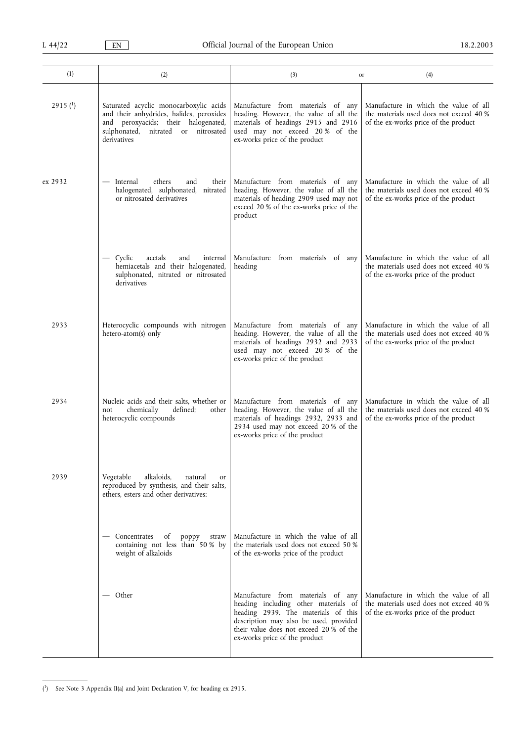| (1) | (2) | (3) or | (4) |
|---|---|---|---|
| 2915 [1] | Saturated acyclic monocarboxylic acids and their anhydrides, halides, peroxides and peroxyacids; their halogenated, sulphonated, nitrated or nitrosated derivatives | Manufacture from materials of any heading. However, the value of all the materials of headings 2915 and 2916 used may not exceed 20 % of the ex-works price of the product | Manufacture in which the value of all the materials used does not exceed 40 % of the ex-works price of the product |
| ex 2932 | — Internal ethers and their halogenated, sulphonated, nitrated or nitrosated derivatives | Manufacture from materials of any heading. However, the value of all the materials of heading 2909 used may not exceed 20 % of the ex-works price of the product | Manufacture in which the value of all the materials used does not exceed 40 % of the ex-works price of the product |
| | — Cyclic acetals and internal hemiacetals and their halogenated, sulphonated, nitrated or nitrosated derivatives | Manufacture from materials of any heading | Manufacture in which the value of all the materials used does not exceed 40 % of the ex-works price of the product |
| 2933 | Heterocyclic compounds with nitrogen hetero-atom(s) only | Manufacture from materials of any heading. However, the value of all the materials of headings 2932 and 2933 used may not exceed 20 % of the ex-works price of the product | Manufacture in which the value of all the materials used does not exceed 40 % of the ex-works price of the product |
| 2934 | Nucleic acids and their salts, whether or not chemically defined; other heterocyclic compounds | Manufacture from materials of any heading. However, the value of all the materials of headings 2932, 2933 and 2934 used may not exceed 20 % of the ex-works price of the product | Manufacture in which the value of all the materials used does not exceed 40 % of the ex-works price of the product |
| 2939 | Vegetable alkaloids, natural or reproduced by synthesis, and their salts, ethers, esters and other derivatives: | | |
| | — Concentrates of poppy straw containing not less than 50 % by weight of alkaloids | Manufacture in which the value of all the materials used does not exceed 50 % of the ex-works price of the product | |
| | — Other | Manufacture from materials of any heading including other materials of heading 2939. The materials of this description may also be used, provided their value does not exceed 20 % of the ex-works price of the product | Manufacture in which the value of all the materials used does not exceed 40 % of the ex-works price of the product |

[1] See Note 3 Appendix II(a) and Joint Declaration V, for heading ex 2915.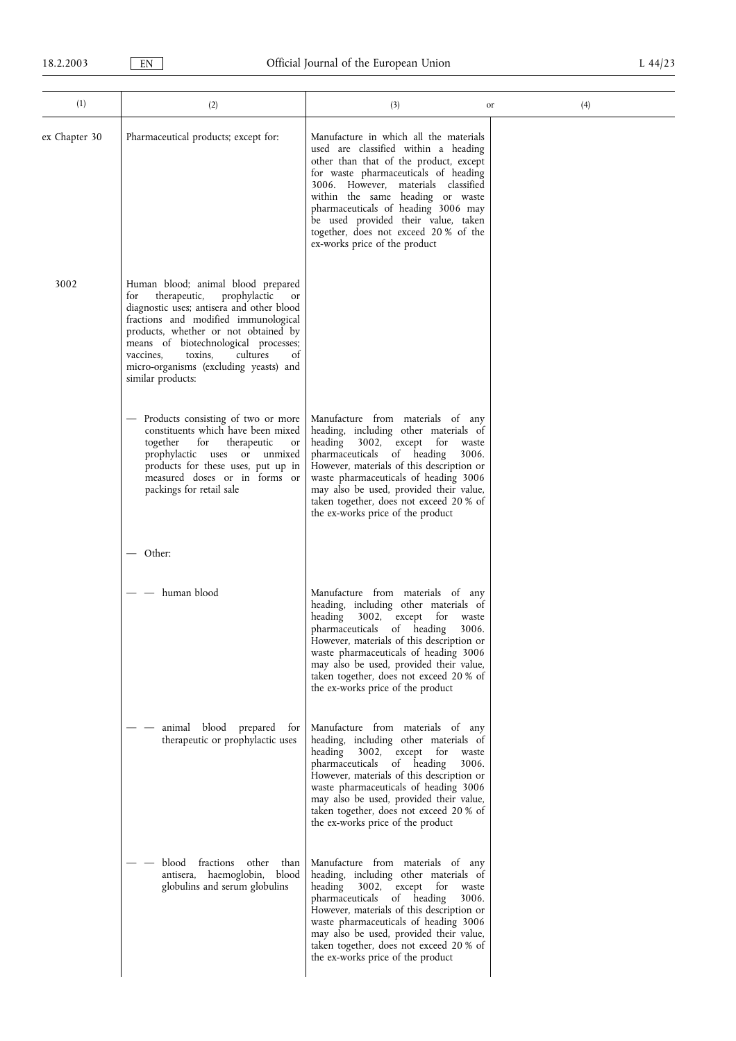| (1) | (2) | (3) or | (4) |
|---|---|---|---|
| ex Chapter 30 | Pharmaceutical products; except for: | Manufacture in which all the materials used are classified within a heading other than that of the product, except for waste pharmaceuticals of heading 3006. However, materials classified within the same heading or waste pharmaceuticals of heading 3006 may be used provided their value, taken together, does not exceed 20 % of the ex-works price of the product | |
| 3002 | Human blood; animal blood prepared for therapeutic, prophylactic or diagnostic uses; antisera and other blood fractions and modified immunological products, whether or not obtained by means of biotechnological processes; vaccines, toxins, cultures of micro-organisms (excluding yeasts) and similar products: | | |
| | — Products consisting of two or more constituents which have been mixed together for therapeutic or prophylactic uses or unmixed products for these uses, put up in measured doses or in forms or packings for retail sale | Manufacture from materials of any heading, including other materials of heading 3002, except for waste pharmaceuticals of heading 3006. However, materials of this description or waste pharmaceuticals of heading 3006 may also be used, provided their value, taken together, does not exceed 20 % of the ex-works price of the product | |
| | — Other: | | |
| | — — human blood | Manufacture from materials of any heading, including other materials of heading 3002, except for waste pharmaceuticals of heading 3006. However, materials of this description or waste pharmaceuticals of heading 3006 may also be used, provided their value, taken together, does not exceed 20 % of the ex-works price of the product | |
| | — — animal blood prepared for therapeutic or prophylactic uses | Manufacture from materials of any heading, including other materials of heading 3002, except for waste pharmaceuticals of heading 3006. However, materials of this description or waste pharmaceuticals of heading 3006 may also be used, provided their value, taken together, does not exceed 20 % of the ex-works price of the product | |
| | — — blood fractions other than antisera, haemoglobin, blood globulins and serum globulins | Manufacture from materials of any heading, including other materials of heading 3002, except for waste pharmaceuticals of heading 3006. However, materials of this description or waste pharmaceuticals of heading 3006 may also be used, provided their value, taken together, does not exceed 20 % of the ex-works price of the product | |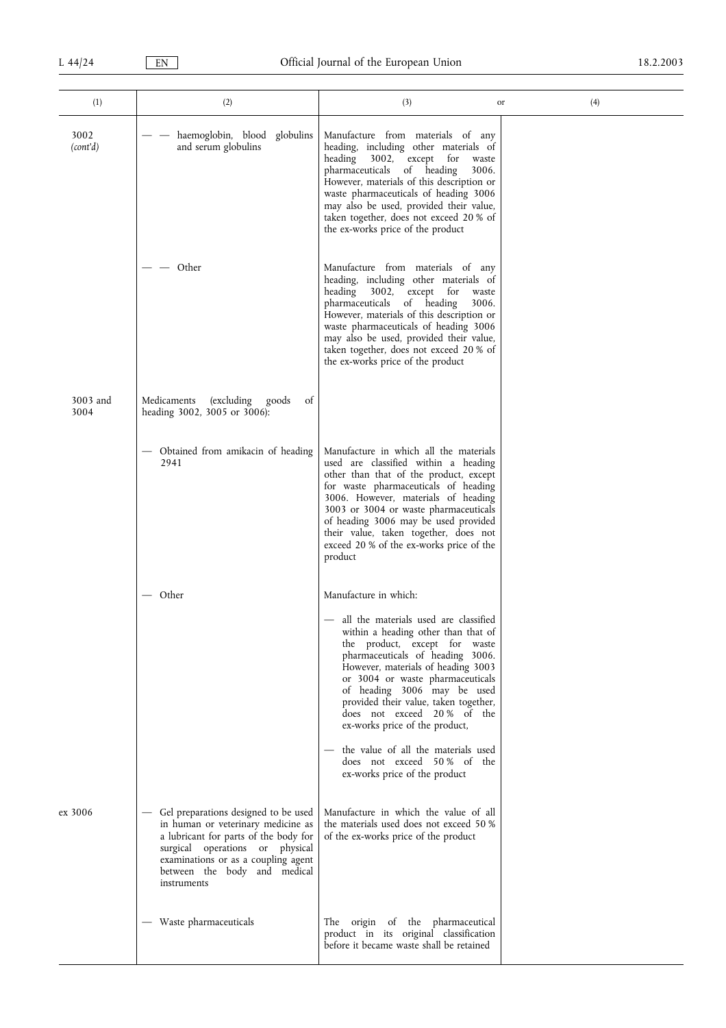| (1) | (2) | (3) or | (4) |
|---|---|---|---|
| 3002 (cont'd) | — — haemoglobin, blood globulins and serum globulins | Manufacture from materials of any heading, including other materials of heading 3002, except for waste pharmaceuticals of heading 3006. However, materials of this description or waste pharmaceuticals of heading 3006 may also be used, provided their value, taken together, does not exceed 20 % of the ex-works price of the product | |
| | — — Other | Manufacture from materials of any heading, including other materials of heading 3002, except for waste pharmaceuticals of heading 3006. However, materials of this description or waste pharmaceuticals of heading 3006 may also be used, provided their value, taken together, does not exceed 20 % of the ex-works price of the product | |
| 3003 and 3004 | Medicaments (excluding goods of heading 3002, 3005 or 3006): | | |
| | — Obtained from amikacin of heading 2941 | Manufacture in which all the materials used are classified within a heading other than that of the product, except for waste pharmaceuticals of heading 3006. However, materials of heading 3003 or 3004 or waste pharmaceuticals of heading 3006 may be used provided their value, taken together, does not exceed 20 % of the ex-works price of the product | |
| | — Other | Manufacture in which:<br>— all the materials used are classified within a heading other than that of the product, except for waste pharmaceuticals of heading 3006. However, materials of heading 3003 or 3004 or waste pharmaceuticals of heading 3006 may be used provided their value, taken together, does not exceed 20 % of the ex-works price of the product,<br>— the value of all the materials used does not exceed 50 % of the ex-works price of the product | |
| ex 3006 | — Gel preparations designed to be used in human or veterinary medicine as a lubricant for parts of the body for surgical operations or physical examinations or as a coupling agent between the body and medical instruments | Manufacture in which the value of all the materials used does not exceed 50 % of the ex-works price of the product | |
| | — Waste pharmaceuticals | The origin of the pharmaceutical product in its original classification before it became waste shall be retained | |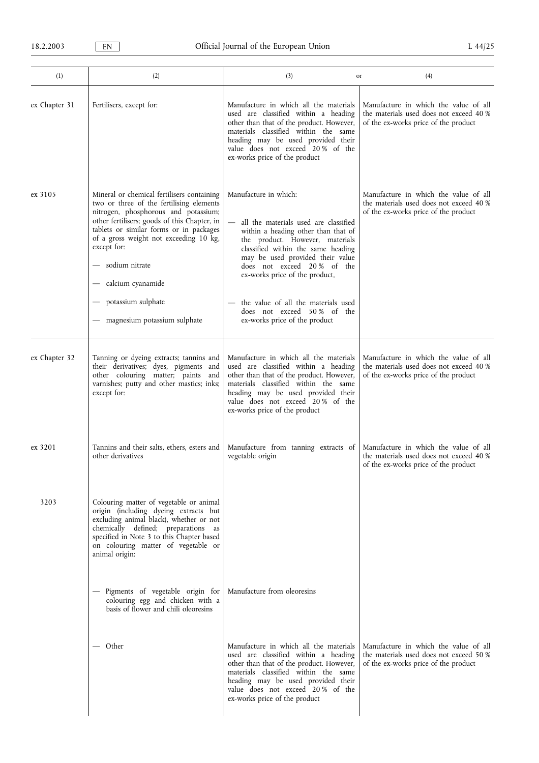| (1) | (2) | (3) or | (4) |
|---|---|---|---|
| ex Chapter 31 | Fertilisers, except for: | Manufacture in which all the materials used are classified within a heading other than that of the product. However, materials classified within the same heading may be used provided their value does not exceed 20 % of the ex-works price of the product | Manufacture in which the value of all the materials used does not exceed 40 % of the ex-works price of the product |
| ex 3105 | Mineral or chemical fertilisers containing two or three of the fertilising elements nitrogen, phosphorous and potassium; other fertilisers; goods of this Chapter, in tablets or similar forms or in packages of a gross weight not exceeding 10 kg, except for: <br>— sodium nitrate <br>— calcium cyanamide <br>— potassium sulphate <br>— magnesium potassium sulphate | Manufacture in which: <br>— all the materials used are classified within a heading other than that of the product. However, materials classified within the same heading may be used provided their value does not exceed 20 % of the ex-works price of the product, <br>— the value of all the materials used does not exceed 50 % of the ex-works price of the product | Manufacture in which the value of all the materials used does not exceed 40 % of the ex-works price of the product |
| ex Chapter 32 | Tanning or dyeing extracts; tannins and their derivatives; dyes, pigments and other colouring matter; paints and varnishes; putty and other mastics; inks; except for: | Manufacture in which all the materials used are classified within a heading other than that of the product. However, materials classified within the same heading may be used provided their value does not exceed 20 % of the ex-works price of the product | Manufacture in which the value of all the materials used does not exceed 40 % of the ex-works price of the product |
| ex 3201 | Tannins and their salts, ethers, esters and other derivatives | Manufacture from tanning extracts of vegetable origin | Manufacture in which the value of all the materials used does not exceed 40 % of the ex-works price of the product |
| 3203 | Colouring matter of vegetable or animal origin (including dyeing extracts but excluding animal black), whether or not chemically defined; preparations as specified in Note 3 to this Chapter based on colouring matter of vegetable or animal origin: | | |
| | — Pigments of vegetable origin for colouring egg and chicken with a basis of flower and chili oleoresins | Manufacture from oleoresins | |
| | — Other | Manufacture in which all the materials used are classified within a heading other than that of the product. However, materials classified within the same heading may be used provided their value does not exceed 20 % of the ex-works price of the product | Manufacture in which the value of all the materials used does not exceed 50 % of the ex-works price of the product |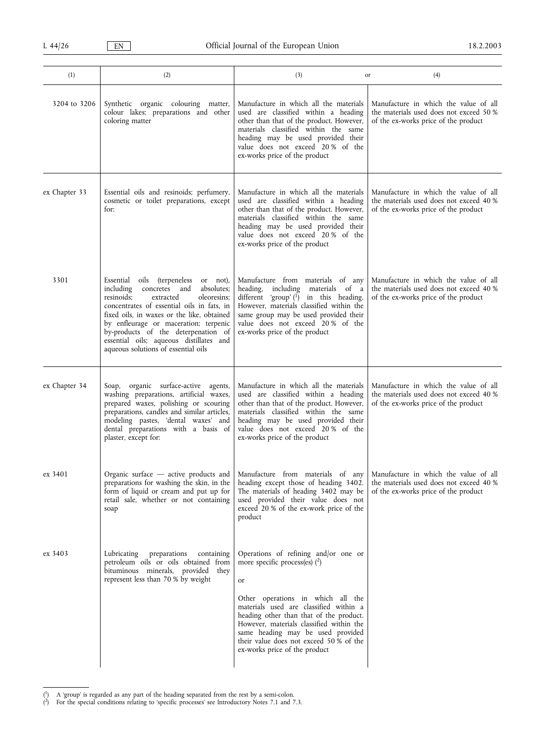| (1) | (2) | (3) or | (4) |
| --- | --- | --- | --- |
| 3204 to 3206 | Synthetic organic colouring matter, colour lakes; preparations and other coloring matter | Manufacture in which all the materials used are classified within a heading other than that of the product. However, materials classified within the same heading may be used provided their value does not exceed 20 % of the ex-works price of the product | Manufacture in which the value of all the materials used does not exceed 50 % of the ex-works price of the product |
| ex Chapter 33 | Essential oils and resinoids; perfumery, cosmetic or toilet preparations, except for: | Manufacture in which all the materials used are classified within a heading other than that of the product. However, materials classified within the same heading may be used provided their value does not exceed 20 % of the ex-works price of the product | Manufacture in which the value of all the materials used does not exceed 40 % of the ex-works price of the product |
| 3301 | Essential oils (terpeneless or not), including concretes and absolutes; resinoids; extracted oleoresins; concentrates of essential oils in fats, in fixed oils, in waxes or the like, obtained by enfleurage or maceration; terpenic by-products of the deterpenation of essential oils; aqueous distillates and aqueous solutions of essential oils | Manufacture from materials of any heading, including materials of a different 'group' [1] in this heading. However, materials classified within the same group may be used provided their value does not exceed 20 % of the ex-works price of the product | Manufacture in which the value of all the materials used does not exceed 40 % of the ex-works price of the product |
| ex Chapter 34 | Soap, organic surface-active agents, washing preparations, artificial waxes, prepared waxes, polishing or scouring preparations, candles and similar articles, modeling pastes, 'dental waxes' and dental preparations with a basis of plaster, except for: | Manufacture in which all the materials used are classified within a heading other than that of the product. However, materials classified within the same heading may be used provided their value does not exceed 20 % of the ex-works price of the product | Manufacture in which the value of all the materials used does not exceed 40 % of the ex-works price of the product |
| ex 3401 | Organic surface — active products and preparations for washing the skin, in the form of liquid or cream and put up for retail sale, whether or not containing soap | Manufacture from materials of any heading except those of heading 3402. The materials of heading 3402 may be used provided their value does not exceed 20 % of the ex-work price of the product | Manufacture in which the value of all the materials used does not exceed 40 % of the ex-works price of the product |
| ex 3403 | Lubricating preparations containing petroleum oils or oils obtained from bituminous minerals, provided they represent less than 70 % by weight | Operations of refining and/or one or more specific process(es) [2]<br><br>or<br><br>Other operations in which all the materials used are classified within a heading other than that of the product. However, materials classified within the same heading may be used provided their value does not exceed 50 % of the ex-works price of the product | |

[1] A 'group' is regarded as any part of the heading separated from the rest by a semi-colon.

[2] For the special conditions relating to 'specific processes' see Introductory Notes 7.1 and 7.3.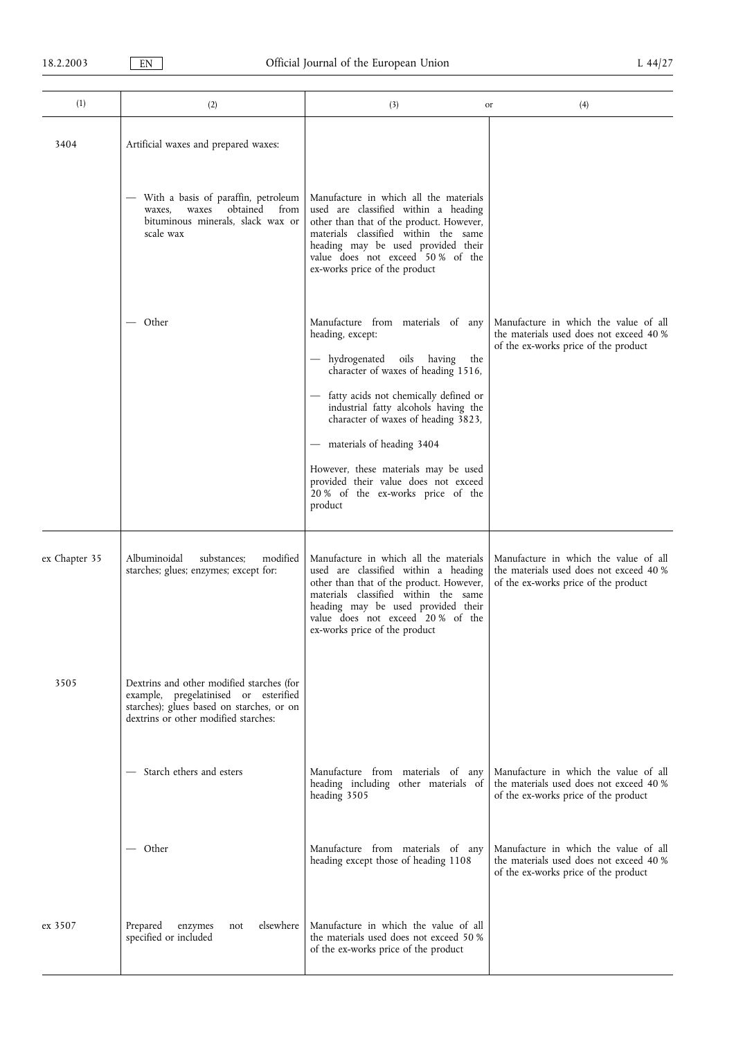| (1) | (2) | (3) or | (4) |
|---|---|---|---|
| 3404 | Artificial waxes and prepared waxes: | | |
| | — With a basis of paraffin, petroleum waxes, waxes obtained from bituminous minerals, slack wax or scale wax | Manufacture in which all the materials used are classified within a heading other than that of the product. However, materials classified within the same heading may be used provided their value does not exceed 50 % of the ex-works price of the product | |
| | — Other | Manufacture from materials of any heading, except:<br>— hydrogenated oils having the character of waxes of heading 1516,<br>— fatty acids not chemically defined or industrial fatty alcohols having the character of waxes of heading 3823,<br>— materials of heading 3404<br>However, these materials may be used provided their value does not exceed 20 % of the ex-works price of the product | Manufacture in which the value of all the materials used does not exceed 40 % of the ex-works price of the product |
| ex Chapter 35 | Albuminoidal substances; modified starches; glues; enzymes; except for: | Manufacture in which all the materials used are classified within a heading other than that of the product. However, materials classified within the same heading may be used provided their value does not exceed 20 % of the ex-works price of the product | Manufacture in which the value of all the materials used does not exceed 40 % of the ex-works price of the product |
| 3505 | Dextrins and other modified starches (for example, pregelatinised or esterified starches); glues based on starches, or on dextrins or other modified starches: | | |
| | — Starch ethers and esters | Manufacture from materials of any heading including other materials of heading 3505 | Manufacture in which the value of all the materials used does not exceed 40 % of the ex-works price of the product |
| | — Other | Manufacture from materials of any heading except those of heading 1108 | Manufacture in which the value of all the materials used does not exceed 40 % of the ex-works price of the product |
| ex 3507 | Prepared enzymes not elsewhere specified or included | Manufacture in which the value of all the materials used does not exceed 50 % of the ex-works price of the product | |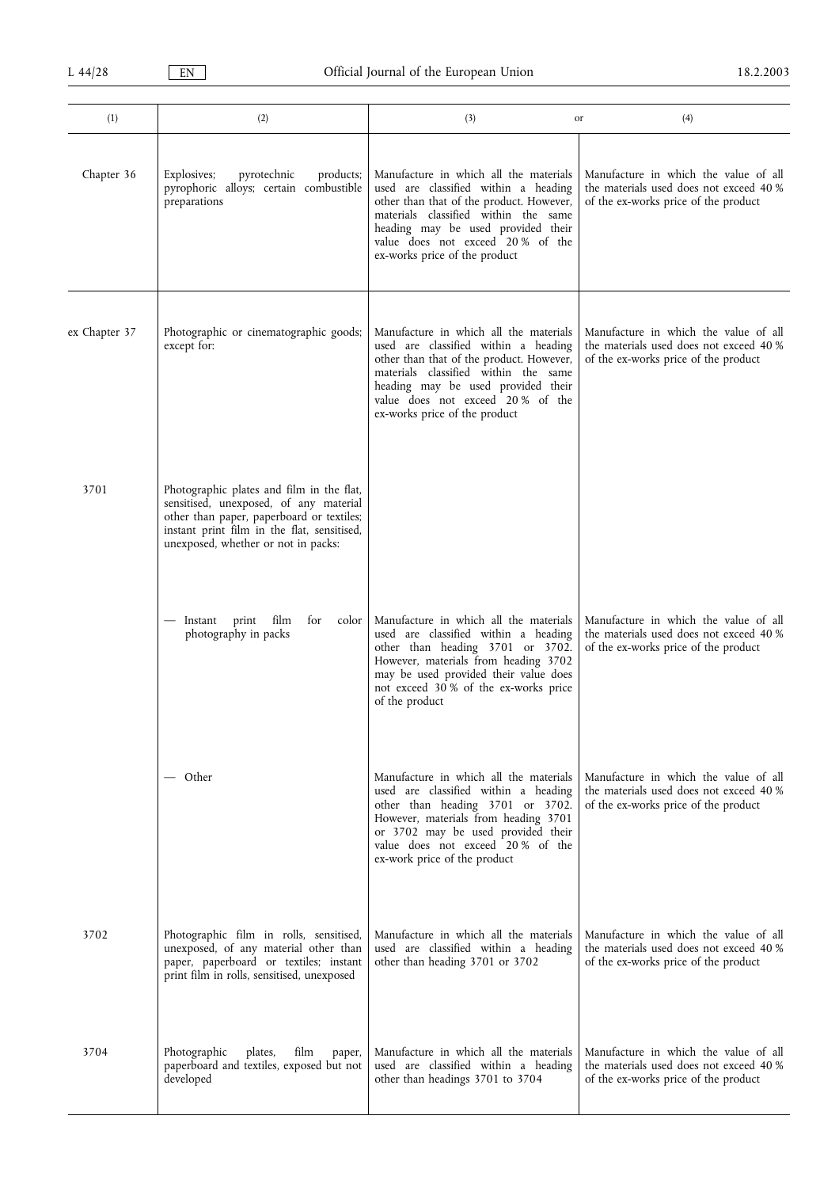| (1) | (2) | (3) or | (4) |
|---|---|---|---|
| Chapter 36 | Explosives; pyrotechnic products; pyrophoric alloys; certain combustible preparations | Manufacture in which all the materials used are classified within a heading other than that of the product. However, materials classified within the same heading may be used provided their value does not exceed 20 % of the ex-works price of the product | Manufacture in which the value of all the materials used does not exceed 40 % of the ex-works price of the product |
| ex Chapter 37 | Photographic or cinematographic goods; except for: | Manufacture in which all the materials used are classified within a heading other than that of the product. However, materials classified within the same heading may be used provided their value does not exceed 20 % of the ex-works price of the product | Manufacture in which the value of all the materials used does not exceed 40 % of the ex-works price of the product |
| 3701 | Photographic plates and film in the flat, sensitised, unexposed, of any material other than paper, paperboard or textiles; instant print film in the flat, sensitised, unexposed, whether or not in packs: | | |
| | — Instant print film for color photography in packs | Manufacture in which all the materials used are classified within a heading other than heading 3701 or 3702. However, materials from heading 3702 may be used provided their value does not exceed 30 % of the ex-works price of the product | Manufacture in which the value of all the materials used does not exceed 40 % of the ex-works price of the product |
| | — Other | Manufacture in which all the materials used are classified within a heading other than heading 3701 or 3702. However, materials from heading 3701 or 3702 may be used provided their value does not exceed 20 % of the ex-work price of the product | Manufacture in which the value of all the materials used does not exceed 40 % of the ex-works price of the product |
| 3702 | Photographic film in rolls, sensitised, unexposed, of any material other than paper, paperboard or textiles; instant print film in rolls, sensitised, unexposed | Manufacture in which all the materials used are classified within a heading other than heading 3701 or 3702 | Manufacture in which the value of all the materials used does not exceed 40 % of the ex-works price of the product |
| 3704 | Photographic plates, film paper, paperboard and textiles, exposed but not developed | Manufacture in which all the materials used are classified within a heading other than headings 3701 to 3704 | Manufacture in which the value of all the materials used does not exceed 40 % of the ex-works price of the product |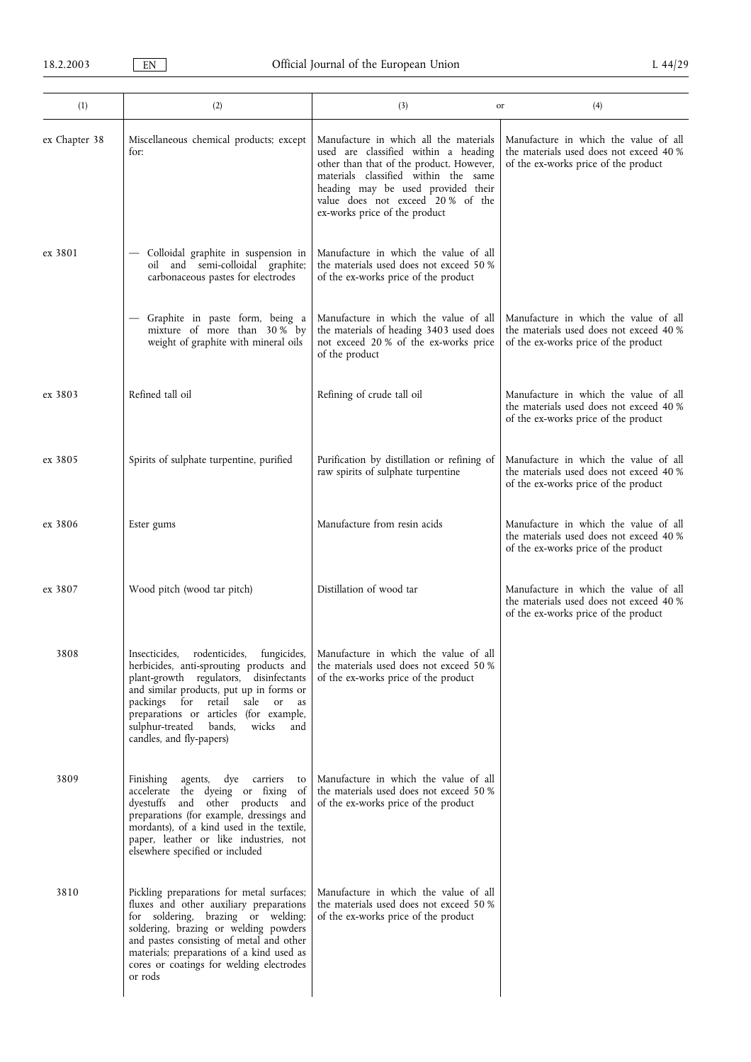| (1) | (2) | (3) or | (4) |
|---|---|---|---|
| ex Chapter 38 | Miscellaneous chemical products; except for: | Manufacture in which all the materials used are classified within a heading other than that of the product. However, materials classified within the same heading may be used provided their value does not exceed 20 % of the ex-works price of the product | Manufacture in which the value of all the materials used does not exceed 40 % of the ex-works price of the product |
| ex 3801 | — Colloidal graphite in suspension in oil and semi-colloidal graphite; carbonaceous pastes for electrodes | Manufacture in which the value of all the materials used does not exceed 50 % of the ex-works price of the product | |
| | — Graphite in paste form, being a mixture of more than 30 % by weight of graphite with mineral oils | Manufacture in which the value of all the materials of heading 3403 used does not exceed 20 % of the ex-works price of the product | Manufacture in which the value of all the materials used does not exceed 40 % of the ex-works price of the product |
| ex 3803 | Refined tall oil | Refining of crude tall oil | Manufacture in which the value of all the materials used does not exceed 40 % of the ex-works price of the product |
| ex 3805 | Spirits of sulphate turpentine, purified | Purification by distillation or refining of raw spirits of sulphate turpentine | Manufacture in which the value of all the materials used does not exceed 40 % of the ex-works price of the product |
| ex 3806 | Ester gums | Manufacture from resin acids | Manufacture in which the value of all the materials used does not exceed 40 % of the ex-works price of the product |
| ex 3807 | Wood pitch (wood tar pitch) | Distillation of wood tar | Manufacture in which the value of all the materials used does not exceed 40 % of the ex-works price of the product |
| 3808 | Insecticides, rodenticides, fungicides, herbicides, anti-sprouting products and plant-growth regulators, disinfectants and similar products, put up in forms or packings for retail sale or as preparations or articles (for example, sulphur-treated bands, wicks and candles, and fly-papers) | Manufacture in which the value of all the materials used does not exceed 50 % of the ex-works price of the product | |
| 3809 | Finishing agents, dye carriers to accelerate the dyeing or fixing of dyestuffs and other products and preparations (for example, dressings and mordants), of a kind used in the textile, paper, leather or like industries, not elsewhere specified or included | Manufacture in which the value of all the materials used does not exceed 50 % of the ex-works price of the product | |
| 3810 | Pickling preparations for metal surfaces; fluxes and other auxiliary preparations for soldering, brazing or welding; soldering, brazing or welding powders and pastes consisting of metal and other materials; preparations of a kind used as cores or coatings for welding electrodes or rods | Manufacture in which the value of all the materials used does not exceed 50 % of the ex-works price of the product | |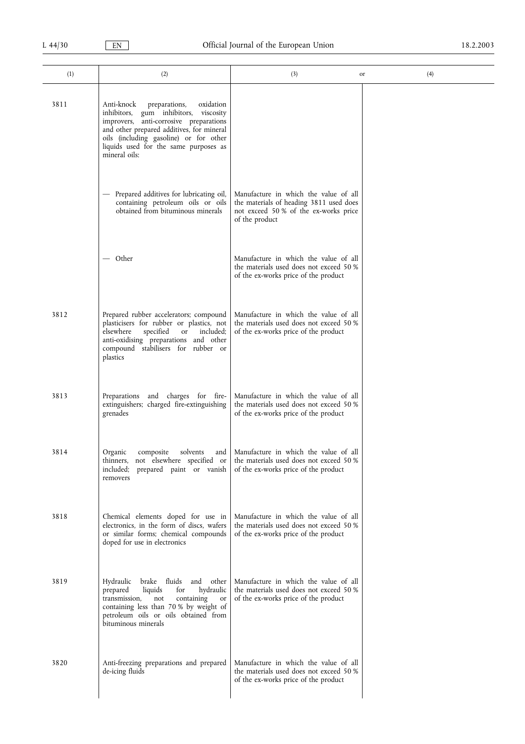| (1) | (2) | (3) or | (4) |
|---|---|---|---|
| 3811 | Anti-knock preparations, oxidation inhibitors, gum inhibitors, viscosity improvers, anti-corrosive preparations and other prepared additives, for mineral oils (including gasoline) or for other liquids used for the same purposes as mineral oils: | | |
| | — Prepared additives for lubricating oil, containing petroleum oils or oils obtained from bituminous minerals | Manufacture in which the value of all the materials of heading 3811 used does not exceed 50 % of the ex-works price of the product | |
| | — Other | Manufacture in which the value of all the materials used does not exceed 50 % of the ex-works price of the product | |
| 3812 | Prepared rubber accelerators; compound plasticisers for rubber or plastics, not elsewhere specified or included; anti-oxidising preparations and other compound stabilisers for rubber or plastics | Manufacture in which the value of all the materials used does not exceed 50 % of the ex-works price of the product | |
| 3813 | Preparations and charges for fire-extinguishers; charged fire-extinguishing grenades | Manufacture in which the value of all the materials used does not exceed 50 % of the ex-works price of the product | |
| 3814 | Organic composite solvents and thinners, not elsewhere specified or included; prepared paint or vanish removers | Manufacture in which the value of all the materials used does not exceed 50 % of the ex-works price of the product | |
| 3818 | Chemical elements doped for use in electronics, in the form of discs, wafers or similar forms; chemical compounds doped for use in electronics | Manufacture in which the value of all the materials used does not exceed 50 % of the ex-works price of the product | |
| 3819 | Hydraulic brake fluids and other prepared liquids for hydraulic transmission, not containing or containing less than 70 % by weight of petroleum oils or oils obtained from bituminous minerals | Manufacture in which the value of all the materials used does not exceed 50 % of the ex-works price of the product | |
| 3820 | Anti-freezing preparations and prepared de-icing fluids | Manufacture in which the value of all the materials used does not exceed 50 % of the ex-works price of the product | |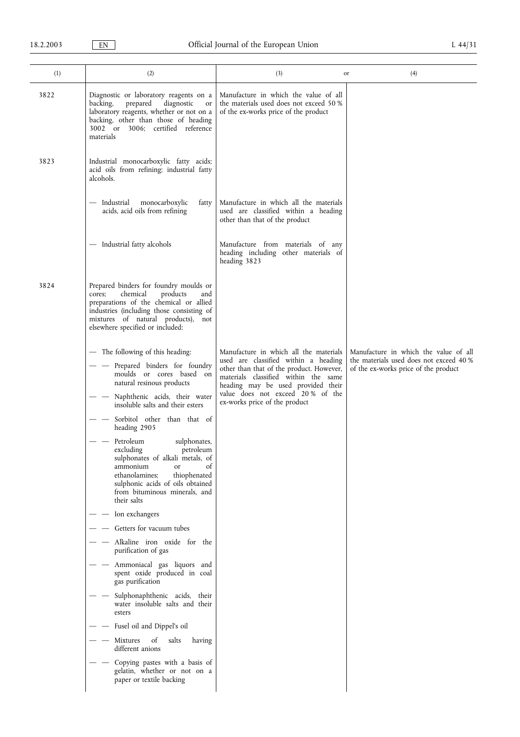| (1) | (2) | (3) or | (4) |
|---|---|---|---|
| 3822 | Diagnostic or laboratory reagents on a backing, prepared diagnostic or laboratory reagents, whether or not on a backing, other than those of heading 3002 or 3006; certified reference materials | Manufacture in which the value of all the materials used does not exceed 50 % of the ex-works price of the product | |
| 3823 | Industrial monocarboxylic fatty acids; acid oils from refining; industrial fatty alcohols. | | |
| | — Industrial monocarboxylic fatty acids, acid oils from refining | Manufacture in which all the materials used are classified within a heading other than that of the product | |
| | — Industrial fatty alcohols | Manufacture from materials of any heading including other materials of heading 3823 | |
| 3824 | Prepared binders for foundry moulds or cores; chemical products and preparations of the chemical or allied industries (including those consisting of mixtures of natural products), not elsewhere specified or included: | | |
| | — The following of this heading:<br>— — Prepared binders for foundry moulds or cores based on natural resinous products<br>— — Naphthenic acids, their water insoluble salts and their esters<br>— — Sorbitol other than that of heading 2905<br>— — Petroleum sulphonates, excluding petroleum sulphonates of alkali metals, of ammonium or of ethanolamines; thiophenated sulphonic acids of oils obtained from bituminous minerals, and their salts<br>— — Ion exchangers<br>— — Getters for vacuum tubes<br>— — Alkaline iron oxide for the purification of gas<br>— — Ammoniacal gas liquors and spent oxide produced in coal gas purification<br>— — Sulphonaphthenic acids, their water insoluble salts and their esters<br>— — Fusel oil and Dippel's oil<br>— — Mixtures of salts having different anions<br>— — Copying pastes with a basis of gelatin, whether or not on a paper or textile backing | Manufacture in which all the materials used are classified within a heading other than that of the product. However, materials classified within the same heading may be used provided their value does not exceed 20 % of the ex-works price of the product | Manufacture in which the value of all the materials used does not exceed 40 % of the ex-works price of the product |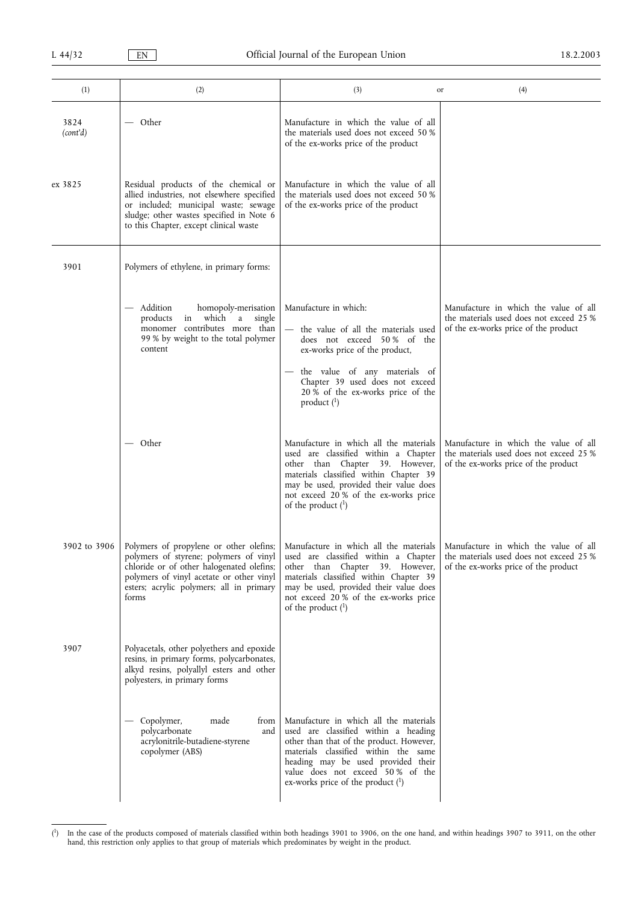| (1) | (2) | (3) or | (4) |
|---|---|---|---|
| 3824 *(cont'd)* | — Other | Manufacture in which the value of all the materials used does not exceed 50 % of the ex-works price of the product | |
| ex 3825 | Residual products of the chemical or allied industries, not elsewhere specified or included; municipal waste; sewage sludge; other wastes specified in Note 6 to this Chapter, except clinical waste | Manufacture in which the value of all the materials used does not exceed 50 % of the ex-works price of the product | |
| 3901 | Polymers of ethylene, in primary forms: | | |
| | — Addition homopoly-merisation products in which a single monomer contributes more than 99 % by weight to the total polymer content | Manufacture in which: — the value of all the materials used does not exceed 50 % of the ex-works price of the product, — the value of any materials of Chapter 39 used does not exceed 20 % of the ex-works price of the product (1) | Manufacture in which the value of all the materials used does not exceed 25 % of the ex-works price of the product |
| | — Other | Manufacture in which all the materials used are classified within a Chapter other than Chapter 39. However, materials classified within Chapter 39 may be used, provided their value does not exceed 20 % of the ex-works price of the product (1) | Manufacture in which the value of all the materials used does not exceed 25 % of the ex-works price of the product |
| 3902 to 3906 | Polymers of propylene or other olefins; polymers of styrene; polymers of vinyl chloride or of other halogenated olefins; polymers of vinyl acetate or other vinyl esters; acrylic polymers; all in primary forms | Manufacture in which all the materials used are classified within a Chapter other than Chapter 39. However, materials classified within Chapter 39 may be used, provided their value does not exceed 20 % of the ex-works price of the product (1) | Manufacture in which the value of all the materials used does not exceed 25 % of the ex-works price of the product |
| 3907 | Polyacetals, other polyethers and epoxide resins, in primary forms, polycarbonates, alkyd resins, polyallyl esters and other polyesters, in primary forms | | |
| | — Copolymer, made from polycarbonate and acrylonitrile-butadiene-styrene copolymer (ABS) | Manufacture in which all the materials used are classified within a heading other than that of the product. However, materials classified within the same heading may be used provided their value does not exceed 50 % of the ex-works price of the product (1) | |

(1) In the case of the products composed of materials classified within both headings 3901 to 3906, on the one hand, and within headings 3907 to 3911, on the other hand, this restriction only applies to that group of materials which predominates by weight in the product.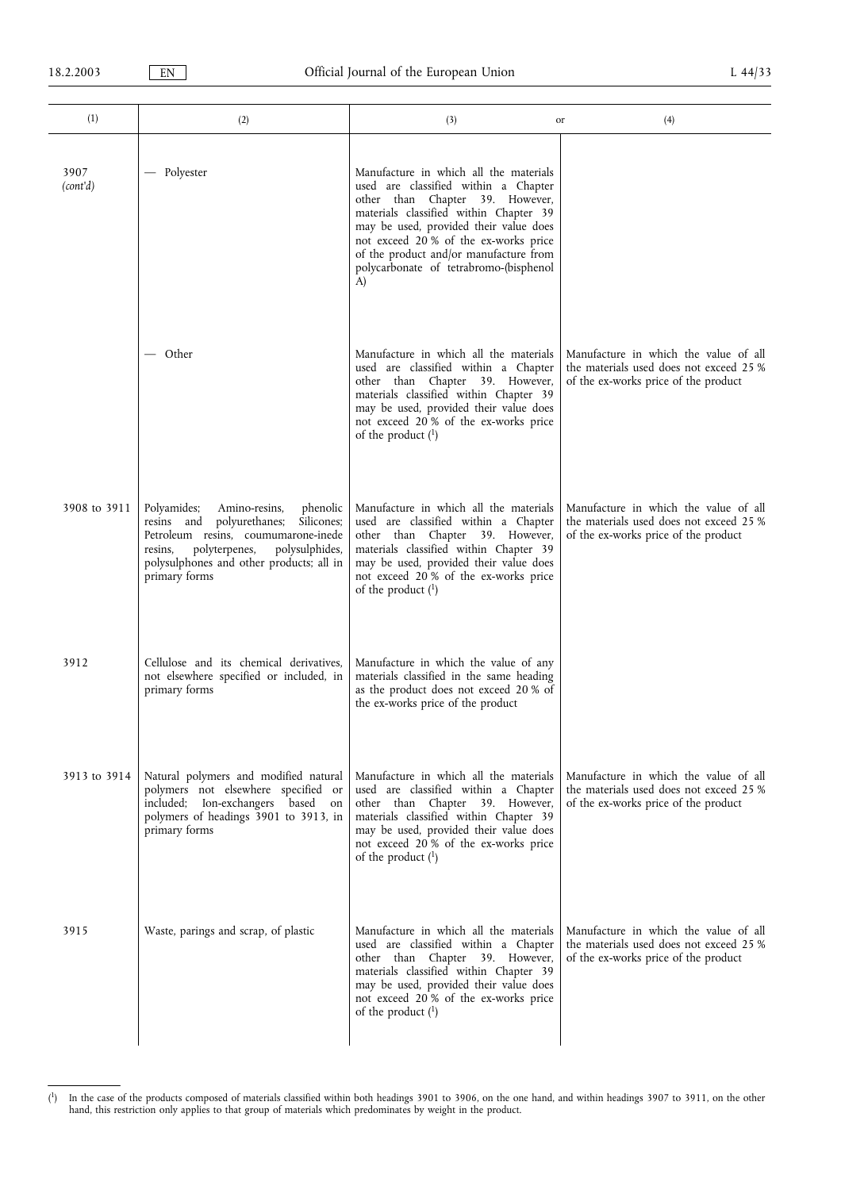| (1) | (2) | (3) or | (4) |
|---|---|---|---|
| 3907 *(cont'd)* | — Polyester | Manufacture in which all the materials used are classified within a Chapter other than Chapter 39. However, materials classified within Chapter 39 may be used, provided their value does not exceed 20 % of the ex-works price of the product and/or manufacture from polycarbonate of tetrabromo-(bisphenol A) | |
| | — Other | Manufacture in which all the materials used are classified within a Chapter other than Chapter 39. However, materials classified within Chapter 39 may be used, provided their value does not exceed 20 % of the ex-works price of the product [1] | Manufacture in which the value of all the materials used does not exceed 25 % of the ex-works price of the product |
| 3908 to 3911 | Polyamides; Amino-resins, phenolic resins and polyurethanes; Silicones; Petroleum resins, coumumarone-inede resins, polyterpenes, polysulphides, polysulphones and other products; all in primary forms | Manufacture in which all the materials used are classified within a Chapter other than Chapter 39. However, materials classified within Chapter 39 may be used, provided their value does not exceed 20 % of the ex-works price of the product [1] | Manufacture in which the value of all the materials used does not exceed 25 % of the ex-works price of the product |
| 3912 | Cellulose and its chemical derivatives, not elsewhere specified or included, in primary forms | Manufacture in which the value of any materials classified in the same heading as the product does not exceed 20 % of the ex-works price of the product | |
| 3913 to 3914 | Natural polymers and modified natural polymers not elsewhere specified or included; Ion-exchangers based on polymers of headings 3901 to 3913, in primary forms | Manufacture in which all the materials used are classified within a Chapter other than Chapter 39. However, materials classified within Chapter 39 may be used, provided their value does not exceed 20 % of the ex-works price of the product [1] | Manufacture in which the value of all the materials used does not exceed 25 % of the ex-works price of the product |
| 3915 | Waste, parings and scrap, of plastic | Manufacture in which all the materials used are classified within a Chapter other than Chapter 39. However, materials classified within Chapter 39 may be used, provided their value does not exceed 20 % of the ex-works price of the product [1] | Manufacture in which the value of all the materials used does not exceed 25 % of the ex-works price of the product |

[1] In the case of the products composed of materials classified within both headings 3901 to 3906, on the one hand, and within headings 3907 to 3911, on the other hand, this restriction only applies to that group of materials which predominates by weight in the product.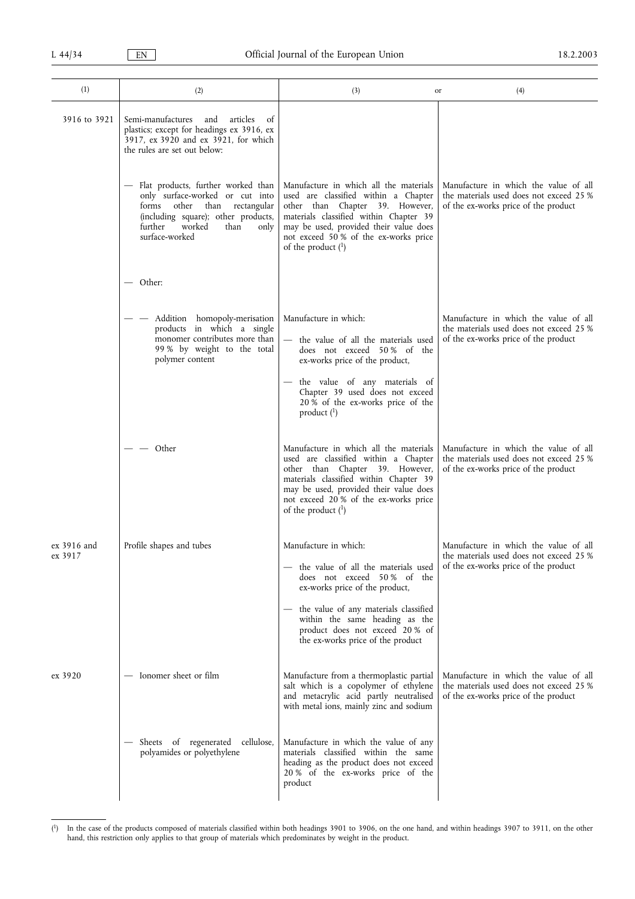| (1) | (2) | (3) or | (4) |
|---|---|---|---|
| 3916 to 3921 | Semi-manufactures and articles of plastics; except for headings ex 3916, ex 3917, ex 3920 and ex 3921, for which the rules are set out below: | | |
| | — Flat products, further worked than only surface-worked or cut into forms other than rectangular (including square); other products, further worked than only surface-worked | Manufacture in which all the materials used are classified within a Chapter other than Chapter 39. However, materials classified within Chapter 39 may be used, provided their value does not exceed 50 % of the ex-works price of the product [1] | Manufacture in which the value of all the materials used does not exceed 25 % of the ex-works price of the product |
| | — Other: | | |
| | — — Addition homopoly-merisation products in which a single monomer contributes more than 99 % by weight to the total polymer content | Manufacture in which:<br>— the value of all the materials used does not exceed 50 % of the ex-works price of the product,<br>— the value of any materials of Chapter 39 used does not exceed 20 % of the ex-works price of the product [1] | Manufacture in which the value of all the materials used does not exceed 25 % of the ex-works price of the product |
| | — — Other | Manufacture in which all the materials used are classified within a Chapter other than Chapter 39. However, materials classified within Chapter 39 may be used, provided their value does not exceed 20 % of the ex-works price of the product [1] | Manufacture in which the value of all the materials used does not exceed 25 % of the ex-works price of the product |
| ex 3916 and ex 3917 | Profile shapes and tubes | Manufacture in which:<br>— the value of all the materials used does not exceed 50 % of the ex-works price of the product,<br>— the value of any materials classified within the same heading as the product does not exceed 20 % of the ex-works price of the product | Manufacture in which the value of all the materials used does not exceed 25 % of the ex-works price of the product |
| ex 3920 | — Ionomer sheet or film | Manufacture from a thermoplastic partial salt which is a copolymer of ethylene and metacrylic acid partly neutralised with metal ions, mainly zinc and sodium | Manufacture in which the value of all the materials used does not exceed 25 % of the ex-works price of the product |
| | — Sheets of regenerated cellulose, polyamides or polyethylene | Manufacture in which the value of any materials classified within the same heading as the product does not exceed 20 % of the ex-works price of the product | |

[1] In the case of the products composed of materials classified within both headings 3901 to 3906, on the one hand, and within headings 3907 to 3911, on the other hand, this restriction only applies to that group of materials which predominates by weight in the product.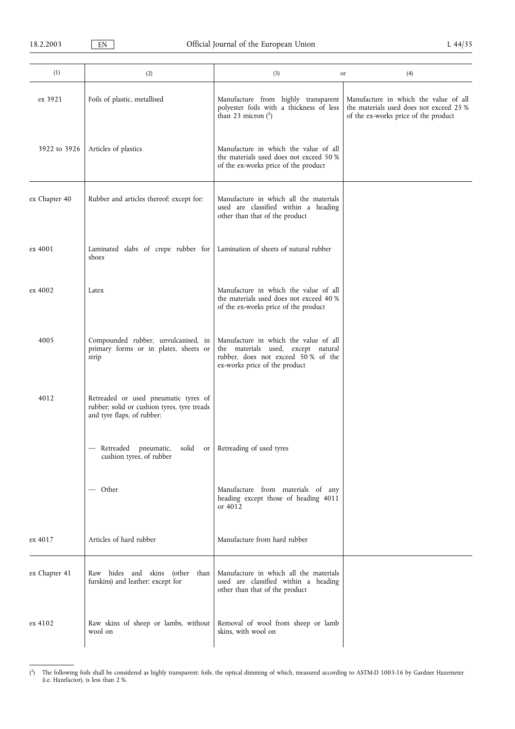| (1) | (2) | (3) or | (4) |
|---|---|---|---|
| ex 3921 | Foils of plastic, metallised | Manufacture from highly transparent polyester foils with a thickness of less than 23 micron ([1]) | Manufacture in which the value of all the materials used does not exceed 25 % of the ex-works price of the product |
| 3922 to 3926 | Articles of plastics | Manufacture in which the value of all the materials used does not exceed 50 % of the ex-works price of the product | |
| ex Chapter 40 | Rubber and articles thereof; except for: | Manufacture in which all the materials used are classified within a heading other than that of the product | |
| ex 4001 | Laminated slabs of crepe rubber for shoes | Lamination of sheets of natural rubber | |
| ex 4002 | Latex | Manufacture in which the value of all the materials used does not exceed 40 % of the ex-works price of the product | |
| 4005 | Compounded rubber, unvulcanised, in primary forms or in plates, sheets or strip | Manufacture in which the value of all the materials used, except natural rubber, does not exceed 50 % of the ex-works price of the product | |
| 4012 | Retreaded or used pneumatic tyres of rubber; solid or cushion tyres, tyre treads and tyre flaps, of rubber: | | |
| | — Retreaded pneumatic, solid or cushion tyres, of rubber | Retreading of used tyres | |
| | — Other | Manufacture from materials of any heading except those of heading 4011 or 4012 | |
| ex 4017 | Articles of hard rubber | Manufacture from hard rubber | |
| ex Chapter 41 | Raw hides and skins (other than furskins) and leather; except for | Manufacture in which all the materials used are classified within a heading other than that of the product | |
| ex 4102 | Raw skins of sheep or lambs, without wool on | Removal of wool from sheep or lamb skins, with wool on | |

([1]) The following foils shall be considered as highly transparent: foils, the optical dimming of which, measured according to ASTM-D 1003-16 by Gardner Hazemeter (i.e. Hazefactor), is less than 2 %.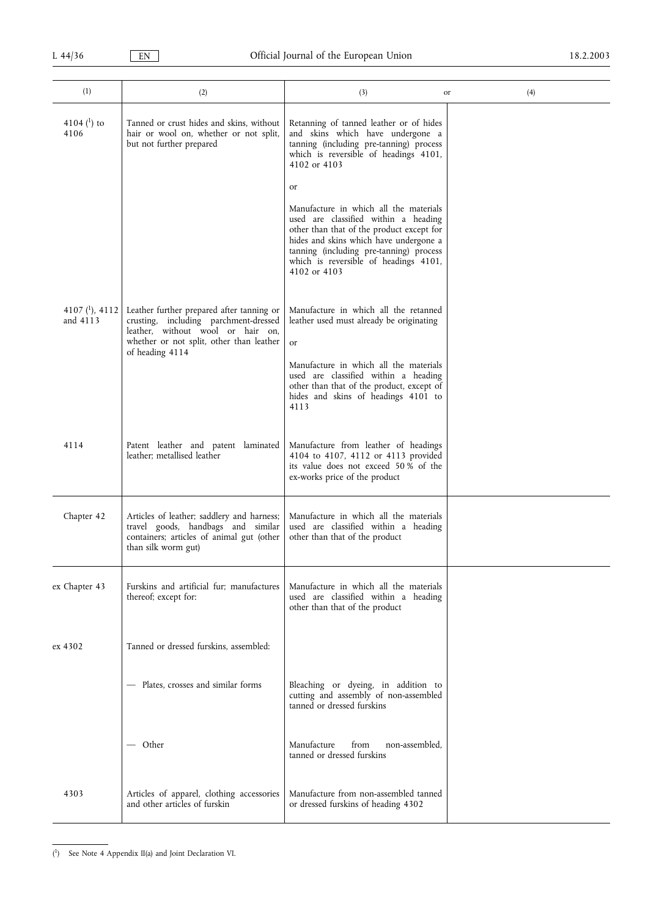| (1) | (2) | (3) or | (4) |
|---|---|---|---|
| 4104 [1] to 4106 | Tanned or crust hides and skins, without hair or wool on, whether or not split, but not further prepared | Retanning of tanned leather or of hides and skins which have undergone a tanning (including pre-tanning) process which is reversible of headings 4101, 4102 or 4103<br><br>or<br><br>Manufacture in which all the materials used are classified within a heading other than that of the product except for hides and skins which have undergone a tanning (including pre-tanning) process which is reversible of headings 4101, 4102 or 4103 | |
| 4107 [1], 4112 and 4113 | Leather further prepared after tanning or crusting, including parchment-dressed leather, without wool or hair on, whether or not split, other than leather of heading 4114 | Manufacture in which all the retanned leather used must already be originating<br><br>or<br><br>Manufacture in which all the materials used are classified within a heading other than that of the product, except of hides and skins of headings 4101 to 4113 | |
| 4114 | Patent leather and patent laminated leather; metallised leather | Manufacture from leather of headings 4104 to 4107, 4112 or 4113 provided its value does not exceed 50 % of the ex-works price of the product | |
| Chapter 42 | Articles of leather; saddlery and harness; travel goods, handbags and similar containers; articles of animal gut (other than silk worm gut) | Manufacture in which all the materials used are classified within a heading other than that of the product | |
| ex Chapter 43 | Furskins and artificial fur; manufactures thereof; except for: | Manufacture in which all the materials used are classified within a heading other than that of the product | |
| ex 4302 | Tanned or dressed furskins, assembled: | | |
| | — Plates, crosses and similar forms | Bleaching or dyeing, in addition to cutting and assembly of non-assembled tanned or dressed furskins | |
| | — Other | Manufacture from non-assembled, tanned or dressed furskins | |
| 4303 | Articles of apparel, clothing accessories and other articles of furskin | Manufacture from non-assembled tanned or dressed furskins of heading 4302 | |

[1] See Note 4 Appendix II(a) and Joint Declaration VI.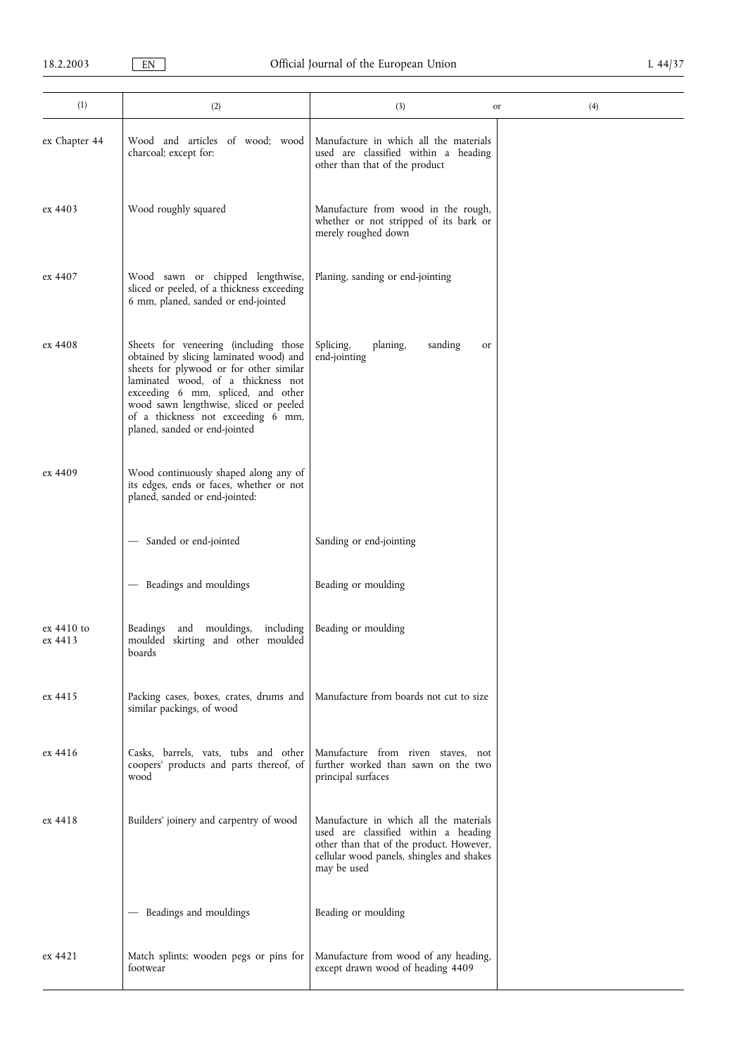| (1) | (2) | (3) or | (4) |
|---|---|---|---|
| ex Chapter 44 | Wood and articles of wood; wood charcoal; except for: | Manufacture in which all the materials used are classified within a heading other than that of the product | |
| ex 4403 | Wood roughly squared | Manufacture from wood in the rough, whether or not stripped of its bark or merely roughed down | |
| ex 4407 | Wood sawn or chipped lengthwise, sliced or peeled, of a thickness exceeding 6 mm, planed, sanded or end-jointed | Planing, sanding or end-jointing | |
| ex 4408 | Sheets for veneering (including those obtained by slicing laminated wood) and sheets for plywood or for other similar laminated wood, of a thickness not exceeding 6 mm, spliced, and other wood sawn lengthwise, sliced or peeled of a thickness not exceeding 6 mm, planed, sanded or end-jointed | Splicing, planing, sanding or end-jointing | |
| ex 4409 | Wood continuously shaped along any of its edges, ends or faces, whether or not planed, sanded or end-jointed: | | |
| | — Sanded or end-jointed | Sanding or end-jointing | |
| | — Beadings and mouldings | Beading or moulding | |
| ex 4410 to ex 4413 | Beadings and mouldings, including moulded skirting and other moulded boards | Beading or moulding | |
| ex 4415 | Packing cases, boxes, crates, drums and similar packings, of wood | Manufacture from boards not cut to size | |
| ex 4416 | Casks, barrels, vats, tubs and other coopers' products and parts thereof, of wood | Manufacture from riven staves, not further worked than sawn on the two principal surfaces | |
| ex 4418 | Builders' joinery and carpentry of wood | Manufacture in which all the materials used are classified within a heading other than that of the product. However, cellular wood panels, shingles and shakes may be used | |
| | — Beadings and mouldings | Beading or moulding | |
| ex 4421 | Match splints; wooden pegs or pins for footwear | Manufacture from wood of any heading, except drawn wood of heading 4409 | |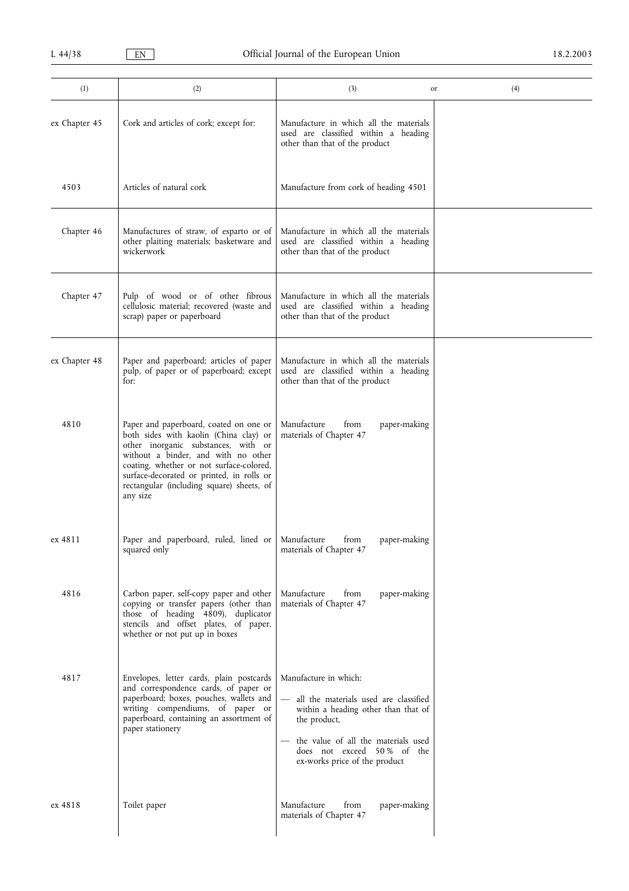| (1) | (2) | (3) or | (4) |
|---|---|---|---|
| ex Chapter 45 | Cork and articles of cork; except for: | Manufacture in which all the materials used are classified within a heading other than that of the product | |
| 4503 | Articles of natural cork | Manufacture from cork of heading 4501 | |
| Chapter 46 | Manufactures of straw, of esparto or of other plaiting materials; basketware and wickerwork | Manufacture in which all the materials used are classified within a heading other than that of the product | |
| Chapter 47 | Pulp of wood or of other fibrous cellulosic material; recovered (waste and scrap) paper or paperboard | Manufacture in which all the materials used are classified within a heading other than that of the product | |
| ex Chapter 48 | Paper and paperboard; articles of paper pulp, of paper or of paperboard; except for: | Manufacture in which all the materials used are classified within a heading other than that of the product | |
| 4810 | Paper and paperboard, coated on one or both sides with kaolin (China clay) or other inorganic substances, with or without a binder, and with no other coating, whether or not surface-colored, surface-decorated or printed, in rolls or rectangular (including square) sheets, of any size | Manufacture from paper-making materials of Chapter 47 | |
| ex 4811 | Paper and paperboard, ruled, lined or squared only | Manufacture from paper-making materials of Chapter 47 | |
| 4816 | Carbon paper, self-copy paper and other copying or transfer papers (other than those of heading 4809), duplicator stencils and offset plates, of paper, whether or not put up in boxes | Manufacture from paper-making materials of Chapter 47 | |
| 4817 | Envelopes, letter cards, plain postcards and correspondence cards, of paper or paperboard; boxes, pouches, wallets and writing compendiums, of paper or paperboard, containing an assortment of paper stationery | Manufacture in which:<br>— all the materials used are classified within a heading other than that of the product,<br>— the value of all the materials used does not exceed 50 % of the ex-works price of the product | |
| ex 4818 | Toilet paper | Manufacture from paper-making materials of Chapter 47 | |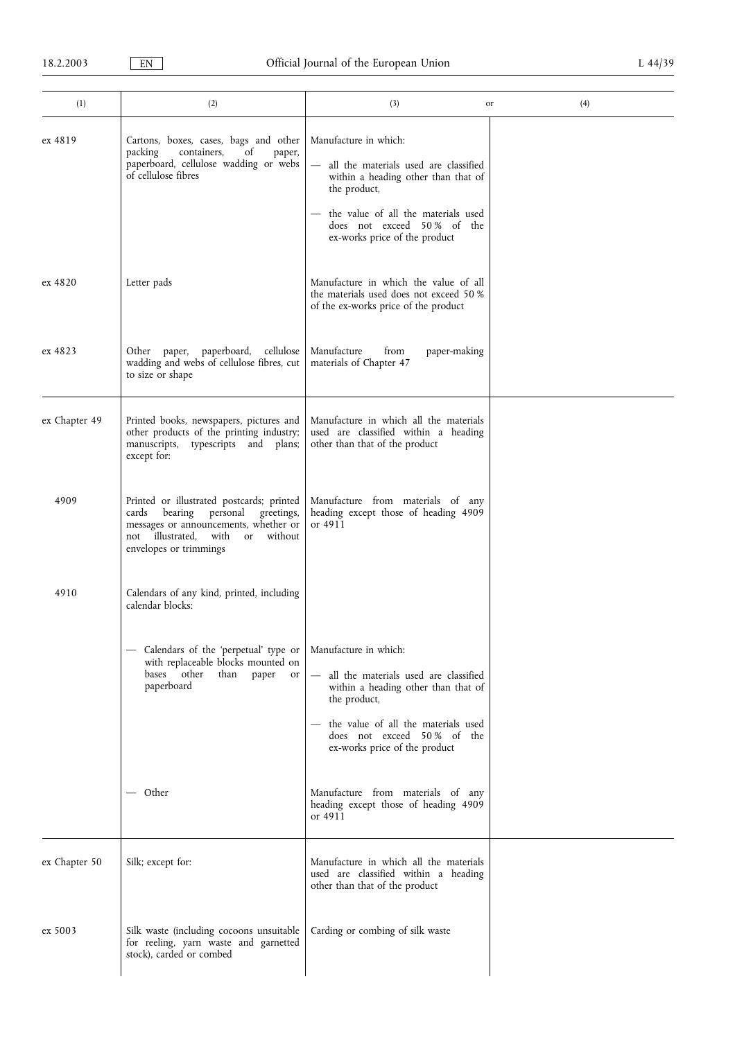| (1) | (2) | (3) or | (4) |
|---|---|---|---|
| ex 4819 | Cartons, boxes, cases, bags and other packing containers, of paper, paperboard, cellulose wadding or webs of cellulose fibres | Manufacture in which:<br>— all the materials used are classified within a heading other than that of the product,<br>— the value of all the materials used does not exceed 50 % of the ex-works price of the product | |
| ex 4820 | Letter pads | Manufacture in which the value of all the materials used does not exceed 50 % of the ex-works price of the product | |
| ex 4823 | Other paper, paperboard, cellulose wadding and webs of cellulose fibres, cut to size or shape | Manufacture from paper-making materials of Chapter 47 | |
| ex Chapter 49 | Printed books, newspapers, pictures and other products of the printing industry; manuscripts, typescripts and plans; except for: | Manufacture in which all the materials used are classified within a heading other than that of the product | |
| 4909 | Printed or illustrated postcards; printed cards bearing personal greetings, messages or announcements, whether or not illustrated, with or without envelopes or trimmings | Manufacture from materials of any heading except those of heading 4909 or 4911 | |
| 4910 | Calendars of any kind, printed, including calendar blocks: | | |
| | — Calendars of the 'perpetual' type or with replaceable blocks mounted on bases other than paper or paperboard | Manufacture in which:<br>— all the materials used are classified within a heading other than that of the product,<br>— the value of all the materials used does not exceed 50 % of the ex-works price of the product | |
| | — Other | Manufacture from materials of any heading except those of heading 4909 or 4911 | |
| ex Chapter 50 | Silk; except for: | Manufacture in which all the materials used are classified within a heading other than that of the product | |
| ex 5003 | Silk waste (including cocoons unsuitable for reeling, yarn waste and garnetted stock), carded or combed | Carding or combing of silk waste | |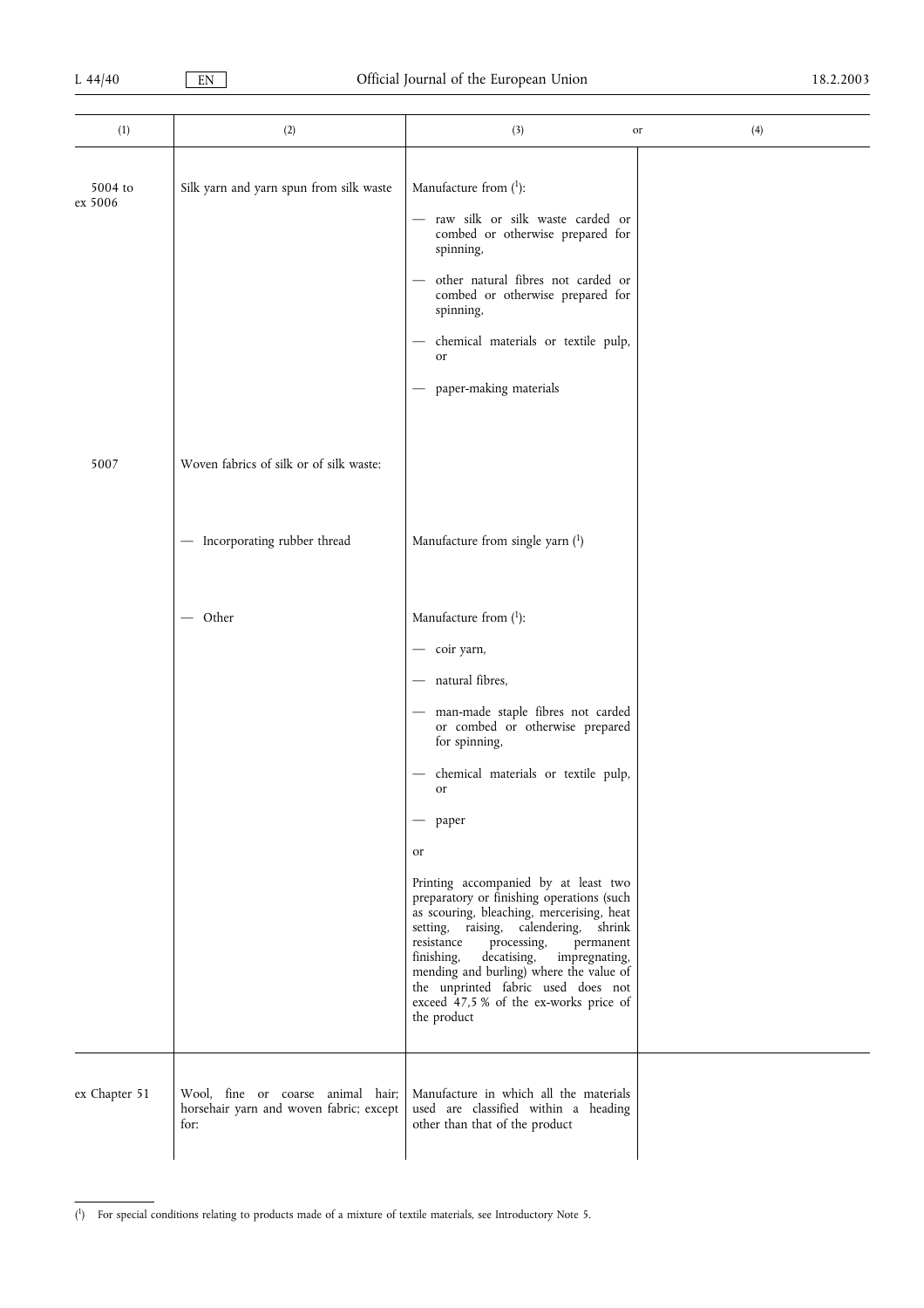| (1) | (2) | (3) or | (4) |
|---|---|---|---|
| 5004 to ex 5006 | Silk yarn and yarn spun from silk waste | Manufacture from [1]:<br>— raw silk or silk waste carded or combed or otherwise prepared for spinning,<br>— other natural fibres not carded or combed or otherwise prepared for spinning,<br>— chemical materials or textile pulp, or<br>— paper-making materials | |
| 5007 | Woven fabrics of silk or of silk waste: | | |
| | — Incorporating rubber thread | Manufacture from single yarn [1] | |
| | — Other | Manufacture from [1]:<br>— coir yarn,<br>— natural fibres,<br>— man-made staple fibres not carded or combed or otherwise prepared for spinning,<br>— chemical materials or textile pulp, or<br>— paper<br>or<br>Printing accompanied by at least two preparatory or finishing operations (such as scouring, bleaching, mercerising, heat setting, raising, calendering, shrink resistance processing, permanent finishing, decatising, impregnating, mending and burling) where the value of the unprinted fabric used does not exceed 47,5 % of the ex-works price of the product | |
| ex Chapter 51 | Wool, fine or coarse animal hair; horsehair yarn and woven fabric; except for: | Manufacture in which all the materials used are classified within a heading other than that of the product | |

[1] For special conditions relating to products made of a mixture of textile materials, see Introductory Note 5.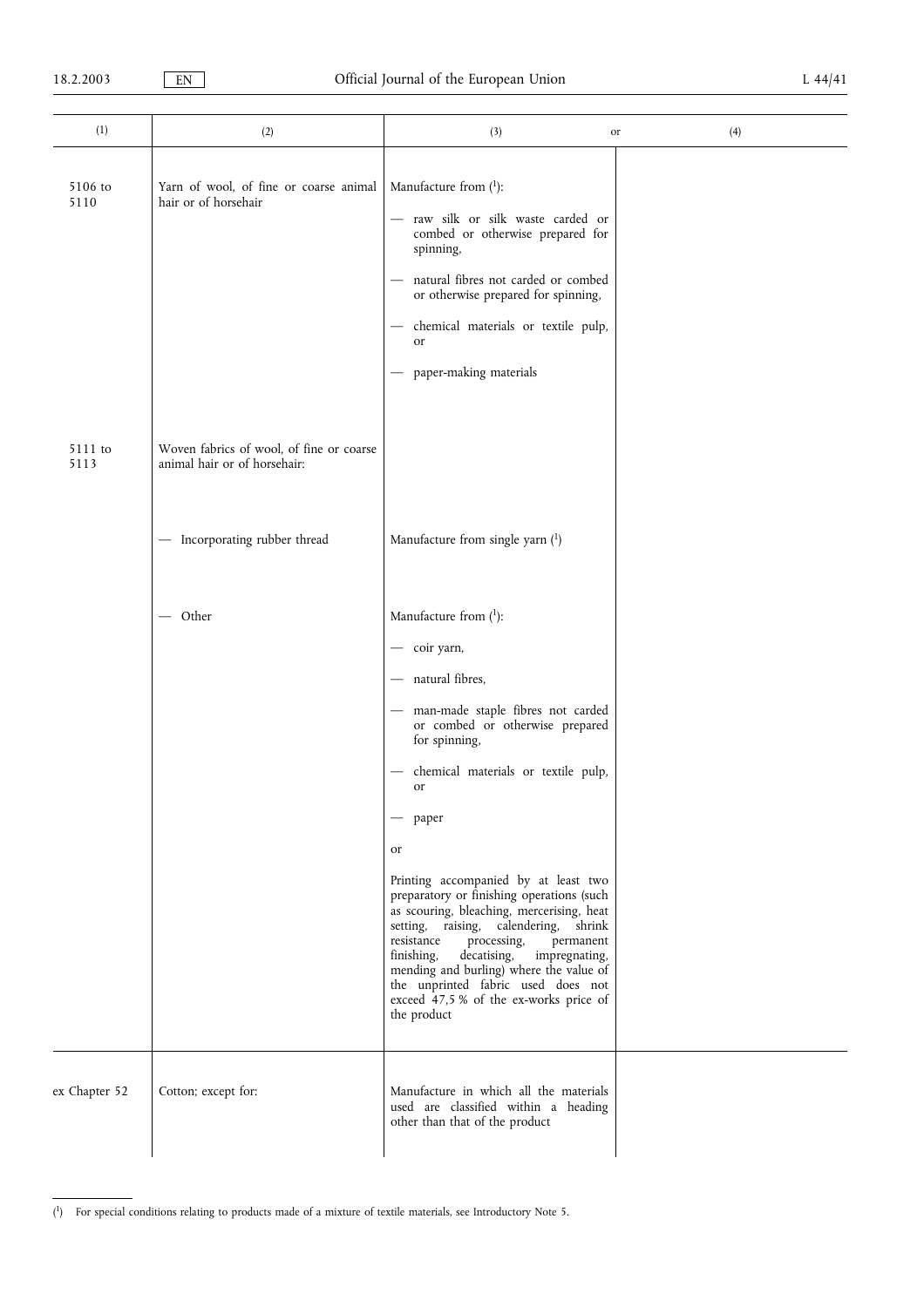| (1) | (2) | (3) or | (4) |
|---|---|---|---|
| 5106 to 5110 | Yarn of wool, of fine or coarse animal hair or of horsehair | Manufacture from [1]:<br>— raw silk or silk waste carded or combed or otherwise prepared for spinning,<br>— natural fibres not carded or combed or otherwise prepared for spinning,<br>— chemical materials or textile pulp, or<br>— paper-making materials | |
| 5111 to 5113 | Woven fabrics of wool, of fine or coarse animal hair or of horsehair: | | |
| | — Incorporating rubber thread | Manufacture from single yarn [1] | |
| | — Other | Manufacture from [1]:<br>— coir yarn,<br>— natural fibres,<br>— man-made staple fibres not carded or combed or otherwise prepared for spinning,<br>— chemical materials or textile pulp, or<br>— paper<br>or<br>Printing accompanied by at least two preparatory or finishing operations (such as scouring, bleaching, mercerising, heat setting, raising, calendering, shrink resistance processing, permanent finishing, decatising, impregnating, mending and burling) where the value of the unprinted fabric used does not exceed 47,5 % of the ex-works price of the product | |
| ex Chapter 52 | Cotton; except for: | Manufacture in which all the materials used are classified within a heading other than that of the product | |

[1] For special conditions relating to products made of a mixture of textile materials, see Introductory Note 5.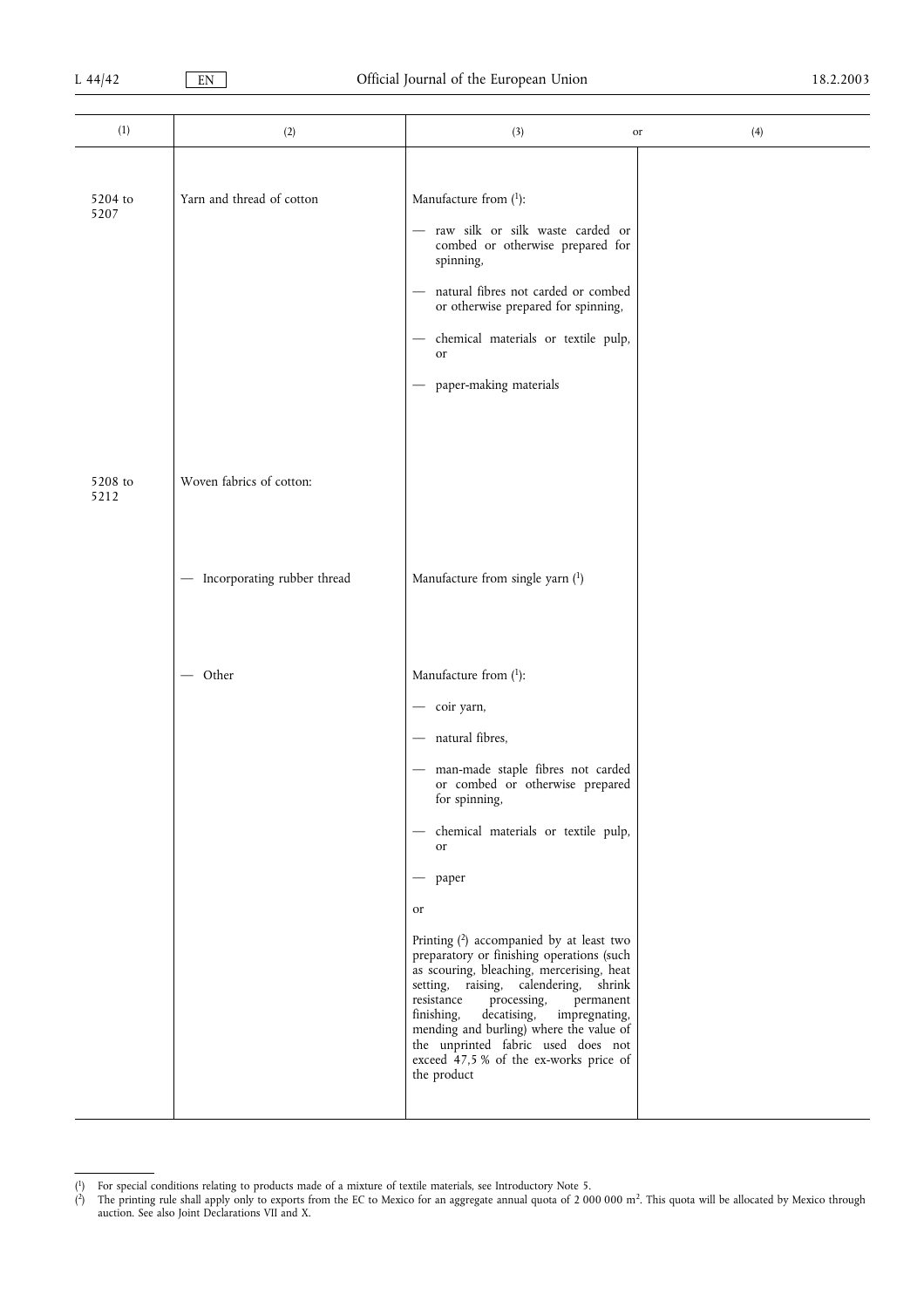| (1) | (2) | (3) or | (4) |
|---|---|---|---|
| 5204 to 5207 | Yarn and thread of cotton | Manufacture from (1):<br>— raw silk or silk waste carded or combed or otherwise prepared for spinning,<br>— natural fibres not carded or combed or otherwise prepared for spinning,<br>— chemical materials or textile pulp, or<br>— paper-making materials | |
| 5208 to 5212 | Woven fabrics of cotton: | | |
| | — Incorporating rubber thread | Manufacture from single yarn (1) | |
| | — Other | Manufacture from (1):<br>— coir yarn,<br>— natural fibres,<br>— man-made staple fibres not carded or combed or otherwise prepared for spinning,<br>— chemical materials or textile pulp, or<br>— paper<br>or<br>Printing (2) accompanied by at least two preparatory or finishing operations (such as scouring, bleaching, mercerising, heat setting, raising, calendering, shrink resistance processing, permanent finishing, decatising, impregnating, mending and burling) where the value of the unprinted fabric used does not exceed 47,5 % of the ex-works price of the product | |

(1) For special conditions relating to products made of a mixture of textile materials, see Introductory Note 5.

(2) The printing rule shall apply only to exports from the EC to Mexico for an aggregate annual quota of 2 000 000 $m^2$. This quota will be allocated by Mexico through auction. See also Joint Declarations VII and X.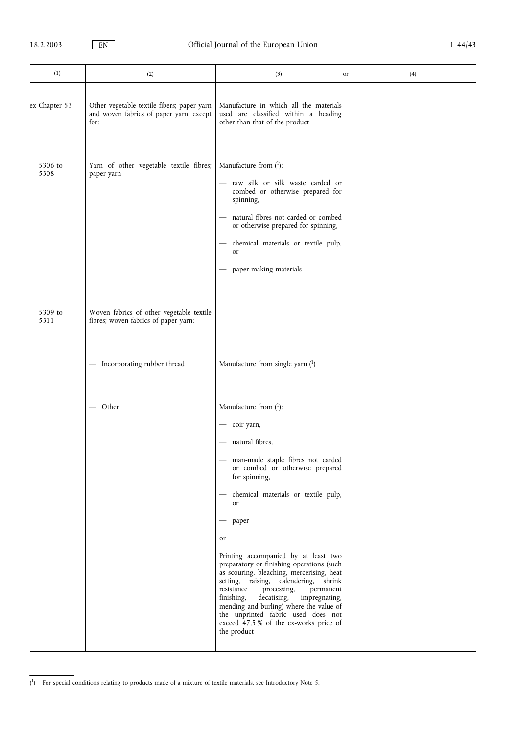| (1) | (2) | (3) or | (4) |
|---|---|---|---|
| ex Chapter 53 | Other vegetable textile fibers; paper yarn and woven fabrics of paper yarn; except for: | Manufacture in which all the materials used are classified within a heading other than that of the product | |
| 5306 to 5308 | Yarn of other vegetable textile fibres; paper yarn | Manufacture from [1]:<br>— raw silk or silk waste carded or combed or otherwise prepared for spinning,<br>— natural fibres not carded or combed or otherwise prepared for spinning,<br>— chemical materials or textile pulp, or<br>— paper-making materials | |
| 5309 to 5311 | Woven fabrics of other vegetable textile fibres; woven fabrics of paper yarn: | | |
| | — Incorporating rubber thread | Manufacture from single yarn [1] | |
| | — Other | Manufacture from [1]:<br>— coir yarn,<br>— natural fibres,<br>— man-made staple fibres not carded or combed or otherwise prepared for spinning,<br>— chemical materials or textile pulp, or<br>— paper<br>or<br>Printing accompanied by at least two preparatory or finishing operations (such as scouring, bleaching, mercerising, heat setting, raising, calendering, shrink resistance processing, permanent finishing, decatising, impregnating, mending and burling) where the value of the unprinted fabric used does not exceed 47,5 % of the ex-works price of the product | |

[1] For special conditions relating to products made of a mixture of textile materials, see Introductory Note 5.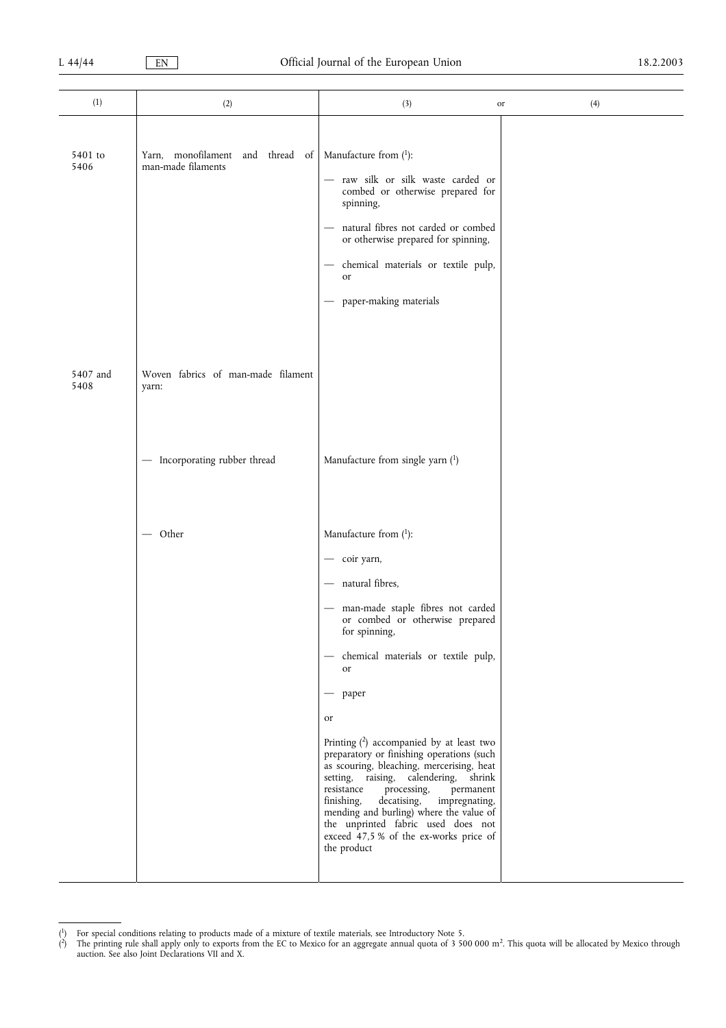| (1) | (2) | (3) or | (4) |
|---|---|---|---|
| 5401 to 5406 | Yarn, monofilament and thread of man-made filaments | Manufacture from [1]:<br>— raw silk or silk waste carded or combed or otherwise prepared for spinning,<br>— natural fibres not carded or combed or otherwise prepared for spinning,<br>— chemical materials or textile pulp, or<br>— paper-making materials | |
| 5407 and 5408 | Woven fabrics of man-made filament yarn: | | |
| | — Incorporating rubber thread | Manufacture from single yarn [1] | |
| | — Other | Manufacture from [1]:<br>— coir yarn,<br>— natural fibres,<br>— man-made staple fibres not carded or combed or otherwise prepared for spinning,<br>— chemical materials or textile pulp, or<br>— paper<br>or<br>Printing [2] accompanied by at least two preparatory or finishing operations (such as scouring, bleaching, mercerising, heat setting, raising, calendering, shrink resistance processing, permanent finishing, decatising, impregnating, mending and burling) where the value of the unprinted fabric used does not exceed 47,5 % of the ex-works price of the product | |

[1] For special conditions relating to products made of a mixture of textile materials, see Introductory Note 5.

[2] The printing rule shall apply only to exports from the EC to Mexico for an aggregate annual quota of 3 500 000 $m^2$. This quota will be allocated by Mexico through auction. See also Joint Declarations VII and X.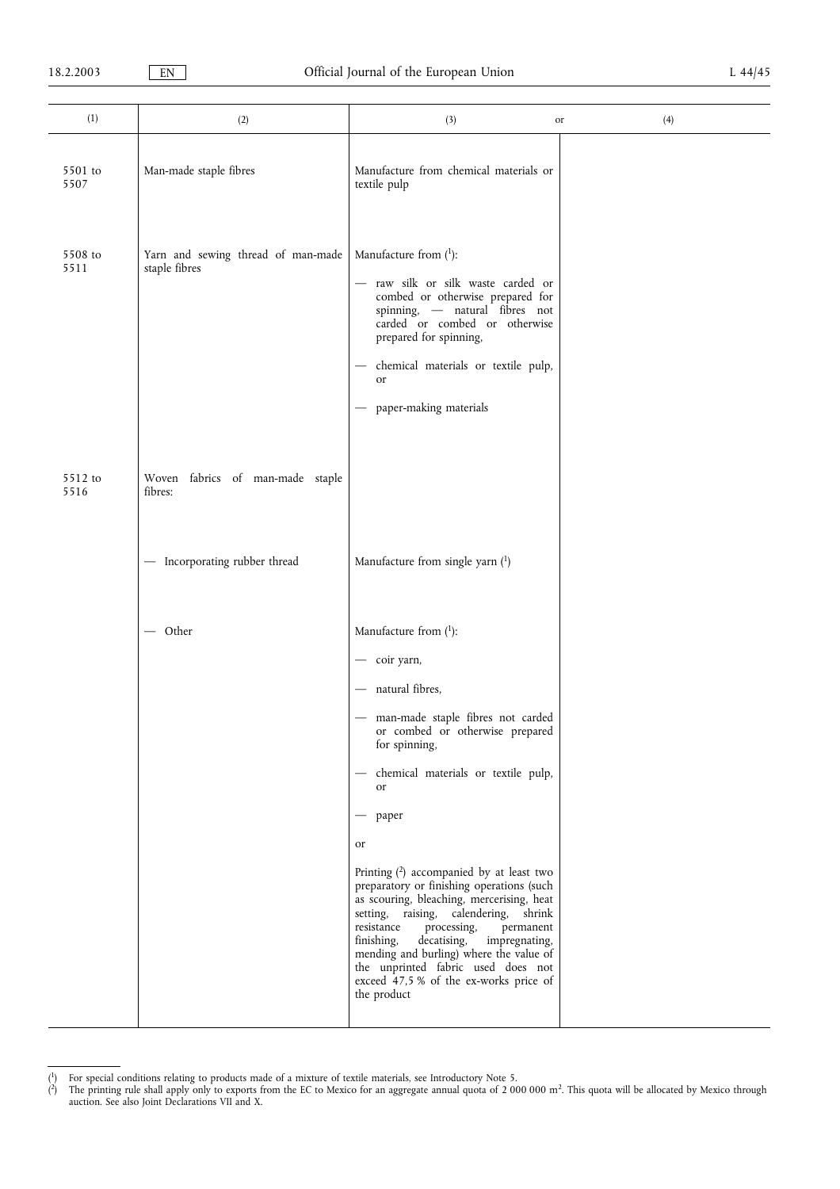| (1) | (2) | (3) or | (4) |
|---|---|---|---|
| 5501 to 5507 | Man-made staple fibres | Manufacture from chemical materials or textile pulp | |
| 5508 to 5511 | Yarn and sewing thread of man-made staple fibres | Manufacture from [1]:<br>— raw silk or silk waste carded or combed or otherwise prepared for spinning, — natural fibres not carded or combed or otherwise prepared for spinning,<br>— chemical materials or textile pulp, or<br>— paper-making materials | |
| 5512 to 5516 | Woven fabrics of man-made staple fibres: | | |
| | — Incorporating rubber thread | Manufacture from single yarn [1] | |
| | — Other | Manufacture from [1]:<br>— coir yarn,<br>— natural fibres,<br>— man-made staple fibres not carded or combed or otherwise prepared for spinning,<br>— chemical materials or textile pulp, or<br>— paper<br>or<br>Printing [2] accompanied by at least two preparatory or finishing operations (such as scouring, bleaching, mercerising, heat setting, raising, calendering, shrink resistance processing, permanent finishing, decatising, impregnating, mending and burling) where the value of the unprinted fabric used does not exceed 47,5 % of the ex-works price of the product | |

[1] For special conditions relating to products made of a mixture of textile materials, see Introductory Note 5.

[2] The printing rule shall apply only to exports from the EC to Mexico for an aggregate annual quota of 2 000 000 m². This quota will be allocated by Mexico through auction. See also Joint Declarations VII and X.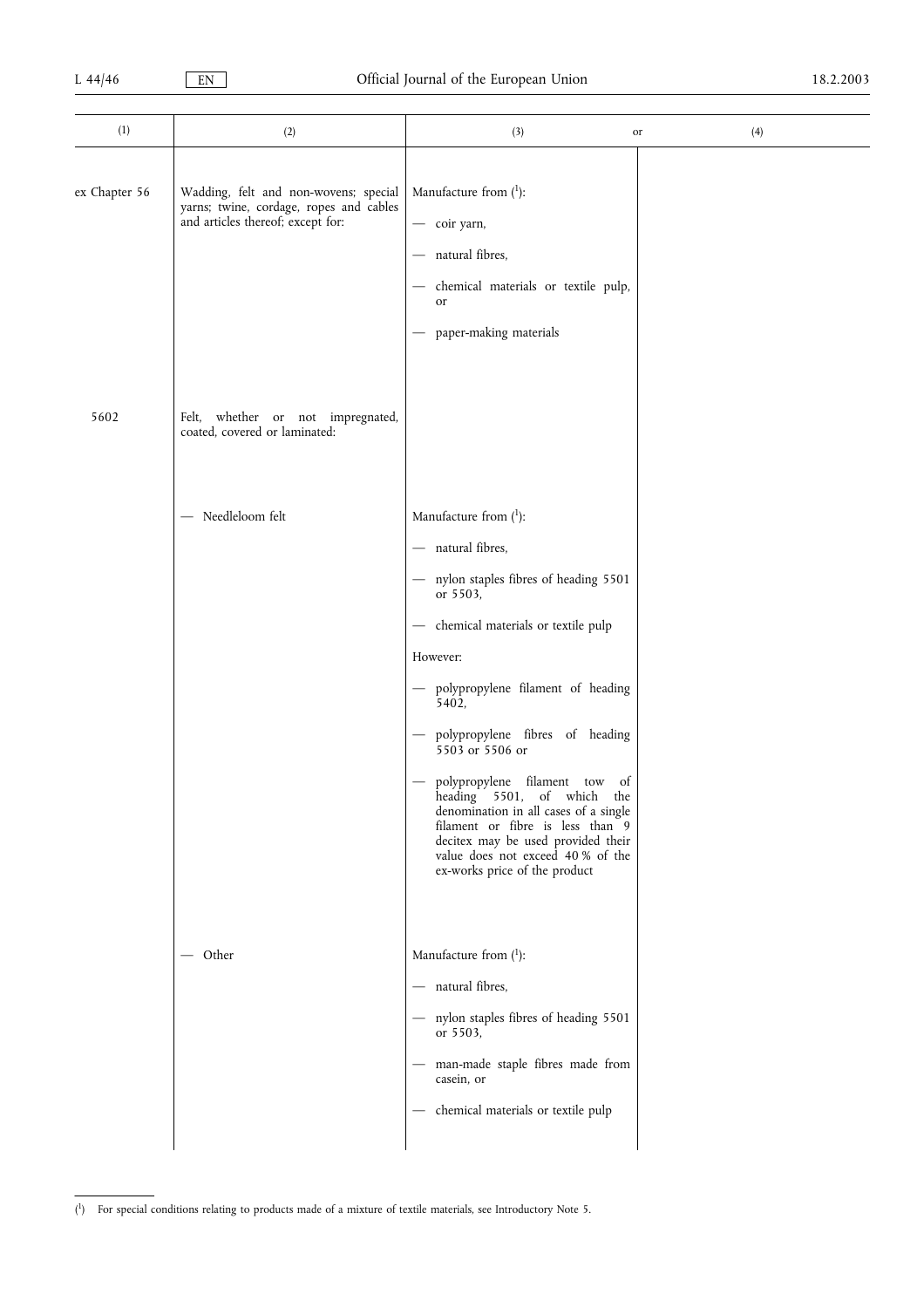| (1) | (2) | (3) or | (4) |
|---|---|---|---|
| ex Chapter 56 | Wadding, felt and non-wovens; special yarns; twine, cordage, ropes and cables and articles thereof; except for: | Manufacture from [1]:<br>— coir yarn,<br>— natural fibres,<br>— chemical materials or textile pulp, or<br>— paper-making materials | |
| 5602 | Felt, whether or not impregnated, coated, covered or laminated: | | |
| | — Needleloom felt | Manufacture from [1]:<br>— natural fibres,<br>— nylon staples fibres of heading 5501 or 5503,<br>— chemical materials or textile pulp<br>However:<br>— polypropylene filament of heading 5402,<br>— polypropylene fibres of heading 5503 or 5506 or<br>— polypropylene filament tow of heading 5501, of which the denomination in all cases of a single filament or fibre is less than 9 decitex may be used provided their value does not exceed 40 % of the ex-works price of the product | |
| | — Other | Manufacture from [1]:<br>— natural fibres,<br>— nylon staples fibres of heading 5501 or 5503,<br>— man-made staple fibres made from casein, or<br>— chemical materials or textile pulp | |

[1] For special conditions relating to products made of a mixture of textile materials, see Introductory Note 5.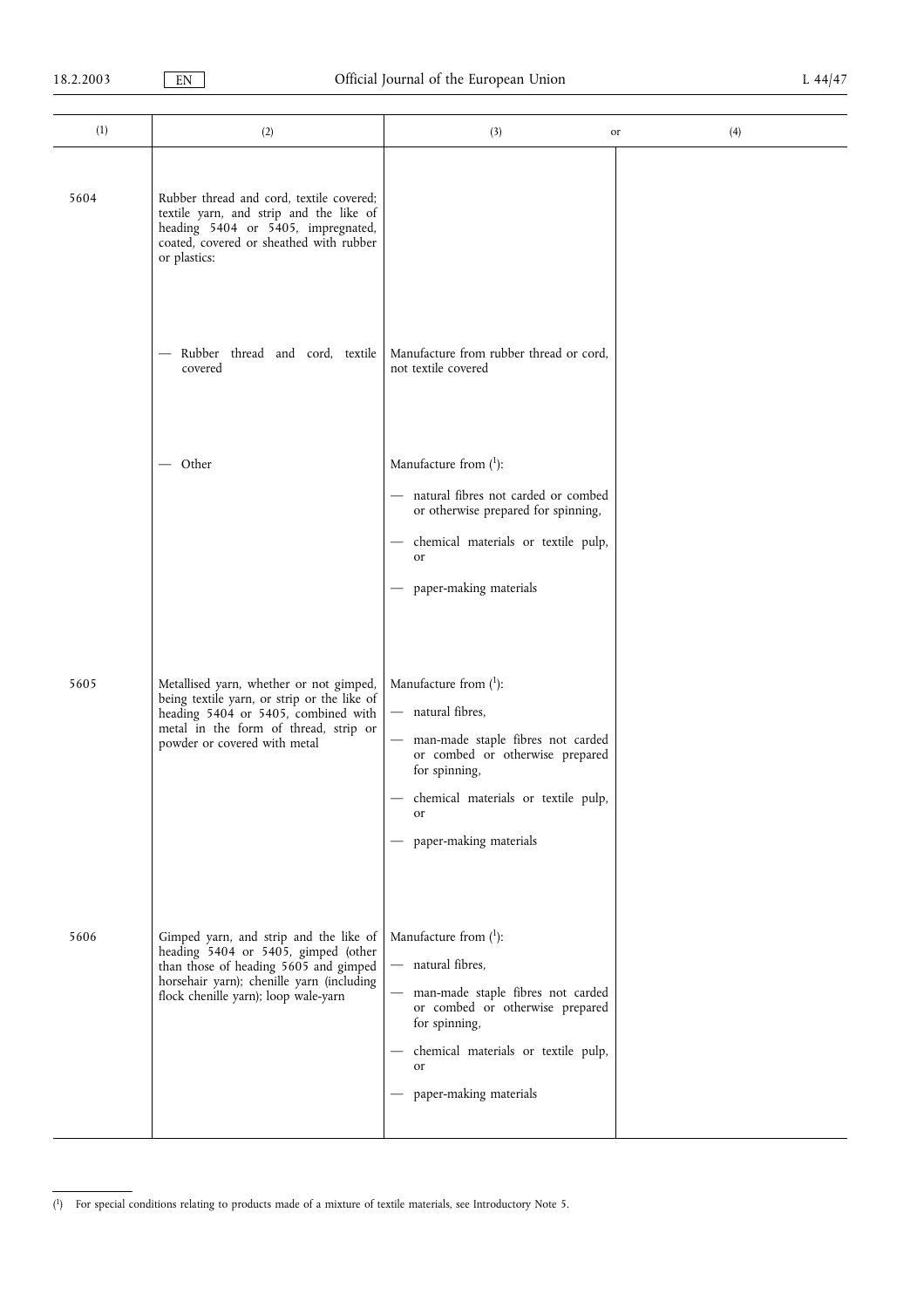| (1) | (2) | (3) or | (4) |
| --- | --- | --- | --- |
| 5604 | Rubber thread and cord, textile covered; textile yarn, and strip and the like of heading 5404 or 5405, impregnated, coated, covered or sheathed with rubber or plastics: | | |
| | — Rubber thread and cord, textile covered | Manufacture from rubber thread or cord, not textile covered | |
| | — Other | Manufacture from [1]:<br>— natural fibres not carded or combed or otherwise prepared for spinning,<br>— chemical materials or textile pulp, or<br>— paper-making materials | |
| 5605 | Metallised yarn, whether or not gimped, being textile yarn, or strip or the like of heading 5404 or 5405, combined with metal in the form of thread, strip or powder or covered with metal | Manufacture from [1]:<br>— natural fibres,<br>— man-made staple fibres not carded or combed or otherwise prepared for spinning,<br>— chemical materials or textile pulp, or<br>— paper-making materials | |
| 5606 | Gimped yarn, and strip and the like of heading 5404 or 5405, gimped (other than those of heading 5605 and gimped horsehair yarn); chenille yarn (including flock chenille yarn); loop wale-yarn | Manufacture from [1]:<br>— natural fibres,<br>— man-made staple fibres not carded or combed or otherwise prepared for spinning,<br>— chemical materials or textile pulp, or<br>— paper-making materials | |

[1] For special conditions relating to products made of a mixture of textile materials, see Introductory Note 5.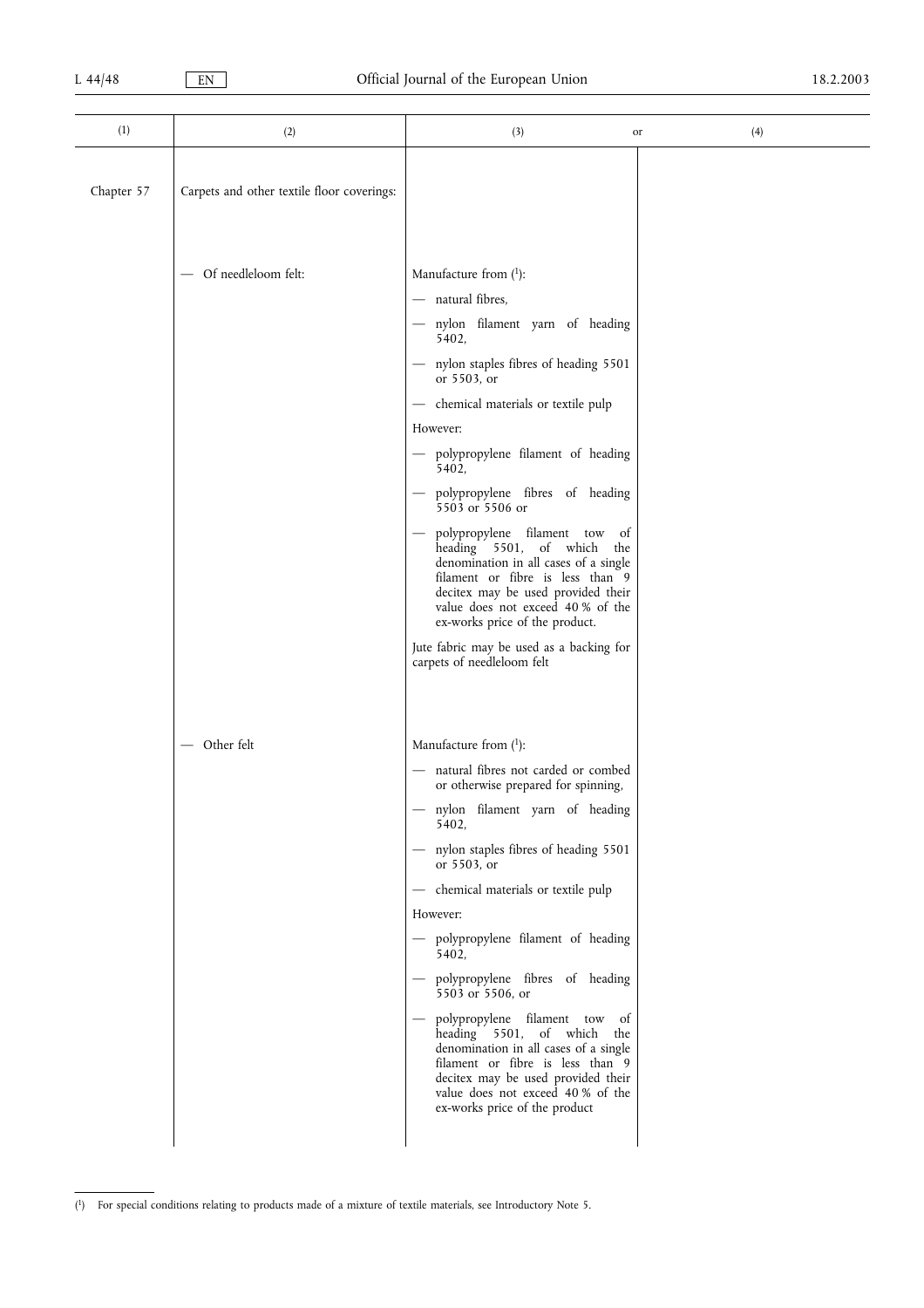| (1) | (2) | (3) or | (4) |
|---|---|---|---|
| Chapter 57 | Carpets and other textile floor coverings: | | |
| | — Of needleloom felt: | Manufacture from [1]:<br>— natural fibres,<br>— nylon filament yarn of heading 5402,<br>— nylon staples fibres of heading 5501 or 5503, or<br>— chemical materials or textile pulp<br>However:<br>— polypropylene filament of heading 5402,<br>— polypropylene fibres of heading 5503 or 5506 or<br>— polypropylene filament tow of heading 5501, of which the denomination in all cases of a single filament or fibre is less than 9 decitex may be used provided their value does not exceed 40 % of the ex-works price of the product.<br>Jute fabric may be used as a backing for carpets of needleloom felt | |
| | — Other felt | Manufacture from [1]:<br>— natural fibres not carded or combed or otherwise prepared for spinning,<br>— nylon filament yarn of heading 5402,<br>— nylon staples fibres of heading 5501 or 5503, or<br>— chemical materials or textile pulp<br>However:<br>— polypropylene filament of heading 5402,<br>— polypropylene fibres of heading 5503 or 5506, or<br>— polypropylene filament tow of heading 5501, of which the denomination in all cases of a single filament or fibre is less than 9 decitex may be used provided their value does not exceed 40 % of the ex-works price of the product | |

[1] For special conditions relating to products made of a mixture of textile materials, see Introductory Note 5.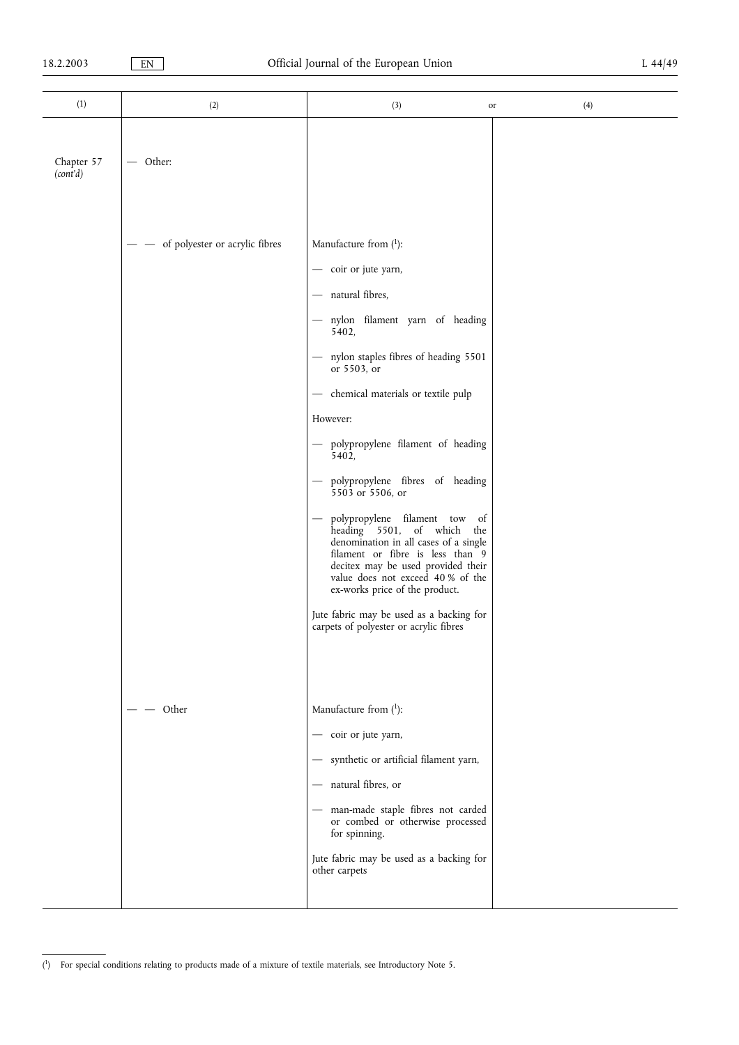| (1) | (2) | (3) or | (4) |
|---|---|---|---|
| Chapter 57 *(cont'd)* | — Other: | | |
| | — — of polyester or acrylic fibres | Manufacture from [1]:<br>— coir or jute yarn,<br>— natural fibres,<br>— nylon filament yarn of heading 5402,<br>— nylon staples fibres of heading 5501 or 5503, or<br>— chemical materials or textile pulp<br>However:<br>— polypropylene filament of heading 5402,<br>— polypropylene fibres of heading 5503 or 5506, or<br>— polypropylene filament tow of heading 5501, of which the denomination in all cases of a single filament or fibre is less than 9 decitex may be used provided their value does not exceed 40 % of the ex-works price of the product.<br>Jute fabric may be used as a backing for carpets of polyester or acrylic fibres | |
| | — — Other | Manufacture from [1]:<br>— coir or jute yarn,<br>— synthetic or artificial filament yarn,<br>— natural fibres, or<br>— man-made staple fibres not carded or combed or otherwise processed for spinning.<br>Jute fabric may be used as a backing for other carpets | |

[1] For special conditions relating to products made of a mixture of textile materials, see Introductory Note 5.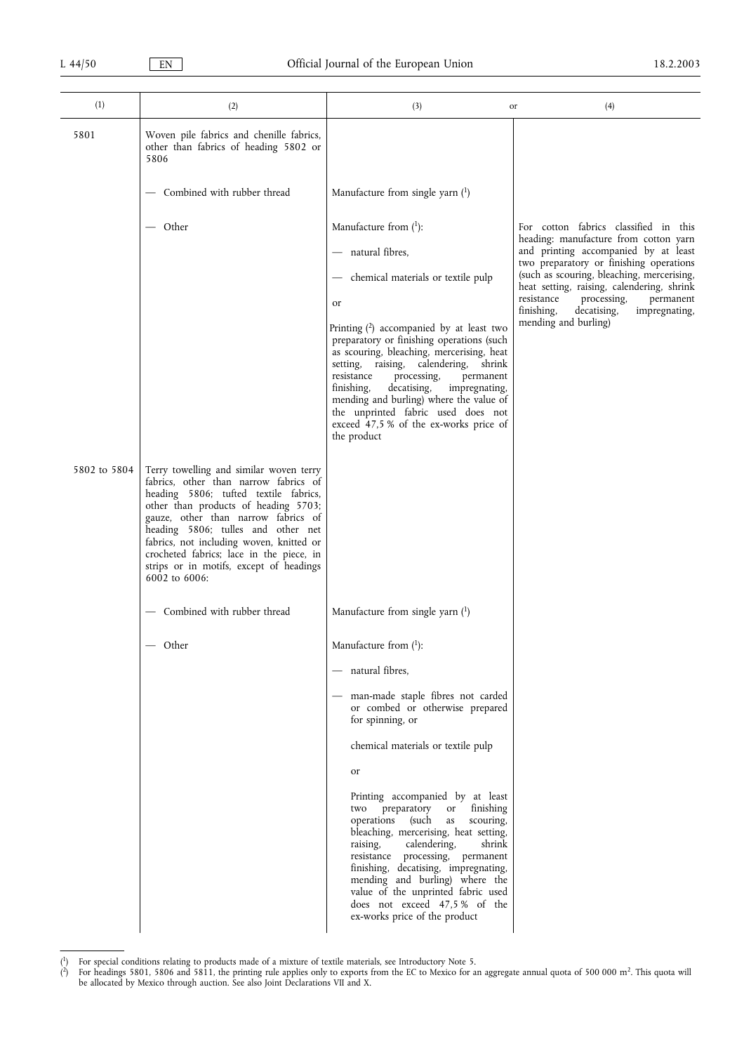| (1) | (2) | (3) or | (4) |
| --- | --- | --- | --- |
| 5801 | Woven pile fabrics and chenille fabrics, other than fabrics of heading 5802 or 5806 | | |
| | — Combined with rubber thread | Manufacture from single yarn [1] | |
| | — Other | Manufacture from [1]:<br>— natural fibres,<br>— chemical materials or textile pulp<br>or<br>Printing [2] accompanied by at least two preparatory or finishing operations (such as scouring, bleaching, mercerising, heat setting, raising, calendering, shrink resistance processing, permanent finishing, decatising, impregnating, mending and burling) where the value of the unprinted fabric used does not exceed 47,5 % of the ex-works price of the product | For cotton fabrics classified in this heading: manufacture from cotton yarn and printing accompanied by at least two preparatory or finishing operations (such as scouring, bleaching, mercerising, heat setting, raising, calendering, shrink resistance processing, permanent finishing, decatising, impregnating, mending and burling) |
| 5802 to 5804 | Terry towelling and similar woven terry fabrics, other than narrow fabrics of heading 5806; tufted textile fabrics, other than products of heading 5703; gauze, other than narrow fabrics of heading 5806; tulles and other net fabrics, not including woven, knitted or crocheted fabrics; lace in the piece, in strips or in motifs, except of headings 6002 to 6006: | | |
| | — Combined with rubber thread | Manufacture from single yarn [1] | |
| | — Other | Manufacture from [1]:<br>— natural fibres,<br>— man-made staple fibres not carded or combed or otherwise prepared for spinning, or<br>chemical materials or textile pulp<br>or<br>Printing accompanied by at least two preparatory or finishing operations (such as scouring, bleaching, mercerising, heat setting, raising, calendering, shrink resistance processing, permanent finishing, decatising, impregnating, mending and burling) where the value of the unprinted fabric used does not exceed 47,5 % of the ex-works price of the product | |

[1] For special conditions relating to products made of a mixture of textile materials, see Introductory Note 5.

[2] For headings 5801, 5806 and 5811, the printing rule applies only to exports from the EC to Mexico for an aggregate annual quota of 500 000 m$^2$. This quota will be allocated by Mexico through auction. See also Joint Declarations VII and X.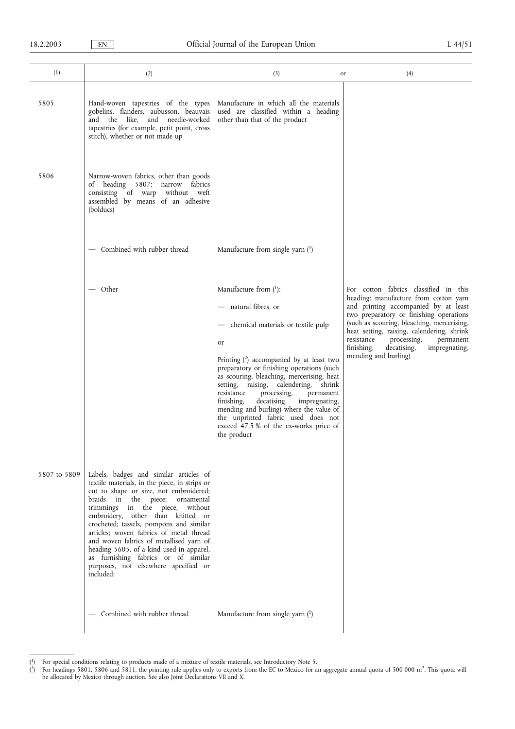| (1) | (2) | (3) or | (4) |
|---|---|---|---|
| 5805 | Hand-woven tapestries of the types gobelins, flanders, aubusson, beauvais and the like, and needle-worked tapestries (for example, petit point, cross stitch), whether or not made up | Manufacture in which all the materials used are classified within a heading other than that of the product | |
| 5806 | Narrow-woven fabrics, other than goods of heading 5807; narrow fabrics consisting of warp without weft assembled by means of an adhesive (bolducs) | | |
| | — Combined with rubber thread | Manufacture from single yarn [1] | |
| | — Other | Manufacture from [1]:<br>— natural fibres, or<br>— chemical materials or textile pulp<br>or<br>Printing [2] accompanied by at least two preparatory or finishing operations (such as scouring, bleaching, mercerising, heat setting, raising, calendering, shrink resistance processing, permanent finishing, decatising, impregnating, mending and burling) where the value of the unprinted fabric used does not exceed 47,5 % of the ex-works price of the product | For cotton fabrics classified in this heading: manufacture from cotton yarn and printing accompanied by at least two preparatory or finishing operations (such as scouring, bleaching, mercerising, heat setting, raising, calendering, shrink resistance processing, permanent finishing, decatising, impregnating, mending and burling) |
| 5807 to 5809 | Labels, badges and similar articles of textile materials, in the piece, in strips or cut to shape or size, not embroidered; braids in the piece; ornamental trimmings in the piece, without embroidery, other than knitted or crocheted; tassels, pompons and similar articles; woven fabrics of metal thread and woven fabrics of metallised yarn of heading 5605, of a kind used in apparel, as furnishing fabrics or of similar purposes, not elsewhere specified or included: | | |
| | — Combined with rubber thread | Manufacture from single yarn [1] | |

[1] For special conditions relating to products made of a mixture of textile materials, see Introductory Note 5.

[2] For headings 5801, 5806 and 5811, the printing rule applies only to exports from the EC to Mexico for an aggregate annual quota of 500 000 $m^2$. This quota will be allocated by Mexico through auction. See also Joint Declarations VII and X.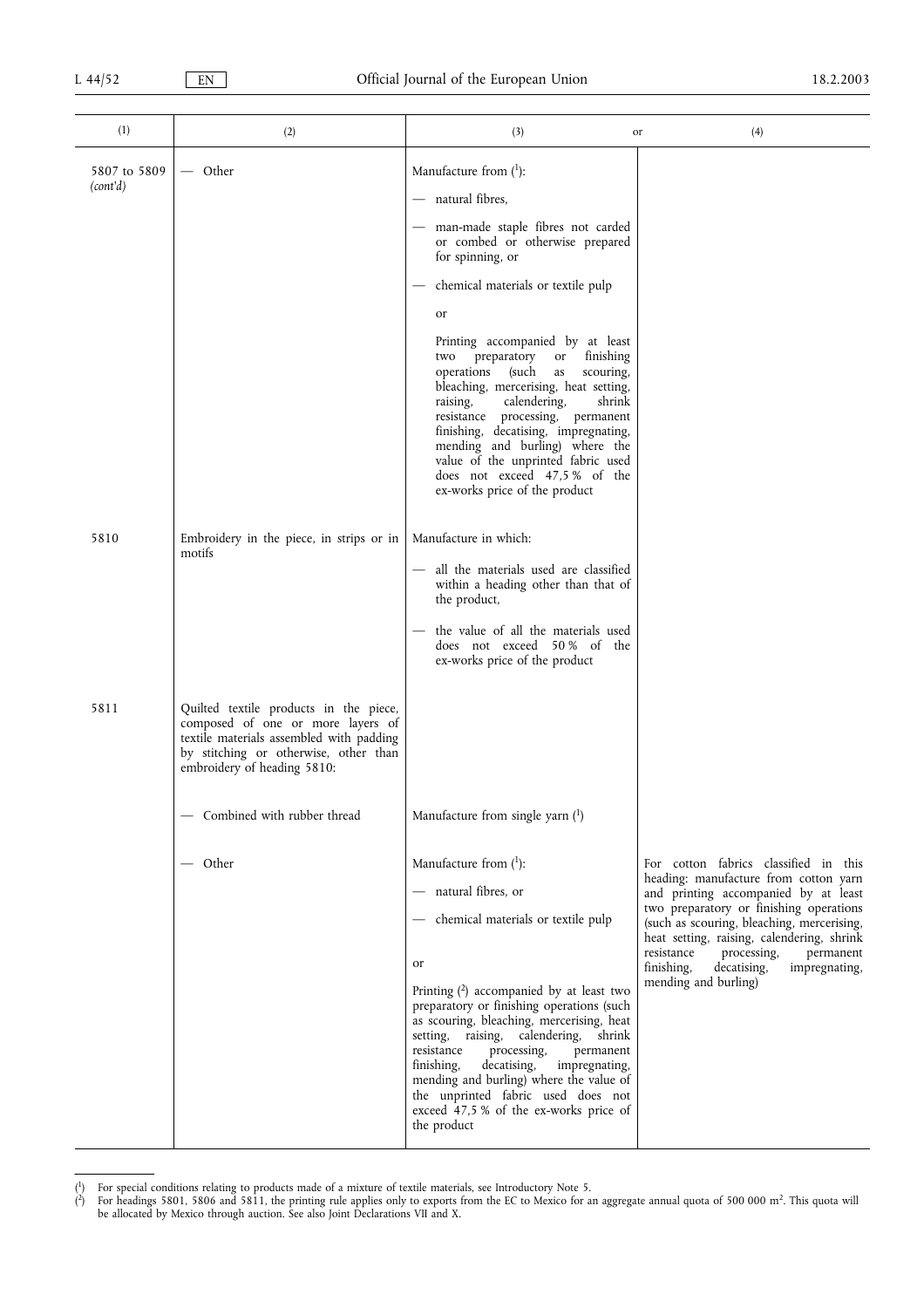| (1) | (2) | (3) or | (4) |
|---|---|---|---|
| 5807 to 5809 *(cont'd)* | — Other | Manufacture from [1]:<br>— natural fibres,<br>— man-made staple fibres not carded or combed or otherwise prepared for spinning, or<br>— chemical materials or textile pulp<br>or<br>Printing accompanied by at least two preparatory or finishing operations (such as scouring, bleaching, mercerising, heat setting, raising, calendering, shrink resistance processing, permanent finishing, decatising, impregnating, mending and burling) where the value of the unprinted fabric used does not exceed 47,5 % of the ex-works price of the product | |
| 5810 | Embroidery in the piece, in strips or in motifs | Manufacture in which:<br>— all the materials used are classified within a heading other than that of the product,<br>— the value of all the materials used does not exceed 50 % of the ex-works price of the product | |
| 5811 | Quilted textile products in the piece, composed of one or more layers of textile materials assembled with padding by stitching or otherwise, other than embroidery of heading 5810: | | |
| | — Combined with rubber thread | Manufacture from single yarn [1] | |
| | — Other | Manufacture from [1]:<br>— natural fibres, or<br>— chemical materials or textile pulp<br>or<br>Printing [2] accompanied by at least two preparatory or finishing operations (such as scouring, bleaching, mercerising, heat setting, raising, calendering, shrink resistance processing, permanent finishing, decatising, impregnating, mending and burling) where the value of the unprinted fabric used does not exceed 47,5 % of the ex-works price of the product | For cotton fabrics classified in this heading: manufacture from cotton yarn and printing accompanied by at least two preparatory or finishing operations (such as scouring, bleaching, mercerising, heat setting, raising, calendering, shrink resistance processing, permanent finishing, decatising, impregnating, mending and burling) |

[1] For special conditions relating to products made of a mixture of textile materials, see Introductory Note 5.

[2] For headings 5801, 5806 and 5811, the printing rule applies only to exports from the EC to Mexico for an aggregate annual quota of 500 000 $m^2$. This quota will be allocated by Mexico through auction. See also Joint Declarations VII and X.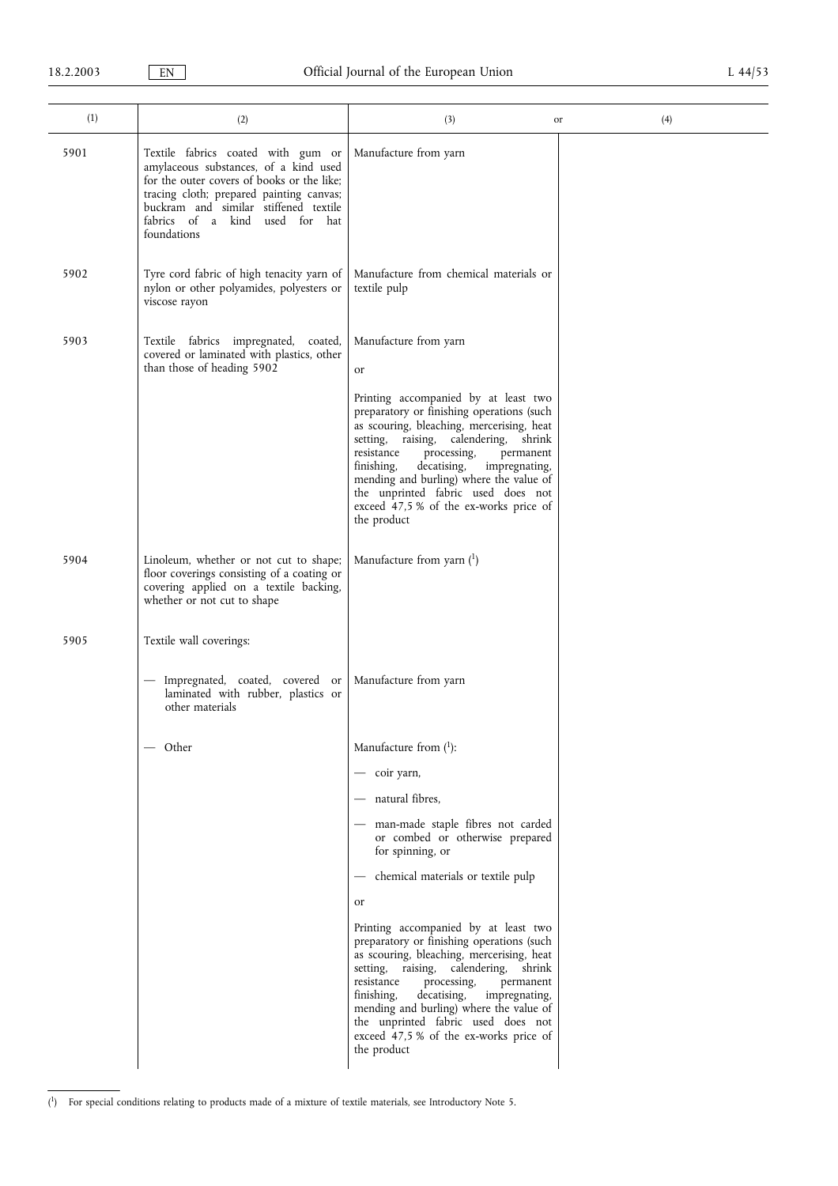| (1) | (2) | (3) or | (4) |
|---|---|---|---|
| 5901 | Textile fabrics coated with gum or amylaceous substances, of a kind used for the outer covers of books or the like; tracing cloth; prepared painting canvas; buckram and similar stiffened textile fabrics of a kind used for hat foundations | Manufacture from yarn | |
| 5902 | Tyre cord fabric of high tenacity yarn of nylon or other polyamides, polyesters or viscose rayon | Manufacture from chemical materials or textile pulp | |
| 5903 | Textile fabrics impregnated, coated, covered or laminated with plastics, other than those of heading 5902 | Manufacture from yarn<br><br>or<br><br>Printing accompanied by at least two preparatory or finishing operations (such as scouring, bleaching, mercerising, heat setting, raising, calendering, shrink resistance processing, permanent finishing, decatising, impregnating, mending and burling) where the value of the unprinted fabric used does not exceed 47,5 % of the ex-works price of the product | |
| 5904 | Linoleum, whether or not cut to shape; floor coverings consisting of a coating or covering applied on a textile backing, whether or not cut to shape | Manufacture from yarn [1] | |
| 5905 | Textile wall coverings: | | |
| | — Impregnated, coated, covered or laminated with rubber, plastics or other materials | Manufacture from yarn | |
| | — Other | Manufacture from [1]:<br>— coir yarn,<br>— natural fibres,<br>— man-made staple fibres not carded or combed or otherwise prepared for spinning, or<br>— chemical materials or textile pulp<br><br>or<br><br>Printing accompanied by at least two preparatory or finishing operations (such as scouring, bleaching, mercerising, heat setting, raising, calendering, shrink resistance processing, permanent finishing, decatising, impregnating, mending and burling) where the value of the unprinted fabric used does not exceed 47,5 % of the ex-works price of the product | |

[1] For special conditions relating to products made of a mixture of textile materials, see Introductory Note 5.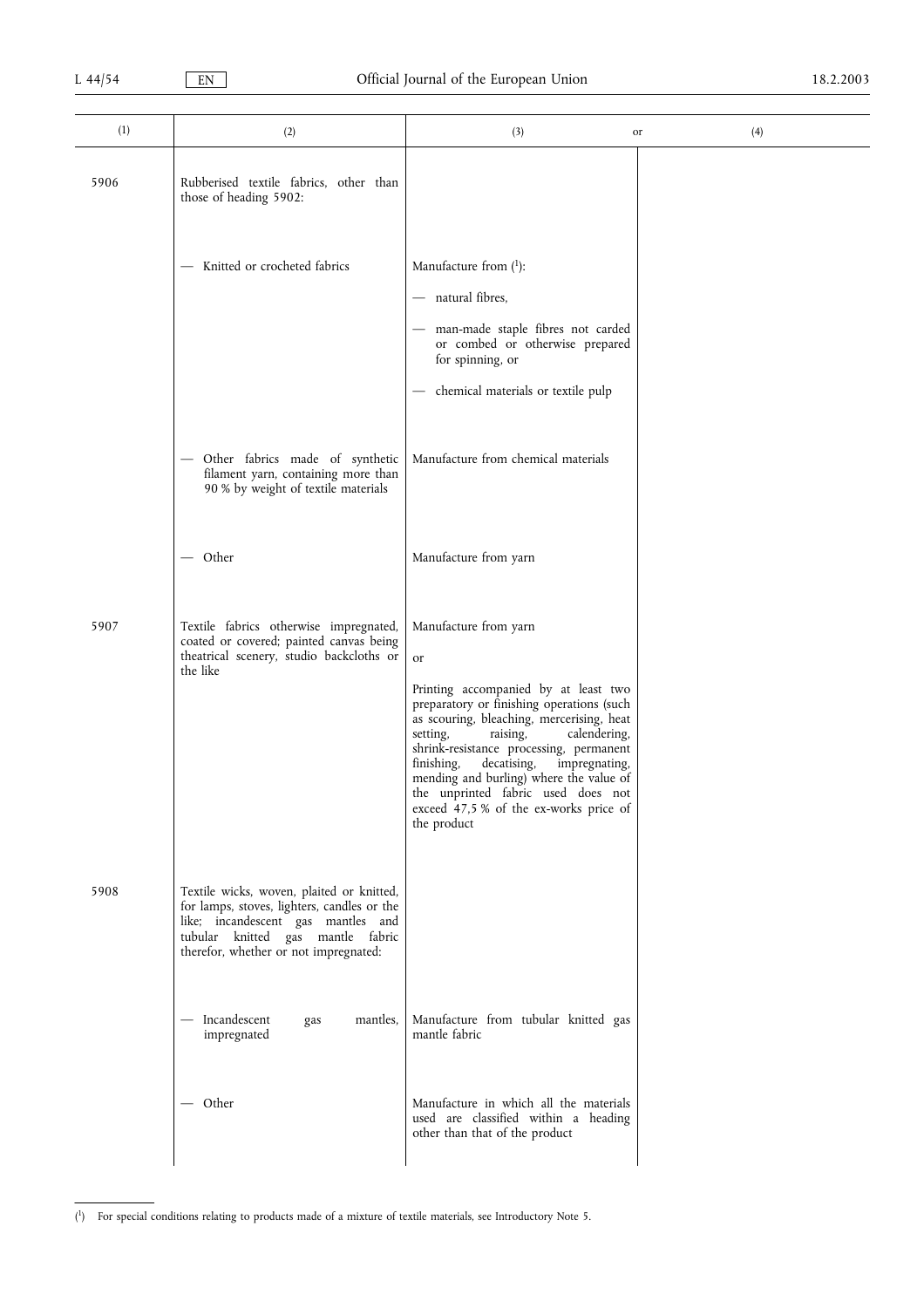| (1) | (2) | (3) or | (4) |
|---|---|---|---|
| 5906 | Rubberised textile fabrics, other than those of heading 5902: | | |
| | — Knitted or crocheted fabrics | Manufacture from [1]:<br>— natural fibres,<br>— man-made staple fibres not carded or combed or otherwise prepared for spinning, or<br>— chemical materials or textile pulp | |
| | — Other fabrics made of synthetic filament yarn, containing more than 90 % by weight of textile materials | Manufacture from chemical materials | |
| | — Other | Manufacture from yarn | |
| 5907 | Textile fabrics otherwise impregnated, coated or covered; painted canvas being theatrical scenery, studio backcloths or the like | Manufacture from yarn<br>or<br>Printing accompanied by at least two preparatory or finishing operations (such as scouring, bleaching, mercerising, heat setting, raising, calendering, shrink-resistance processing, permanent finishing, decatising, impregnating, mending and burling) where the value of the unprinted fabric used does not exceed 47,5 % of the ex-works price of the product | |
| 5908 | Textile wicks, woven, plaited or knitted, for lamps, stoves, lighters, candles or the like; incandescent gas mantles and tubular knitted gas mantle fabric therefor, whether or not impregnated: | | |
| | — Incandescent gas mantles, impregnated | Manufacture from tubular knitted gas mantle fabric | |
| | — Other | Manufacture in which all the materials used are classified within a heading other than that of the product | |

[1] For special conditions relating to products made of a mixture of textile materials, see Introductory Note 5.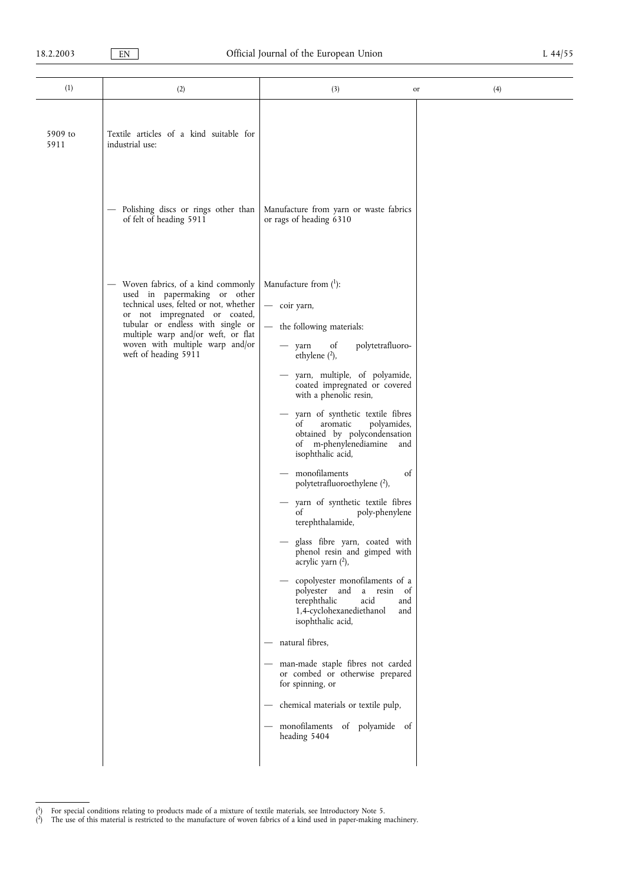| (1) | (2) | (3) or | (4) |
|---|---|---|---|
| 5909 to 5911 | Textile articles of a kind suitable for industrial use: | | |
| | — Polishing discs or rings other than of felt of heading 5911 | Manufacture from yarn or waste fabrics or rags of heading 6310 | |
| | — Woven fabrics, of a kind commonly used in papermaking or other technical uses, felted or not, whether or not impregnated or coated, tubular or endless with single or multiple warp and/or weft, or flat woven with multiple warp and/or weft of heading 5911 | Manufacture from [1]:<br>— coir yarn,<br>— the following materials:<br>— yarn of polytetrafluoroethylene [2],<br>— yarn, multiple, of polyamide, coated impregnated or covered with a phenolic resin,<br>— yarn of synthetic textile fibres of aromatic polyamides, obtained by polycondensation of m-phenylenediamine and isophthalic acid,<br>— monofilaments of polytetrafluoroethylene [2],<br>— yarn of synthetic textile fibres of poly-phenylene terephthalamide,<br>— glass fibre yarn, coated with phenol resin and gimped with acrylic yarn [2],<br>— copolyester monofilaments of a polyester and a resin of terephthalic acid and 1,4-cyclohexanediethanol and isophthalic acid,<br>— natural fibres,<br>— man-made staple fibres not carded or combed or otherwise prepared for spinning, or<br>— chemical materials or textile pulp,<br>— monofilaments of polyamide of heading 5404 | |

[1] For special conditions relating to products made of a mixture of textile materials, see Introductory Note 5.

[2] The use of this material is restricted to the manufacture of woven fabrics of a kind used in paper-making machinery.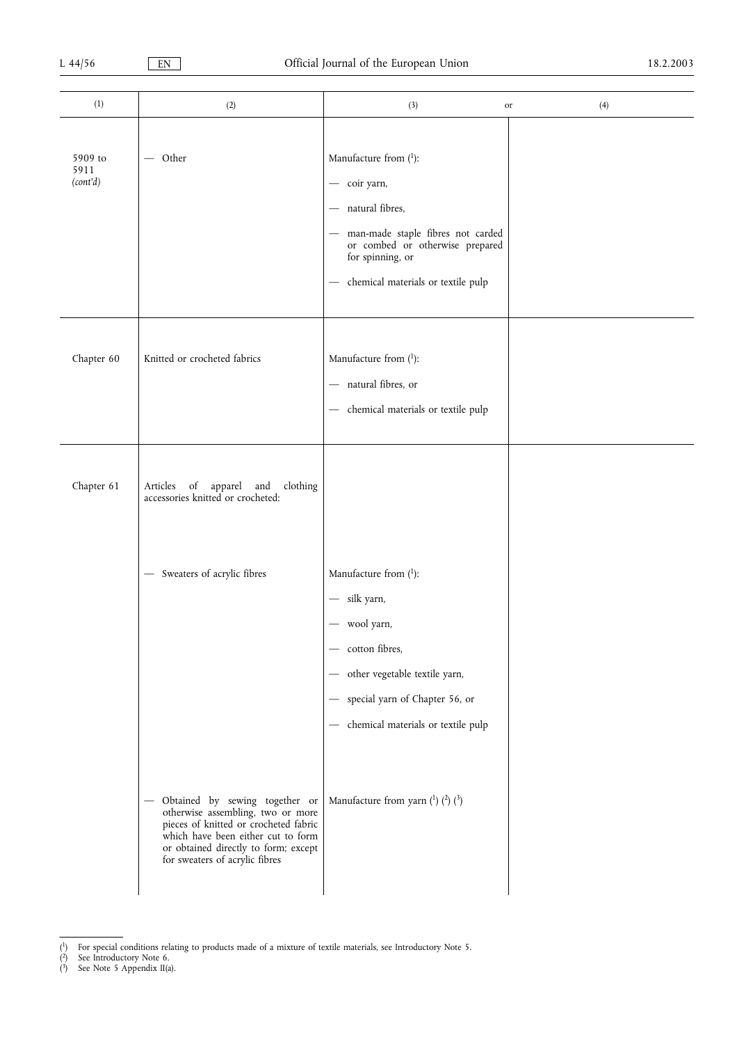| (1) | (2) | (3) or | (4) |
|---|---|---|---|
| 5909 to 5911 *(cont'd)* | — Other | Manufacture from [1]:<br>— coir yarn,<br>— natural fibres,<br>— man-made staple fibres not carded or combed or otherwise prepared for spinning, or<br>— chemical materials or textile pulp | |
| Chapter 60 | Knitted or crocheted fabrics | Manufacture from [1]:<br>— natural fibres, or<br>— chemical materials or textile pulp | |
| Chapter 61 | Articles of apparel and clothing accessories knitted or crocheted: | | |
| | — Sweaters of acrylic fibres | Manufacture from [1]:<br>— silk yarn,<br>— wool yarn,<br>— cotton fibres,<br>— other vegetable textile yarn,<br>— special yarn of Chapter 56, or<br>— chemical materials or textile pulp | |
| | — Obtained by sewing together or otherwise assembling, two or more pieces of knitted or crocheted fabric which have been either cut to form or obtained directly to form; except for sweaters of acrylic fibres | Manufacture from yarn [1] [2] [3] | |

[1] For special conditions relating to products made of a mixture of textile materials, see Introductory Note 5.
[2] See Introductory Note 6.
[3] See Note 5 Appendix II(a).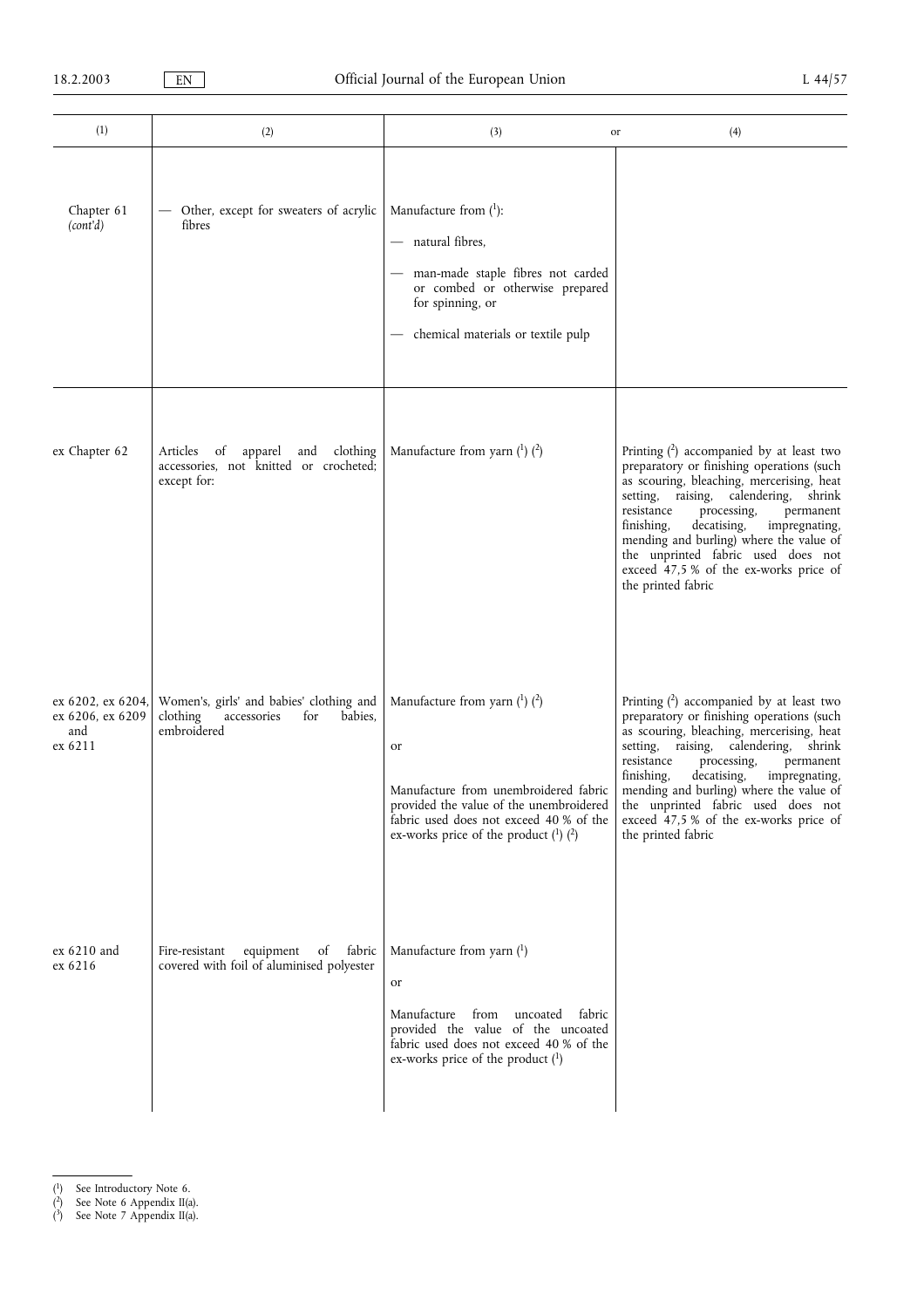| (1) | (2) | (3) or | (4) |
|---|---|---|---|
| Chapter 61 *(cont'd)* | — Other, except for sweaters of acrylic fibres | Manufacture from [1]:<br>— natural fibres,<br>— man-made staple fibres not carded or combed or otherwise prepared for spinning, or<br>— chemical materials or textile pulp | |
| ex Chapter 62 | Articles of apparel and clothing accessories, not knitted or crocheted; except for: | Manufacture from yarn [1] [2] | Printing [2] accompanied by at least two preparatory or finishing operations (such as scouring, bleaching, mercerising, heat setting, raising, calendering, shrink resistance processing, permanent finishing, decatising, impregnating, mending and burling) where the value of the unprinted fabric used does not exceed 47,5 % of the ex-works price of the printed fabric |
| ex 6202, ex 6204, ex 6206, ex 6209 and ex 6211 | Women's, girls' and babies' clothing and clothing accessories for babies, embroidered | Manufacture from yarn [1] [2]<br>or<br>Manufacture from unembroidered fabric provided the value of the unembroidered fabric used does not exceed 40 % of the ex-works price of the product [1] [2] | Printing [2] accompanied by at least two preparatory or finishing operations (such as scouring, bleaching, mercerising, heat setting, raising, calendering, shrink resistance processing, permanent finishing, decatising, impregnating, mending and burling) where the value of the unprinted fabric used does not exceed 47,5 % of the ex-works price of the printed fabric |
| ex 6210 and ex 6216 | Fire-resistant equipment of fabric covered with foil of aluminised polyester | Manufacture from yarn [1]<br>or<br>Manufacture from uncoated fabric provided the value of the uncoated fabric used does not exceed 40 % of the ex-works price of the product [1] | |

[1] See Introductory Note 6.
[2] See Note 6 Appendix II(a).
[3] See Note 7 Appendix II(a).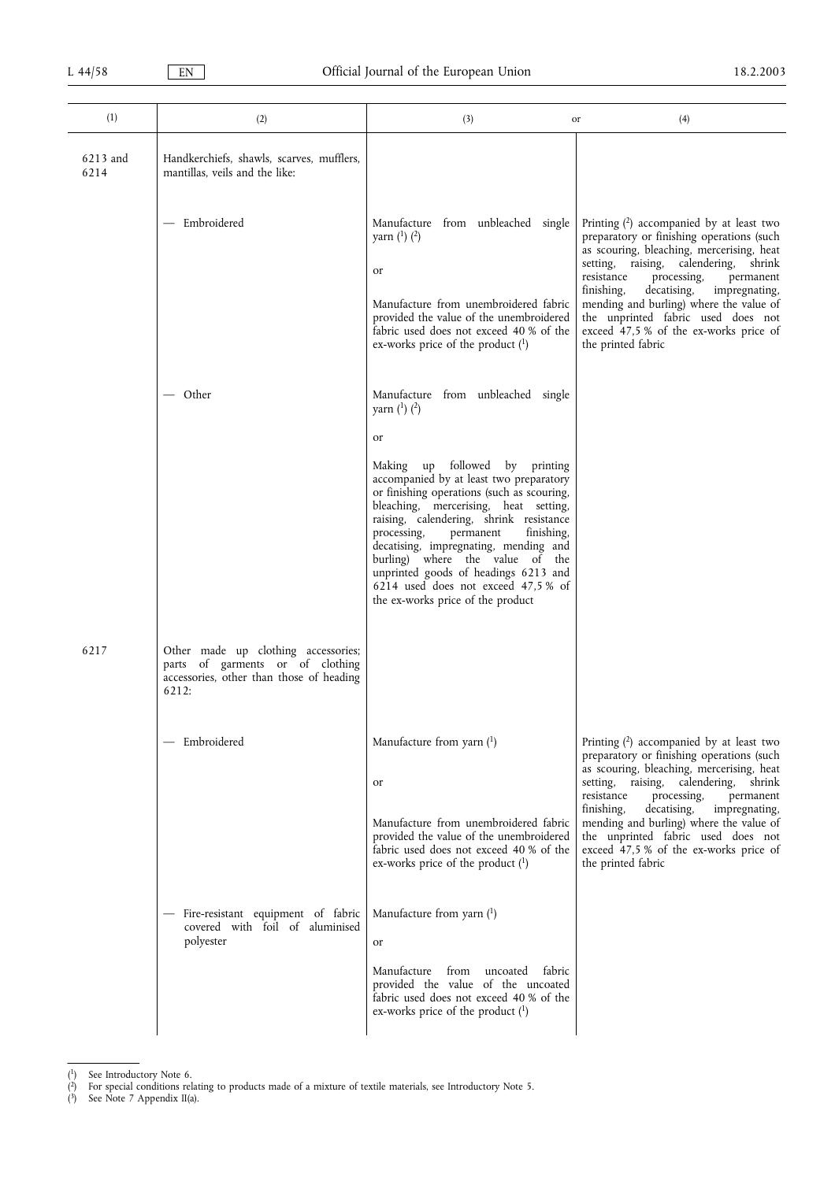| (1) | (2) | (3) | or (4) |
|---|---|---|---|
| 6213 and 6214 | Handkerchiefs, shawls, scarves, mufflers, mantillas, veils and the like: | | |
| | — Embroidered | Manufacture from unbleached single yarn [1] [2]<br><br>or<br><br>Manufacture from unembroidered fabric provided the value of the unembroidered fabric used does not exceed 40 % of the ex-works price of the product [1] | Printing [2] accompanied by at least two preparatory or finishing operations (such as scouring, bleaching, mercerising, heat setting, raising, calendering, shrink resistance processing, permanent finishing, decatising, impregnating, mending and burling) where the value of the unprinted fabric used does not exceed 47,5 % of the ex-works price of the printed fabric |
| | — Other | Manufacture from unbleached single yarn [1] [2]<br><br>or<br><br>Making up followed by printing accompanied by at least two preparatory or finishing operations (such as scouring, bleaching, mercerising, heat setting, raising, calendering, shrink resistance processing, permanent finishing, decatising, impregnating, mending and burling) where the value of the unprinted goods of headings 6213 and 6214 used does not exceed 47,5 % of the ex-works price of the product | |
| 6217 | Other made up clothing accessories; parts of garments or of clothing accessories, other than those of heading 6212: | | |
| | — Embroidered | Manufacture from yarn [1]<br><br>or<br><br>Manufacture from unembroidered fabric provided the value of the unembroidered fabric used does not exceed 40 % of the ex-works price of the product [1] | Printing [2] accompanied by at least two preparatory or finishing operations (such as scouring, bleaching, mercerising, heat setting, raising, calendering, shrink resistance processing, permanent finishing, decatising, impregnating, mending and burling) where the value of the unprinted fabric used does not exceed 47,5 % of the ex-works price of the printed fabric |
| | — Fire-resistant equipment of fabric covered with foil of aluminised polyester | Manufacture from yarn [1]<br><br>or<br><br>Manufacture from uncoated fabric provided the value of the uncoated fabric used does not exceed 40 % of the ex-works price of the product [1] | |

[1] See Introductory Note 6.
[2] For special conditions relating to products made of a mixture of textile materials, see Introductory Note 5.
[3] See Note 7 Appendix II(a).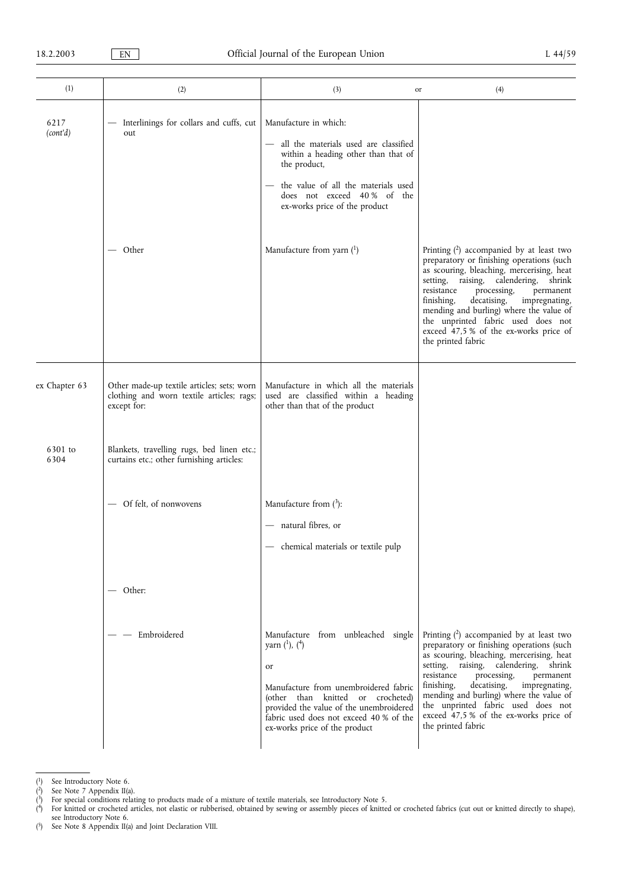| (1) | (2) | (3) | or (4) |
|---|---|---|---|
| 6217 (cont'd) | — Interlinings for collars and cuffs, cut out | Manufacture in which:<br>— all the materials used are classified within a heading other than that of the product,<br>— the value of all the materials used does not exceed 40 % of the ex-works price of the product | |
| | — Other | Manufacture from yarn [1] | Printing [2] accompanied by at least two preparatory or finishing operations (such as scouring, bleaching, mercerising, heat setting, raising, calendering, shrink resistance processing, permanent finishing, decatising, impregnating, mending and burling) where the value of the unprinted fabric used does not exceed 47,5 % of the ex-works price of the printed fabric |
| ex Chapter 63 | Other made-up textile articles; sets; worn clothing and worn textile articles; rags; except for: | Manufacture in which all the materials used are classified within a heading other than that of the product | |
| 6301 to 6304 | Blankets, travelling rugs, bed linen etc.; curtains etc.; other furnishing articles: | | |
| | — Of felt, of nonwovens | Manufacture from [3]:<br>— natural fibres, or<br>— chemical materials or textile pulp | |
| | — Other: | | |
| | — — Embroidered | Manufacture from unbleached single yarn [1], [4]<br>or<br>Manufacture from unembroidered fabric (other than knitted or crocheted) provided the value of the unembroidered fabric used does not exceed 40 % of the ex-works price of the product | Printing [2] accompanied by at least two preparatory or finishing operations (such as scouring, bleaching, mercerising, heat setting, raising, calendering, shrink resistance processing, permanent finishing, decatising, impregnating, mending and burling) where the value of the unprinted fabric used does not exceed 47,5 % of the ex-works price of the printed fabric |

[1] See Introductory Note 6.
[2] See Note 7 Appendix II(a).
[3] For special conditions relating to products made of a mixture of textile materials, see Introductory Note 5.
[4] For knitted or crocheted articles, not elastic or rubberised, obtained by sewing or assembly pieces of knitted or crocheted fabrics (cut out or knitted directly to shape), see Introductory Note 6.
[5] See Note 8 Appendix II(a) and Joint Declaration VIII.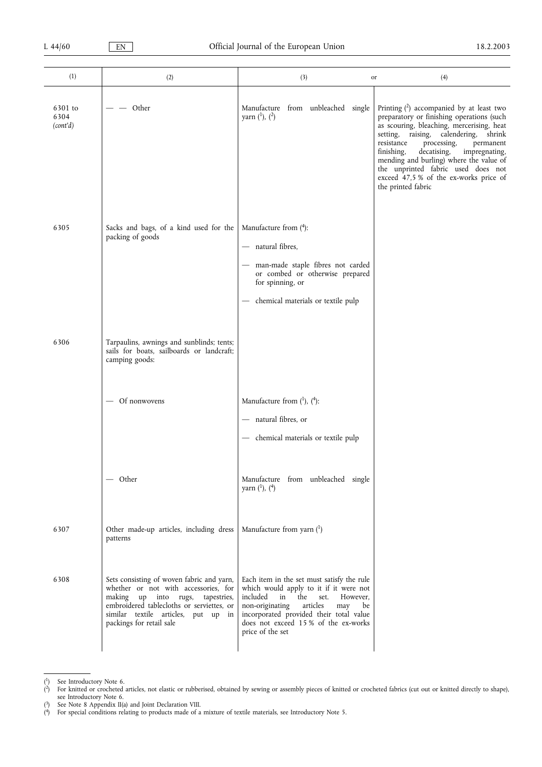| (1) | (2) | (3) or | (4) |
|---|---|---|---|
| 6301 to 6304 *(cont'd)* | — — Other | Manufacture from unbleached single yarn [1], [2] | Printing [2] accompanied by at least two preparatory or finishing operations (such as scouring, bleaching, mercerising, heat setting, raising, calendering, shrink resistance processing, permanent finishing, decatising, impregnating, mending and burling) where the value of the unprinted fabric used does not exceed 47,5 % of the ex-works price of the printed fabric |
| 6305 | Sacks and bags, of a kind used for the packing of goods | Manufacture from [4]:<br>— natural fibres,<br>— man-made staple fibres not carded or combed or otherwise prepared for spinning, or<br>— chemical materials or textile pulp | |
| 6306 | Tarpaulins, awnings and sunblinds; tents; sails for boats, sailboards or landcraft; camping goods: | | |
| | — Of nonwovens | Manufacture from [1], [4]:<br>— natural fibres, or<br>— chemical materials or textile pulp | |
| | — Other | Manufacture from unbleached single yarn [1], [4] | |
| 6307 | Other made-up articles, including dress patterns | Manufacture from yarn [1] | |
| 6308 | Sets consisting of woven fabric and yarn, whether or not with accessories, for making up into rugs, tapestries, embroidered tablecloths or serviettes, or similar textile articles, put up in packings for retail sale | Each item in the set must satisfy the rule which would apply to it if it were not included in the set. However, non-originating articles may be incorporated provided their total value does not exceed 15 % of the ex-works price of the set | |

[1] See Introductory Note 6.
[2] For knitted or crocheted articles, not elastic or rubberised, obtained by sewing or assembly pieces of knitted or crocheted fabrics (cut out or knitted directly to shape), see Introductory Note 6.
[3] See Note 8 Appendix II(a) and Joint Declaration VIII.
[4] For special conditions relating to products made of a mixture of textile materials, see Introductory Note 5.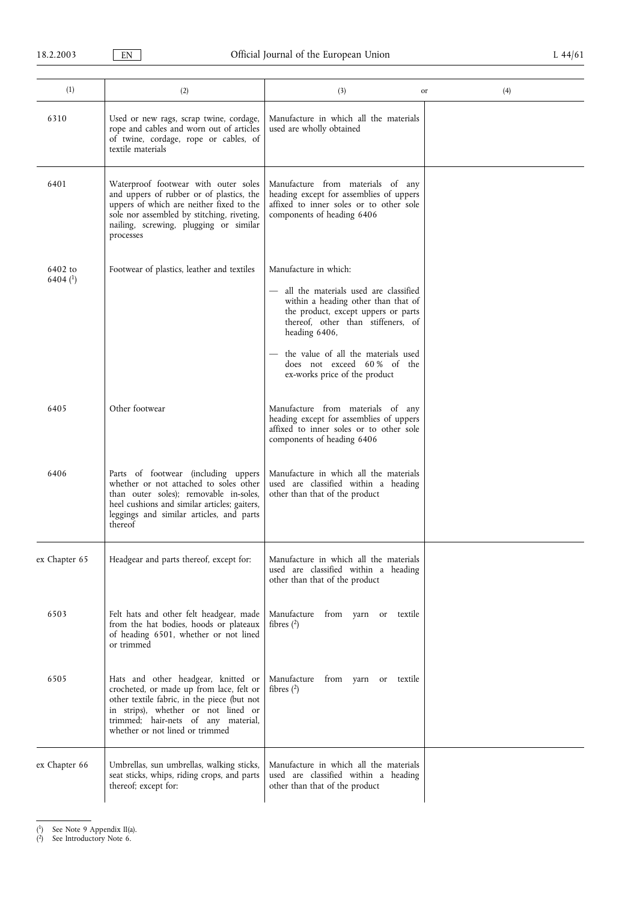| (1) | (2) | (3) or | (4) |
|---|---|---|---|
| 6310 | Used or new rags, scrap twine, cordage, rope and cables and worn out of articles of twine, cordage, rope or cables, of textile materials | Manufacture in which all the materials used are wholly obtained | |
| 6401 | Waterproof footwear with outer soles and uppers of rubber or of plastics, the uppers of which are neither fixed to the sole nor assembled by stitching, riveting, nailing, screwing, plugging or similar processes | Manufacture from materials of any heading except for assemblies of uppers affixed to inner soles or to other sole components of heading 6406 | |
| 6402 to 6404 [1] | Footwear of plastics, leather and textiles | Manufacture in which:<br>— all the materials used are classified within a heading other than that of the product, except uppers or parts thereof, other than stiffeners, of heading 6406,<br>— the value of all the materials used does not exceed 60 % of the ex-works price of the product | |
| 6405 | Other footwear | Manufacture from materials of any heading except for assemblies of uppers affixed to inner soles or to other sole components of heading 6406 | |
| 6406 | Parts of footwear (including uppers whether or not attached to soles other than outer soles); removable in-soles, heel cushions and similar articles; gaiters, leggings and similar articles, and parts thereof | Manufacture in which all the materials used are classified within a heading other than that of the product | |
| ex Chapter 65 | Headgear and parts thereof, except for: | Manufacture in which all the materials used are classified within a heading other than that of the product | |
| 6503 | Felt hats and other felt headgear, made from the hat bodies, hoods or plateaux of heading 6501, whether or not lined or trimmed | Manufacture from yarn or textile fibres [2] | |
| 6505 | Hats and other headgear, knitted or crocheted, or made up from lace, felt or other textile fabric, in the piece (but not in strips), whether or not lined or trimmed; hair-nets of any material, whether or not lined or trimmed | Manufacture from yarn or textile fibres [2] | |
| ex Chapter 66 | Umbrellas, sun umbrellas, walking sticks, seat sticks, whips, riding crops, and parts thereof; except for: | Manufacture in which all the materials used are classified within a heading other than that of the product | |

[1] See Note 9 Appendix II(a).
[2] See Introductory Note 6.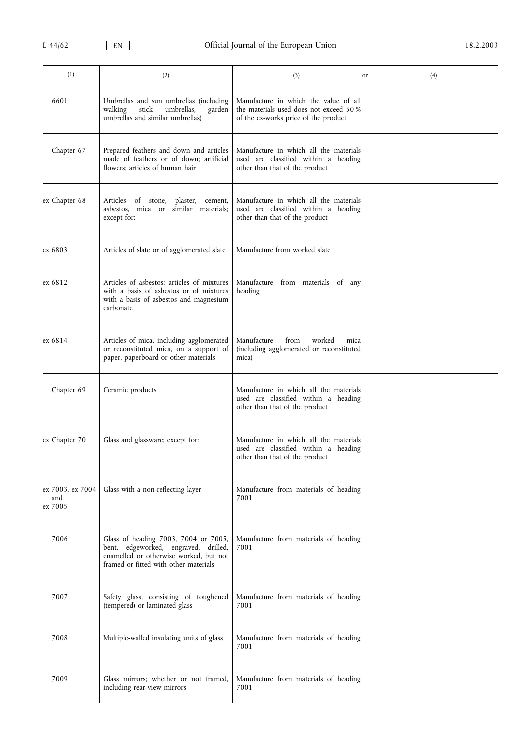| (1) | (2) | (3) or | (4) |
|---|---|---|---|
| 6601 | Umbrellas and sun umbrellas (including walking stick umbrellas, garden umbrellas and similar umbrellas) | Manufacture in which the value of all the materials used does not exceed 50 % of the ex-works price of the product | |
| Chapter 67 | Prepared feathers and down and articles made of feathers or of down; artificial flowers; articles of human hair | Manufacture in which all the materials used are classified within a heading other than that of the product | |
| ex Chapter 68 | Articles of stone, plaster, cement, asbestos, mica or similar materials; except for: | Manufacture in which all the materials used are classified within a heading other than that of the product | |
| ex 6803 | Articles of slate or of agglomerated slate | Manufacture from worked slate | |
| ex 6812 | Articles of asbestos; articles of mixtures with a basis of asbestos or of mixtures with a basis of asbestos and magnesium carbonate | Manufacture from materials of any heading | |
| ex 6814 | Articles of mica, including agglomerated or reconstituted mica, on a support of paper, paperboard or other materials | Manufacture from worked mica (including agglomerated or reconstituted mica) | |
| Chapter 69 | Ceramic products | Manufacture in which all the materials used are classified within a heading other than that of the product | |
| ex Chapter 70 | Glass and glassware; except for: | Manufacture in which all the materials used are classified within a heading other than that of the product | |
| ex 7003, ex 7004 and ex 7005 | Glass with a non-reflecting layer | Manufacture from materials of heading 7001 | |
| 7006 | Glass of heading 7003, 7004 or 7005, bent, edgeworked, engraved, drilled, enamelled or otherwise worked, but not framed or fitted with other materials | Manufacture from materials of heading 7001 | |
| 7007 | Safety glass, consisting of toughened (tempered) or laminated glass | Manufacture from materials of heading 7001 | |
| 7008 | Multiple-walled insulating units of glass | Manufacture from materials of heading 7001 | |
| 7009 | Glass mirrors; whether or not framed, including rear-view mirrors | Manufacture from materials of heading 7001 | |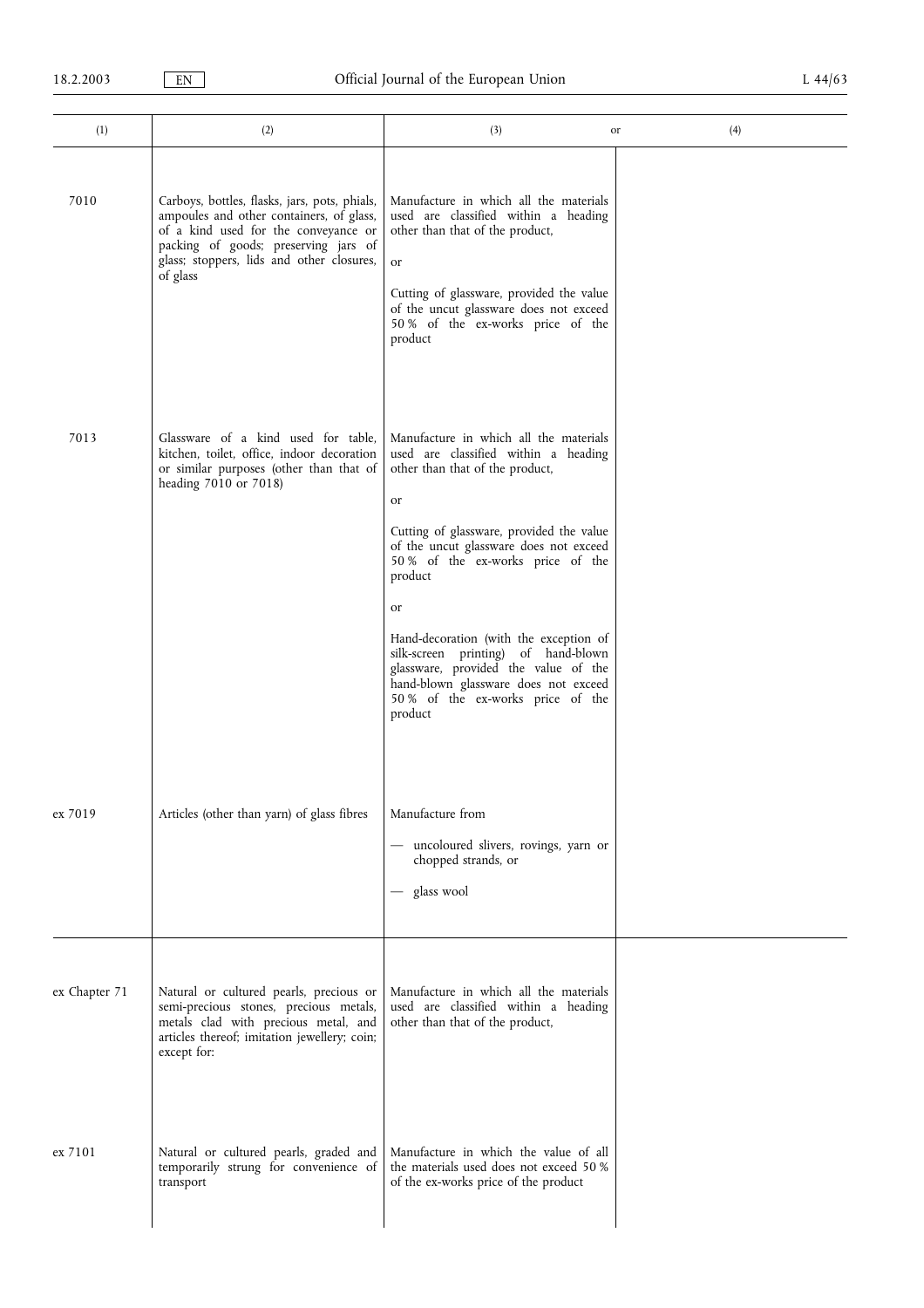| (1) | (2) | (3) or | (4) |
|---|---|---|---|
| 7010 | Carboys, bottles, flasks, jars, pots, phials, ampoules and other containers, of glass, of a kind used for the conveyance or packing of goods; preserving jars of glass; stoppers, lids and other closures, of glass | Manufacture in which all the materials used are classified within a heading other than that of the product,<br><br>or<br><br>Cutting of glassware, provided the value of the uncut glassware does not exceed 50 % of the ex-works price of the product | |
| 7013 | Glassware of a kind used for table, kitchen, toilet, office, indoor decoration or similar purposes (other than that of heading 7010 or 7018) | Manufacture in which all the materials used are classified within a heading other than that of the product,<br><br>or<br><br>Cutting of glassware, provided the value of the uncut glassware does not exceed 50 % of the ex-works price of the product<br><br>or<br><br>Hand-decoration (with the exception of silk-screen printing) of hand-blown glassware, provided the value of the hand-blown glassware does not exceed 50 % of the ex-works price of the product | |
| ex 7019 | Articles (other than yarn) of glass fibres | Manufacture from<br>— uncoloured slivers, rovings, yarn or chopped strands, or<br>— glass wool | |
| ex Chapter 71 | Natural or cultured pearls, precious or semi-precious stones, precious metals, metals clad with precious metal, and articles thereof; imitation jewellery; coin; except for: | Manufacture in which all the materials used are classified within a heading other than that of the product, | |
| ex 7101 | Natural or cultured pearls, graded and temporarily strung for convenience of transport | Manufacture in which the value of all the materials used does not exceed 50 % of the ex-works price of the product | |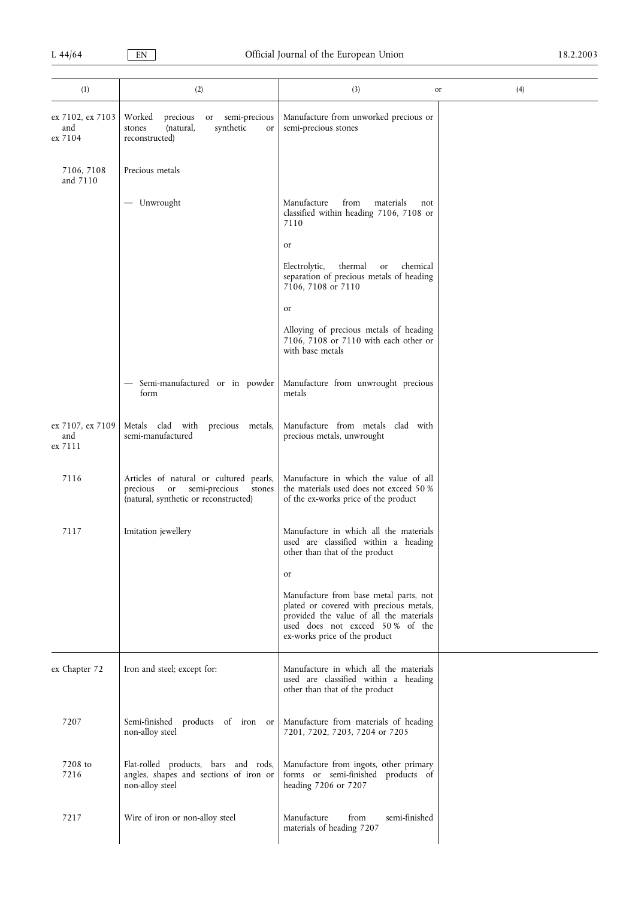| (1) | (2) | (3) or | (4) |
|---|---|---|---|
| ex 7102, ex 7103 and ex 7104 | Worked precious or semi-precious stones (natural, synthetic or reconstructed) | Manufacture from unworked precious or semi-precious stones | |
| 7106, 7108 and 7110 | Precious metals | | |
| | — Unwrought | Manufacture from materials not classified within heading 7106, 7108 or 7110<br><br>or<br><br>Electrolytic, thermal or chemical separation of precious metals of heading 7106, 7108 or 7110<br><br>or<br><br>Alloying of precious metals of heading 7106, 7108 or 7110 with each other or with base metals | |
| | — Semi-manufactured or in powder form | Manufacture from unwrought precious metals | |
| ex 7107, ex 7109 and ex 7111 | Metals clad with precious metals, semi-manufactured | Manufacture from metals clad with precious metals, unwrought | |
| 7116 | Articles of natural or cultured pearls, precious or semi-precious stones (natural, synthetic or reconstructed) | Manufacture in which the value of all the materials used does not exceed 50 % of the ex-works price of the product | |
| 7117 | Imitation jewellery | Manufacture in which all the materials used are classified within a heading other than that of the product<br><br>or<br><br>Manufacture from base metal parts, not plated or covered with precious metals, provided the value of all the materials used does not exceed 50 % of the ex-works price of the product | |
| ex Chapter 72 | Iron and steel; except for: | Manufacture in which all the materials used are classified within a heading other than that of the product | |
| 7207 | Semi-finished products of iron or non-alloy steel | Manufacture from materials of heading 7201, 7202, 7203, 7204 or 7205 | |
| 7208 to 7216 | Flat-rolled products, bars and rods, angles, shapes and sections of iron or non-alloy steel | Manufacture from ingots, other primary forms or semi-finished products of heading 7206 or 7207 | |
| 7217 | Wire of iron or non-alloy steel | Manufacture from semi-finished materials of heading 7207 | |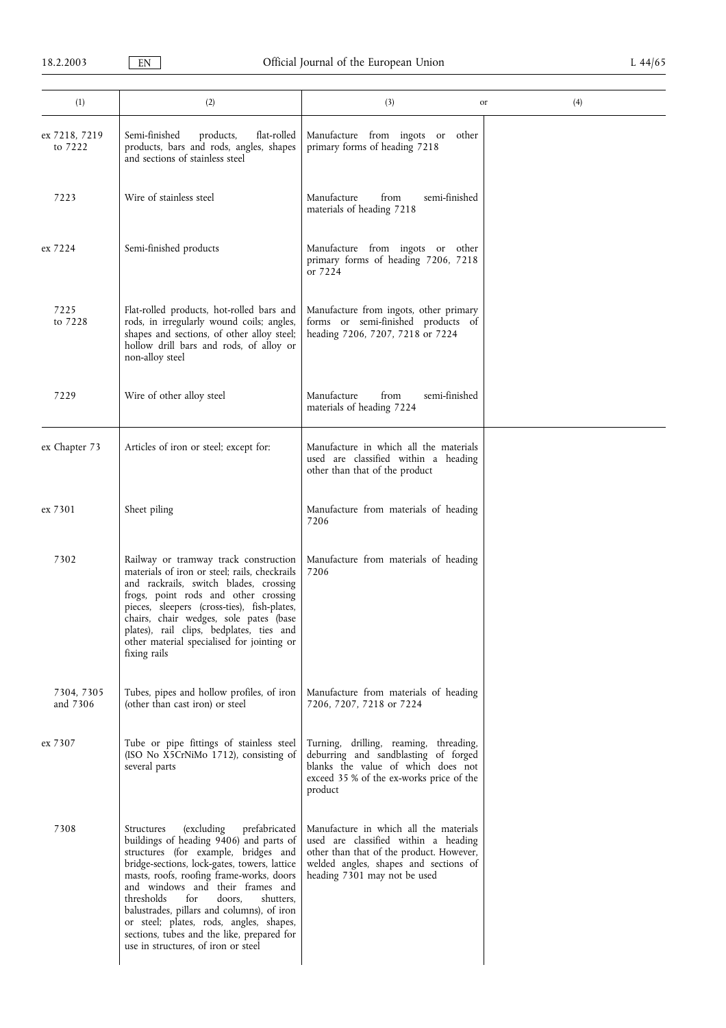| (1) | (2) | (3) or | (4) |
|---|---|---|---|
| ex 7218, 7219 to 7222 | Semi-finished products, flat-rolled products, bars and rods, angles, shapes and sections of stainless steel | Manufacture from ingots or other primary forms of heading 7218 | |
| 7223 | Wire of stainless steel | Manufacture from semi-finished materials of heading 7218 | |
| ex 7224 | Semi-finished products | Manufacture from ingots or other primary forms of heading 7206, 7218 or 7224 | |
| 7225 to 7228 | Flat-rolled products, hot-rolled bars and rods, in irregularly wound coils; angles, shapes and sections, of other alloy steel; hollow drill bars and rods, of alloy or non-alloy steel | Manufacture from ingots, other primary forms or semi-finished products of heading 7206, 7207, 7218 or 7224 | |
| 7229 | Wire of other alloy steel | Manufacture from semi-finished materials of heading 7224 | |
| ex Chapter 73 | Articles of iron or steel; except for: | Manufacture in which all the materials used are classified within a heading other than that of the product | |
| ex 7301 | Sheet piling | Manufacture from materials of heading 7206 | |
| 7302 | Railway or tramway track construction materials of iron or steel; rails, checkrails and rackrails, switch blades, crossing frogs, point rods and other crossing pieces, sleepers (cross-ties), fish-plates, chairs, chair wedges, sole pates (base plates), rail clips, bedplates, ties and other material specialised for jointing or fixing rails | Manufacture from materials of heading 7206 | |
| 7304, 7305 and 7306 | Tubes, pipes and hollow profiles, of iron (other than cast iron) or steel | Manufacture from materials of heading 7206, 7207, 7218 or 7224 | |
| ex 7307 | Tube or pipe fittings of stainless steel (ISO No X5CrNiMo 1712), consisting of several parts | Turning, drilling, reaming, threading, deburring and sandblasting of forged blanks the value of which does not exceed 35 % of the ex-works price of the product | |
| 7308 | Structures (excluding prefabricated buildings of heading 9406) and parts of structures (for example, bridges and bridge-sections, lock-gates, towers, lattice masts, roofs, roofing frame-works, doors and windows and their frames and thresholds for doors, shutters, balustrades, pillars and columns), of iron or steel; plates, rods, angles, shapes, sections, tubes and the like, prepared for use in structures, of iron or steel | Manufacture in which all the materials used are classified within a heading other than that of the product. However, welded angles, shapes and sections of heading 7301 may not be used | |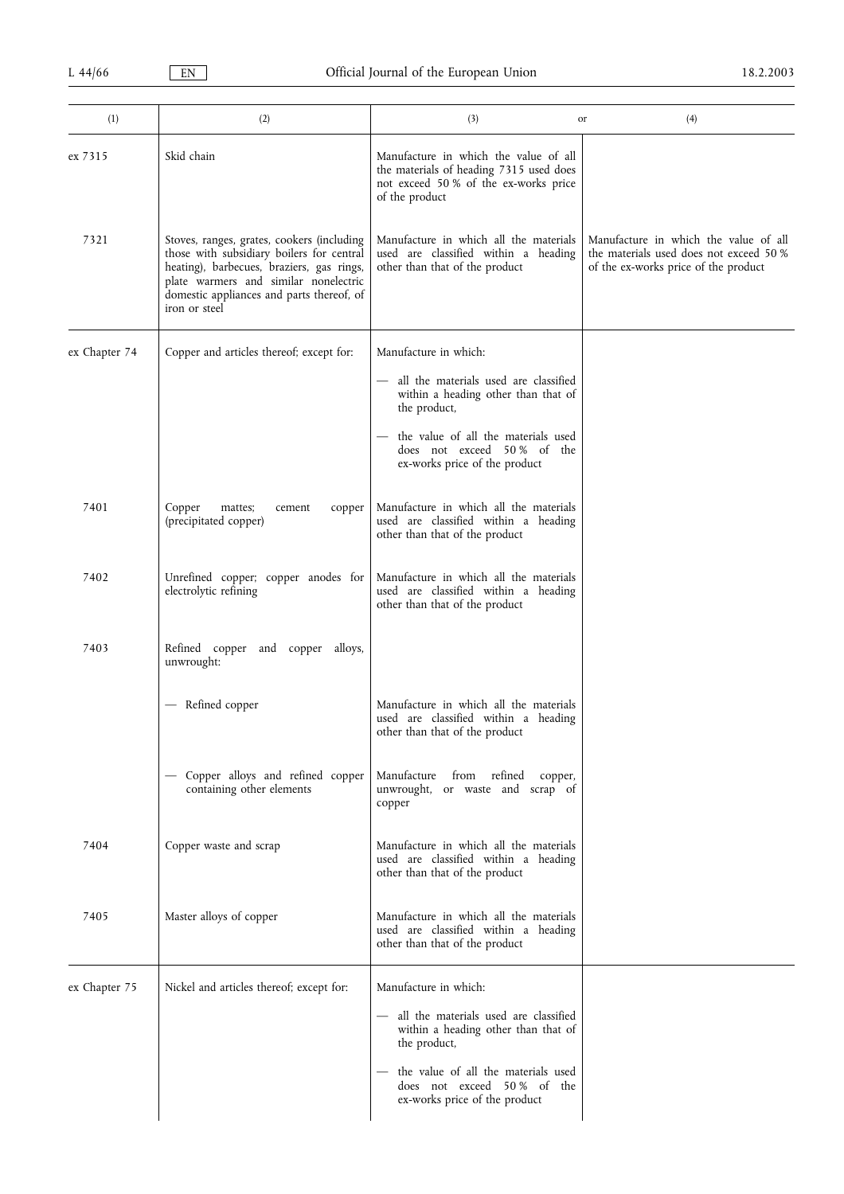| (1) | (2) | (3) or | (4) |
|---|---|---|---|
| ex 7315 | Skid chain | Manufacture in which the value of all the materials of heading 7315 used does not exceed 50 % of the ex-works price of the product | |
| 7321 | Stoves, ranges, grates, cookers (including those with subsidiary boilers for central heating), barbecues, braziers, gas rings, plate warmers and similar nonelectric domestic appliances and parts thereof, of iron or steel | Manufacture in which all the materials used are classified within a heading other than that of the product | Manufacture in which the value of all the materials used does not exceed 50 % of the ex-works price of the product |
| ex Chapter 74 | Copper and articles thereof; except for: | Manufacture in which:<br>— all the materials used are classified within a heading other than that of the product,<br>— the value of all the materials used does not exceed 50 % of the ex-works price of the product | |
| 7401 | Copper mattes; cement copper (precipitated copper) | Manufacture in which all the materials used are classified within a heading other than that of the product | |
| 7402 | Unrefined copper; copper anodes for electrolytic refining | Manufacture in which all the materials used are classified within a heading other than that of the product | |
| 7403 | Refined copper and copper alloys, unwrought: | | |
| | — Refined copper | Manufacture in which all the materials used are classified within a heading other than that of the product | |
| | — Copper alloys and refined copper containing other elements | Manufacture from refined copper, unwrought, or waste and scrap of copper | |
| 7404 | Copper waste and scrap | Manufacture in which all the materials used are classified within a heading other than that of the product | |
| 7405 | Master alloys of copper | Manufacture in which all the materials used are classified within a heading other than that of the product | |
| ex Chapter 75 | Nickel and articles thereof; except for: | Manufacture in which:<br>— all the materials used are classified within a heading other than that of the product,<br>— the value of all the materials used does not exceed 50 % of the ex-works price of the product | |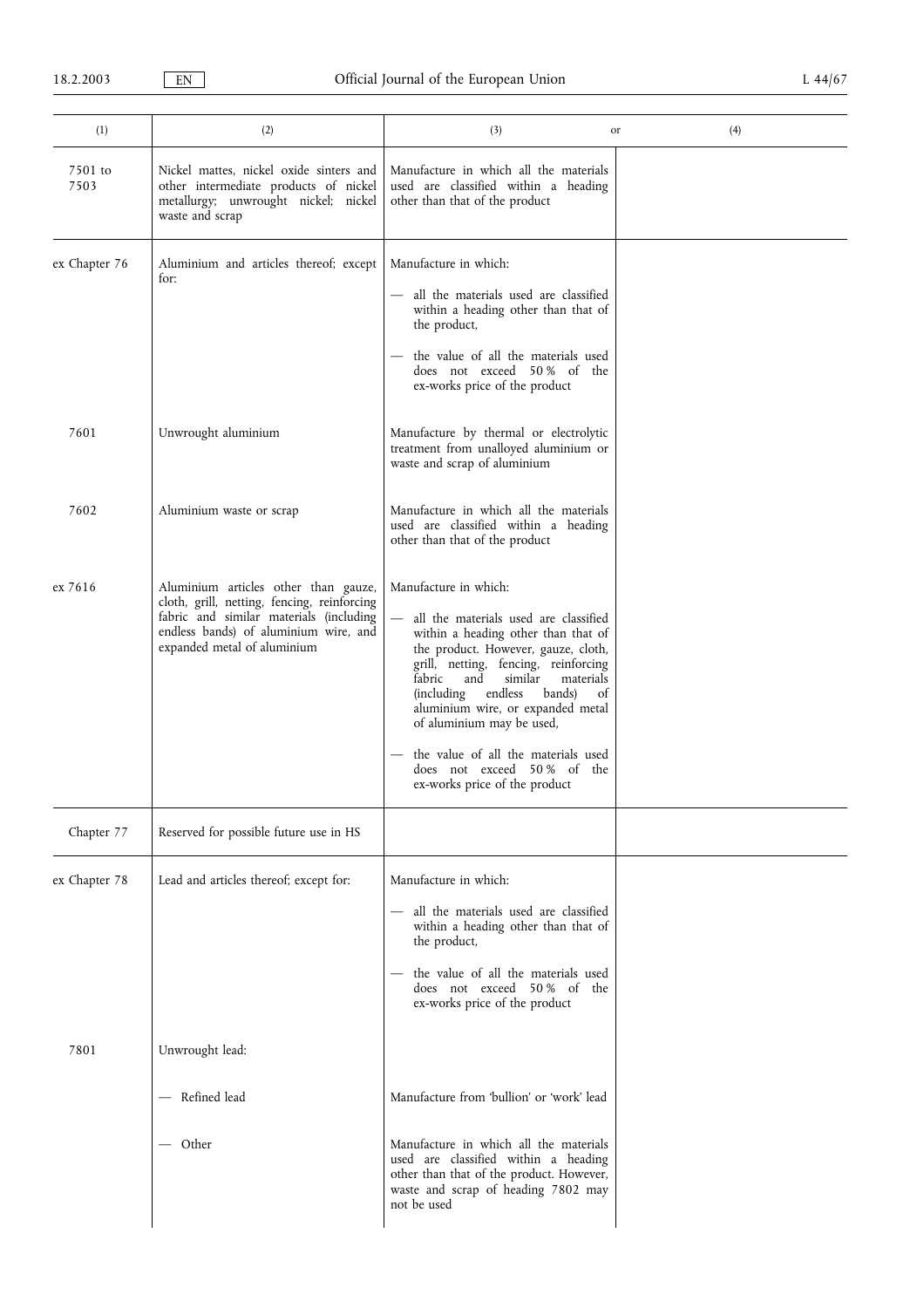| (1) | (2) | (3) or | (4) |
|---|---|---|---|
| 7501 to 7503 | Nickel mattes, nickel oxide sinters and other intermediate products of nickel metallurgy; unwrought nickel; nickel waste and scrap | Manufacture in which all the materials used are classified within a heading other than that of the product | |
| ex Chapter 76 | Aluminium and articles thereof; except for: | Manufacture in which:<br>— all the materials used are classified within a heading other than that of the product,<br>— the value of all the materials used does not exceed 50 % of the ex-works price of the product | |
| 7601 | Unwrought aluminium | Manufacture by thermal or electrolytic treatment from unalloyed aluminium or waste and scrap of aluminium | |
| 7602 | Aluminium waste or scrap | Manufacture in which all the materials used are classified within a heading other than that of the product | |
| ex 7616 | Aluminium articles other than gauze, cloth, grill, netting, fencing, reinforcing fabric and similar materials (including endless bands) of aluminium wire, and expanded metal of aluminium | Manufacture in which:<br>— all the materials used are classified within a heading other than that of the product. However, gauze, cloth, grill, netting, fencing, reinforcing fabric and similar materials (including endless bands) of aluminium wire, or expanded metal of aluminium may be used,<br>— the value of all the materials used does not exceed 50 % of the ex-works price of the product | |
| Chapter 77 | Reserved for possible future use in HS | | |
| ex Chapter 78 | Lead and articles thereof; except for: | Manufacture in which:<br>— all the materials used are classified within a heading other than that of the product,<br>— the value of all the materials used does not exceed 50 % of the ex-works price of the product | |
| 7801 | Unwrought lead: | | |
| | — Refined lead | Manufacture from 'bullion' or 'work' lead | |
| | — Other | Manufacture in which all the materials used are classified within a heading other than that of the product. However, waste and scrap of heading 7802 may not be used | |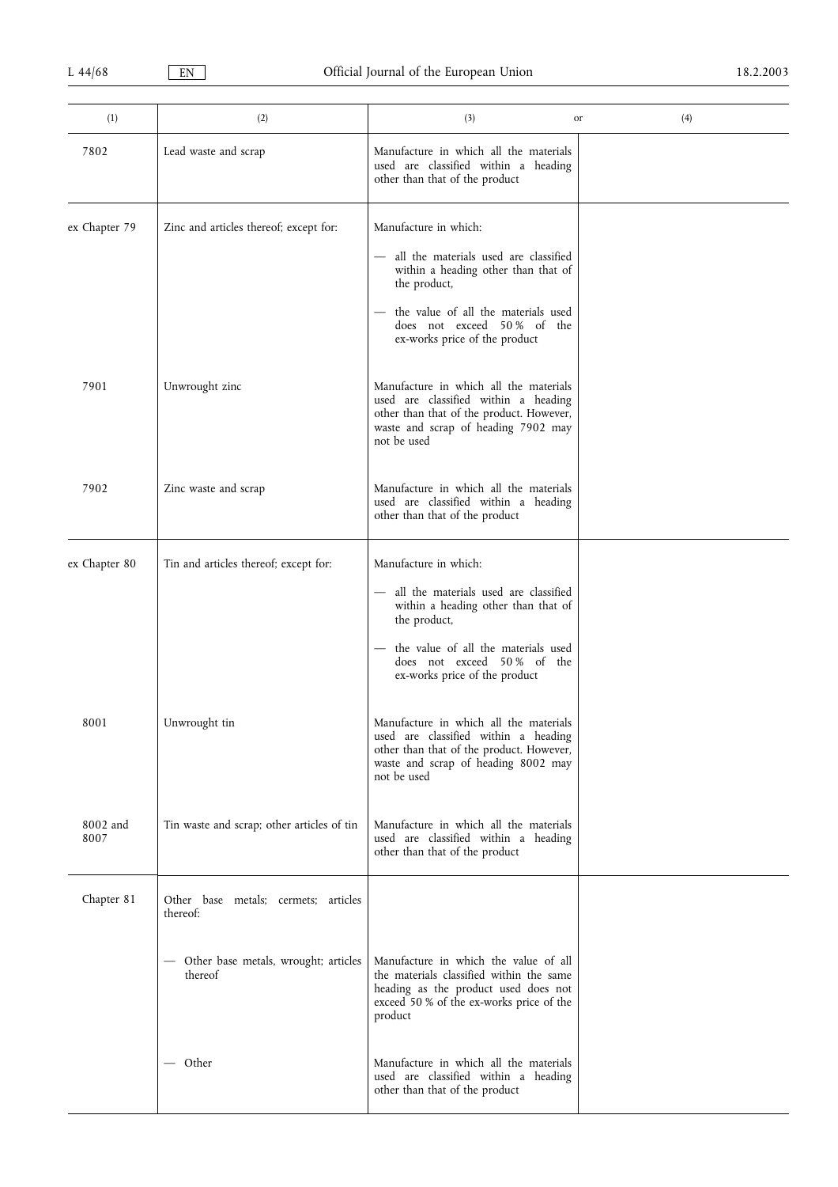| (1) | (2) | (3) or | (4) |
|---|---|---|---|
| 7802 | Lead waste and scrap | Manufacture in which all the materials used are classified within a heading other than that of the product | |
| ex Chapter 79 | Zinc and articles thereof; except for: | Manufacture in which:<br>— all the materials used are classified within a heading other than that of the product,<br>— the value of all the materials used does not exceed 50 % of the ex-works price of the product | |
| 7901 | Unwrought zinc | Manufacture in which all the materials used are classified within a heading other than that of the product. However, waste and scrap of heading 7902 may not be used | |
| 7902 | Zinc waste and scrap | Manufacture in which all the materials used are classified within a heading other than that of the product | |
| ex Chapter 80 | Tin and articles thereof; except for: | Manufacture in which:<br>— all the materials used are classified within a heading other than that of the product,<br>— the value of all the materials used does not exceed 50 % of the ex-works price of the product | |
| 8001 | Unwrought tin | Manufacture in which all the materials used are classified within a heading other than that of the product. However, waste and scrap of heading 8002 may not be used | |
| 8002 and 8007 | Tin waste and scrap; other articles of tin | Manufacture in which all the materials used are classified within a heading other than that of the product | |
| Chapter 81 | Other base metals; cermets; articles thereof: | | |
| | — Other base metals, wrought; articles thereof | Manufacture in which the value of all the materials classified within the same heading as the product used does not exceed 50 % of the ex-works price of the product | |
| | — Other | Manufacture in which all the materials used are classified within a heading other than that of the product | |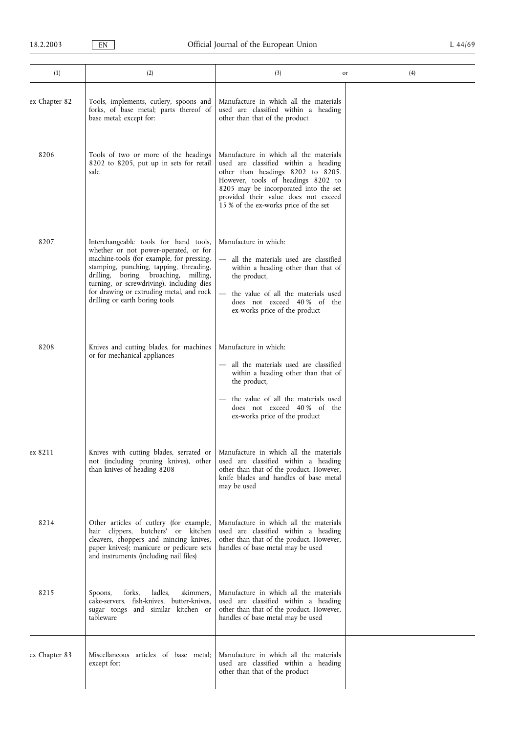| (1) | (2) | (3) or | (4) |
|---|---|---|---|
| ex Chapter 82 | Tools, implements, cutlery, spoons and forks, of base metal; parts thereof of base metal; except for: | Manufacture in which all the materials used are classified within a heading other than that of the product | |
| 8206 | Tools of two or more of the headings 8202 to 8205, put up in sets for retail sale | Manufacture in which all the materials used are classified within a heading other than headings 8202 to 8205. However, tools of headings 8202 to 8205 may be incorporated into the set provided their value does not exceed 15 % of the ex-works price of the set | |
| 8207 | Interchangeable tools for hand tools, whether or not power-operated, or for machine-tools (for example, for pressing, stamping, punching, tapping, threading, drilling, boring, broaching, milling, turning, or screwdriving), including dies for drawing or extruding metal, and rock drilling or earth boring tools | Manufacture in which:<br>— all the materials used are classified within a heading other than that of the product,<br>— the value of all the materials used does not exceed 40 % of the ex-works price of the product | |
| 8208 | Knives and cutting blades, for machines or for mechanical appliances | Manufacture in which:<br>— all the materials used are classified within a heading other than that of the product,<br>— the value of all the materials used does not exceed 40 % of the ex-works price of the product | |
| ex 8211 | Knives with cutting blades, serrated or not (including pruning knives), other than knives of heading 8208 | Manufacture in which all the materials used are classified within a heading other than that of the product. However, knife blades and handles of base metal may be used | |
| 8214 | Other articles of cutlery (for example, hair clippers, butchers' or kitchen cleavers, choppers and mincing knives, paper knives); manicure or pedicure sets and instruments (including nail files) | Manufacture in which all the materials used are classified within a heading other than that of the product. However, handles of base metal may be used | |
| 8215 | Spoons, forks, ladles, skimmers, cake-servers, fish-knives, butter-knives, sugar tongs and similar kitchen or tableware | Manufacture in which all the materials used are classified within a heading other than that of the product. However, handles of base metal may be used | |
| ex Chapter 83 | Miscellaneous articles of base metal; except for: | Manufacture in which all the materials used are classified within a heading other than that of the product | |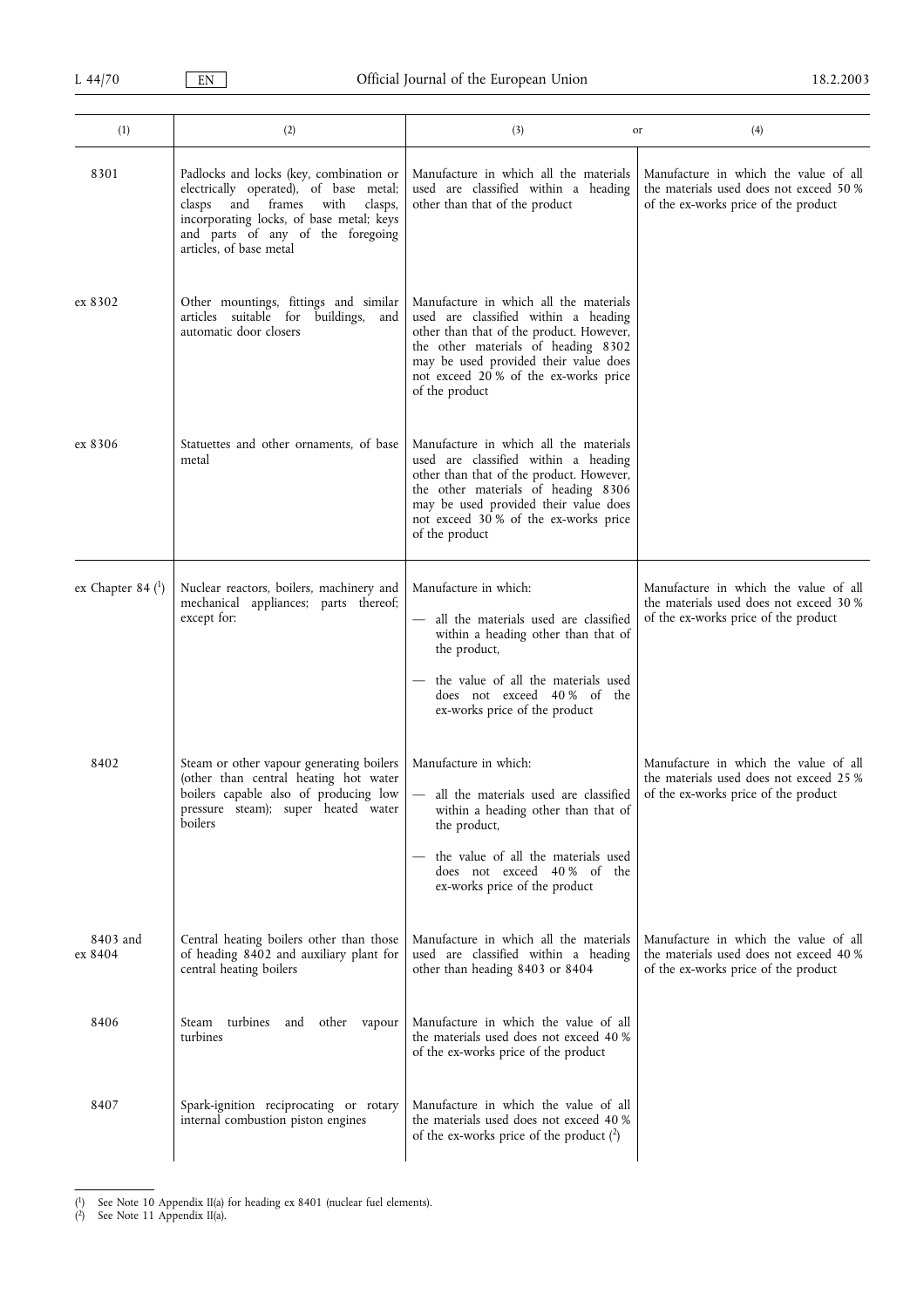| (1) | (2) | (3) or | (4) |
|---|---|---|---|
| 8301 | Padlocks and locks (key, combination or electrically operated), of base metal; clasps and frames with clasps, incorporating locks, of base metal; keys and parts of any of the foregoing articles, of base metal | Manufacture in which all the materials used are classified within a heading other than that of the product | Manufacture in which the value of all the materials used does not exceed 50 % of the ex-works price of the product |
| ex 8302 | Other mountings, fittings and similar articles suitable for buildings, and automatic door closers | Manufacture in which all the materials used are classified within a heading other than that of the product. However, the other materials of heading 8302 may be used provided their value does not exceed 20 % of the ex-works price of the product | |
| ex 8306 | Statuettes and other ornaments, of base metal | Manufacture in which all the materials used are classified within a heading other than that of the product. However, the other materials of heading 8306 may be used provided their value does not exceed 30 % of the ex-works price of the product | |
| ex Chapter 84 [1] | Nuclear reactors, boilers, machinery and mechanical appliances; parts thereof; except for: | Manufacture in which:<br>— all the materials used are classified within a heading other than that of the product,<br>— the value of all the materials used does not exceed 40 % of the ex-works price of the product | Manufacture in which the value of all the materials used does not exceed 30 % of the ex-works price of the product |
| 8402 | Steam or other vapour generating boilers (other than central heating hot water boilers capable also of producing low pressure steam); super heated water boilers | Manufacture in which:<br>— all the materials used are classified within a heading other than that of the product,<br>— the value of all the materials used does not exceed 40 % of the ex-works price of the product | Manufacture in which the value of all the materials used does not exceed 25 % of the ex-works price of the product |
| 8403 and ex 8404 | Central heating boilers other than those of heading 8402 and auxiliary plant for central heating boilers | Manufacture in which all the materials used are classified within a heading other than heading 8403 or 8404 | Manufacture in which the value of all the materials used does not exceed 40 % of the ex-works price of the product |
| 8406 | Steam turbines and other vapour turbines | Manufacture in which the value of all the materials used does not exceed 40 % of the ex-works price of the product | |
| 8407 | Spark-ignition reciprocating or rotary internal combustion piston engines | Manufacture in which the value of all the materials used does not exceed 40 % of the ex-works price of the product [2] | |

[1] See Note 10 Appendix II(a) for heading ex 8401 (nuclear fuel elements).

[2] See Note 11 Appendix II(a).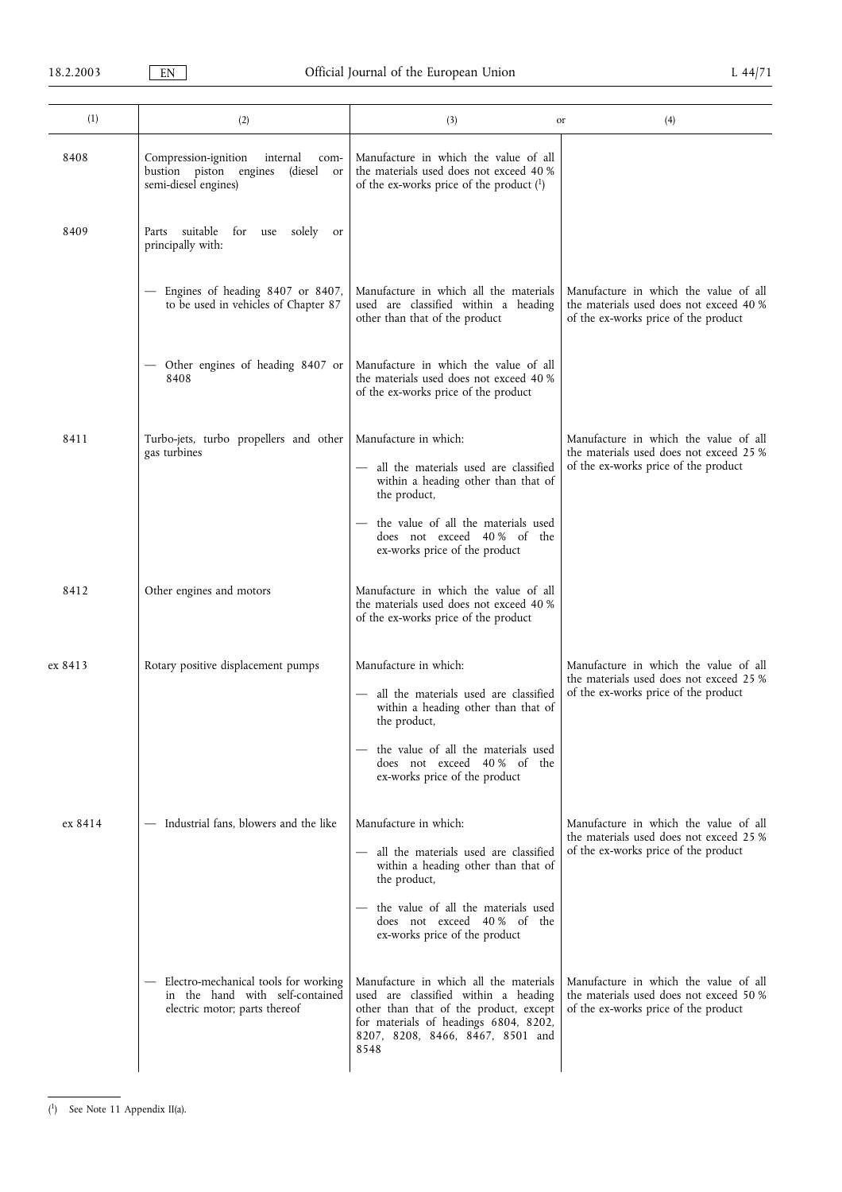| (1) | (2) | (3) or | (4) |
|---|---|---|---|
| 8408 | Compression-ignition internal combustion piston engines (diesel or semi-diesel engines) | Manufacture in which the value of all the materials used does not exceed 40 % of the ex-works price of the product [1] | |
| 8409 | Parts suitable for use solely or principally with: | | |
| | — Engines of heading 8407 or 8407, to be used in vehicles of Chapter 87 | Manufacture in which all the materials used are classified within a heading other than that of the product | Manufacture in which the value of all the materials used does not exceed 40 % of the ex-works price of the product |
| | — Other engines of heading 8407 or 8408 | Manufacture in which the value of all the materials used does not exceed 40 % of the ex-works price of the product | |
| 8411 | Turbo-jets, turbo propellers and other gas turbines | Manufacture in which:<br>— all the materials used are classified within a heading other than that of the product,<br>— the value of all the materials used does not exceed 40 % of the ex-works price of the product | Manufacture in which the value of all the materials used does not exceed 25 % of the ex-works price of the product |
| 8412 | Other engines and motors | Manufacture in which the value of all the materials used does not exceed 40 % of the ex-works price of the product | |
| ex 8413 | Rotary positive displacement pumps | Manufacture in which:<br>— all the materials used are classified within a heading other than that of the product,<br>— the value of all the materials used does not exceed 40 % of the ex-works price of the product | Manufacture in which the value of all the materials used does not exceed 25 % of the ex-works price of the product |
| ex 8414 | — Industrial fans, blowers and the like | Manufacture in which:<br>— all the materials used are classified within a heading other than that of the product,<br>— the value of all the materials used does not exceed 40 % of the ex-works price of the product | Manufacture in which the value of all the materials used does not exceed 25 % of the ex-works price of the product |
| | — Electro-mechanical tools for working in the hand with self-contained electric motor; parts thereof | Manufacture in which all the materials used are classified within a heading other than that of the product, except for materials of headings 6804, 8202, 8207, 8208, 8466, 8467, 8501 and 8548 | Manufacture in which the value of all the materials used does not exceed 50 % of the ex-works price of the product |

[1] See Note 11 Appendix II(a).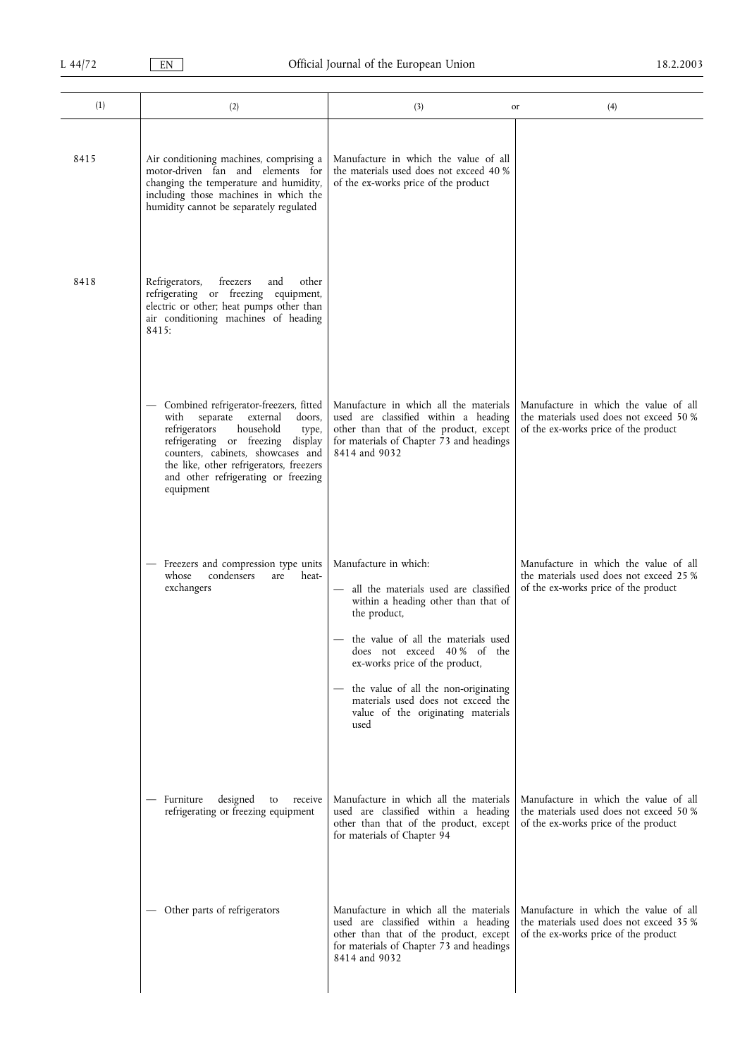| (1) | (2) | (3) or | (4) |
|---|---|---|---|
| 8415 | Air conditioning machines, comprising a motor-driven fan and elements for changing the temperature and humidity, including those machines in which the humidity cannot be separately regulated | Manufacture in which the value of all the materials used does not exceed 40 % of the ex-works price of the product | |
| 8418 | Refrigerators, freezers and other refrigerating or freezing equipment, electric or other; heat pumps other than air conditioning machines of heading 8415: | | |
| | — Combined refrigerator-freezers, fitted with separate external doors, refrigerators household type, refrigerating or freezing display counters, cabinets, showcases and the like, other refrigerators, freezers and other refrigerating or freezing equipment | Manufacture in which all the materials used are classified within a heading other than that of the product, except for materials of Chapter 73 and headings 8414 and 9032 | Manufacture in which the value of all the materials used does not exceed 50 % of the ex-works price of the product |
| | — Freezers and compression type units whose condensers are heat-exchangers | Manufacture in which:<br>— all the materials used are classified within a heading other than that of the product,<br>— the value of all the materials used does not exceed 40 % of the ex-works price of the product,<br>— the value of all the non-originating materials used does not exceed the value of the originating materials used | Manufacture in which the value of all the materials used does not exceed 25 % of the ex-works price of the product |
| | — Furniture designed to receive refrigerating or freezing equipment | Manufacture in which all the materials used are classified within a heading other than that of the product, except for materials of Chapter 94 | Manufacture in which the value of all the materials used does not exceed 50 % of the ex-works price of the product |
| | — Other parts of refrigerators | Manufacture in which all the materials used are classified within a heading other than that of the product, except for materials of Chapter 73 and headings 8414 and 9032 | Manufacture in which the value of all the materials used does not exceed 35 % of the ex-works price of the product |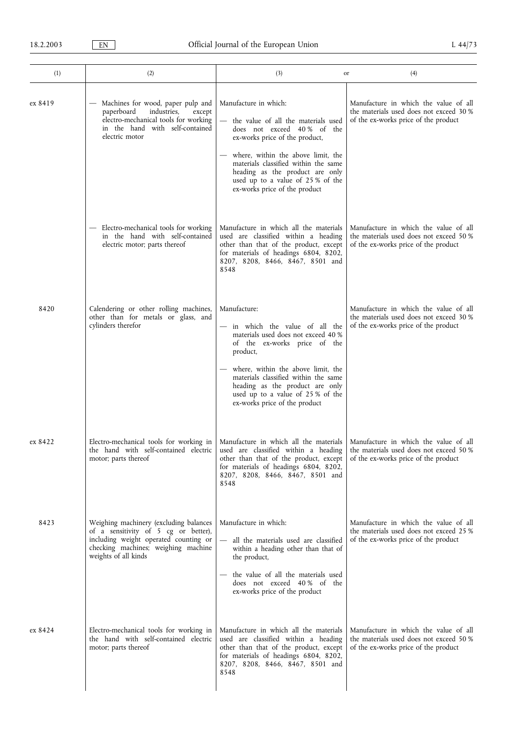| (1) | (2) | (3) or | (4) |
|---|---|---|---|
| ex 8419 | — Machines for wood, paper pulp and paperboard industries, except electro-mechanical tools for working in the hand with self-contained electric motor | Manufacture in which:<br>— the value of all the materials used does not exceed 40 % of the ex-works price of the product,<br>— where, within the above limit, the materials classified within the same heading as the product are only used up to a value of 25 % of the ex-works price of the product | Manufacture in which the value of all the materials used does not exceed 30 % of the ex-works price of the product |
| | — Electro-mechanical tools for working in the hand with self-contained electric motor; parts thereof | Manufacture in which all the materials used are classified within a heading other than that of the product, except for materials of headings 6804, 8202, 8207, 8208, 8466, 8467, 8501 and 8548 | Manufacture in which the value of all the materials used does not exceed 50 % of the ex-works price of the product |
| 8420 | Calendering or other rolling machines, other than for metals or glass, and cylinders therefor | Manufacture:<br>— in which the value of all the materials used does not exceed 40 % of the ex-works price of the product,<br>— where, within the above limit, the materials classified within the same heading as the product are only used up to a value of 25 % of the ex-works price of the product | Manufacture in which the value of all the materials used does not exceed 30 % of the ex-works price of the product |
| ex 8422 | Electro-mechanical tools for working in the hand with self-contained electric motor; parts thereof | Manufacture in which all the materials used are classified within a heading other than that of the product, except for materials of headings 6804, 8202, 8207, 8208, 8466, 8467, 8501 and 8548 | Manufacture in which the value of all the materials used does not exceed 50 % of the ex-works price of the product |
| 8423 | Weighing machinery (excluding balances of a sensitivity of 5 cg or better), including weight operated counting or checking machines; weighing machine weights of all kinds | Manufacture in which:<br>— all the materials used are classified within a heading other than that of the product,<br>— the value of all the materials used does not exceed 40 % of the ex-works price of the product | Manufacture in which the value of all the materials used does not exceed 25 % of the ex-works price of the product |
| ex 8424 | Electro-mechanical tools for working in the hand with self-contained electric motor; parts thereof | Manufacture in which all the materials used are classified within a heading other than that of the product, except for materials of headings 6804, 8202, 8207, 8208, 8466, 8467, 8501 and 8548 | Manufacture in which the value of all the materials used does not exceed 50 % of the ex-works price of the product |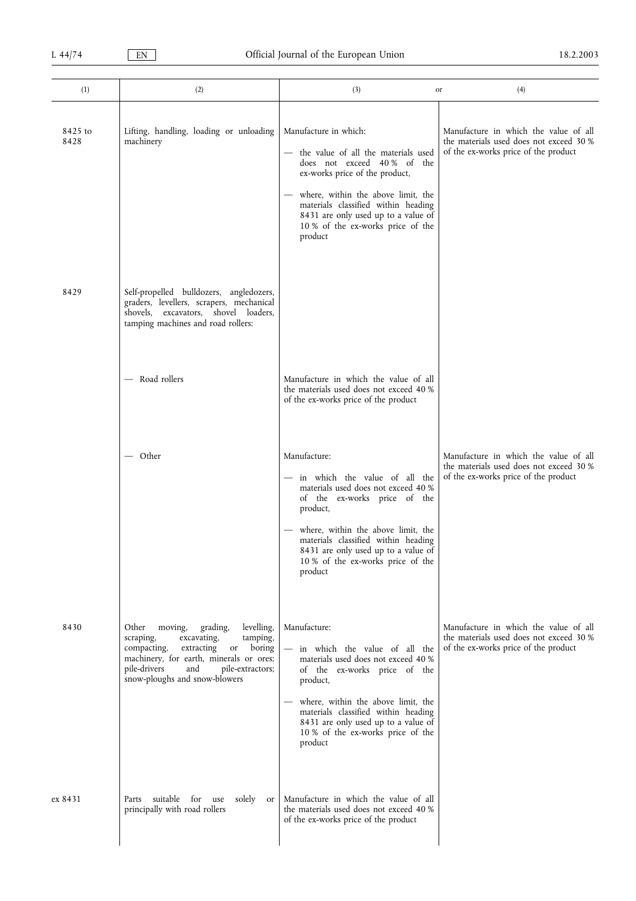| (1) | (2) | (3) or | (4) |
|---|---|---|---|
| 8425 to 8428 | Lifting, handling, loading or unloading machinery | Manufacture in which:<br>— the value of all the materials used does not exceed 40 % of the ex-works price of the product,<br>— where, within the above limit, the materials classified within heading 8431 are only used up to a value of 10 % of the ex-works price of the product | Manufacture in which the value of all the materials used does not exceed 30 % of the ex-works price of the product |
| 8429 | Self-propelled bulldozers, angledozers, graders, levellers, scrapers, mechanical shovels, excavators, shovel loaders, tamping machines and road rollers: | | |
| | — Road rollers | Manufacture in which the value of all the materials used does not exceed 40 % of the ex-works price of the product | |
| | — Other | Manufacture:<br>— in which the value of all the materials used does not exceed 40 % of the ex-works price of the product,<br>— where, within the above limit, the materials classified within heading 8431 are only used up to a value of 10 % of the ex-works price of the product | Manufacture in which the value of all the materials used does not exceed 30 % of the ex-works price of the product |
| 8430 | Other moving, grading, levelling, scraping, excavating, tamping, compacting, extracting or boring machinery, for earth, minerals or ores; pile-drivers and pile-extractors; snow-ploughs and snow-blowers | Manufacture:<br>— in which the value of all the materials used does not exceed 40 % of the ex-works price of the product,<br>— where, within the above limit, the materials classified within heading 8431 are only used up to a value of 10 % of the ex-works price of the product | Manufacture in which the value of all the materials used does not exceed 30 % of the ex-works price of the product |
| ex 8431 | Parts suitable for use solely or principally with road rollers | Manufacture in which the value of all the materials used does not exceed 40 % of the ex-works price of the product | |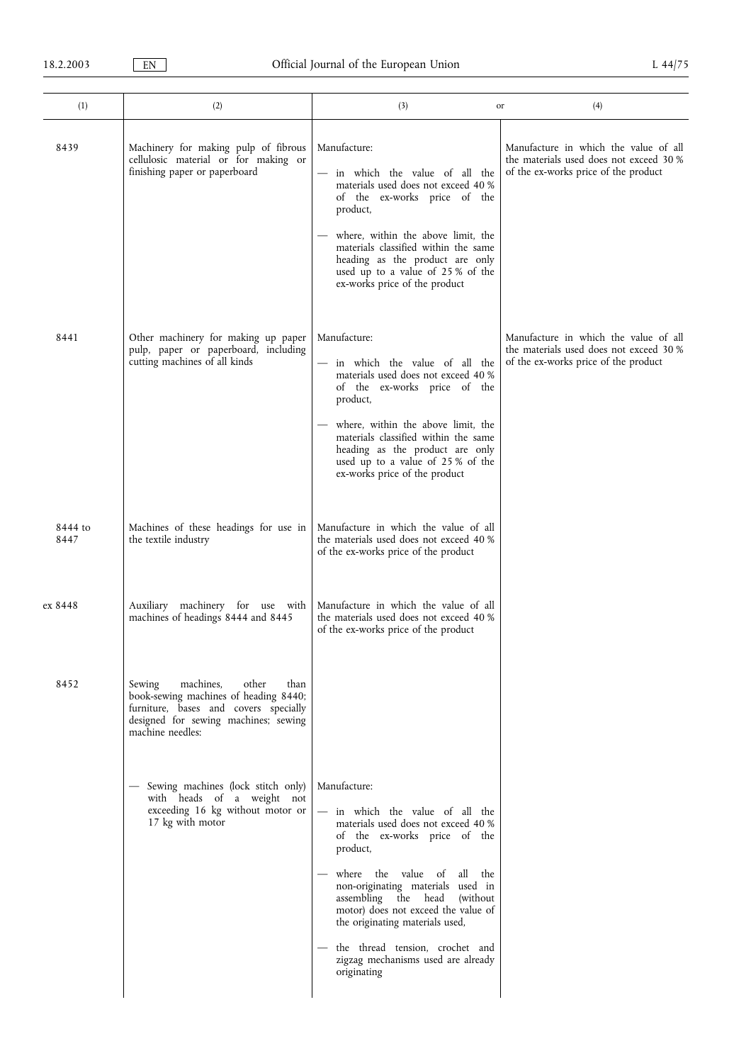| (1) | (2) | (3) or | (4) |
|---|---|---|---|
| 8439 | Machinery for making pulp of fibrous cellulosic material or for making or finishing paper or paperboard | Manufacture:<br>— in which the value of all the materials used does not exceed 40 % of the ex-works price of the product,<br>— where, within the above limit, the materials classified within the same heading as the product are only used up to a value of 25 % of the ex-works price of the product | Manufacture in which the value of all the materials used does not exceed 30 % of the ex-works price of the product |
| 8441 | Other machinery for making up paper pulp, paper or paperboard, including cutting machines of all kinds | Manufacture:<br>— in which the value of all the materials used does not exceed 40 % of the ex-works price of the product,<br>— where, within the above limit, the materials classified within the same heading as the product are only used up to a value of 25 % of the ex-works price of the product | Manufacture in which the value of all the materials used does not exceed 30 % of the ex-works price of the product |
| 8444 to 8447 | Machines of these headings for use in the textile industry | Manufacture in which the value of all the materials used does not exceed 40 % of the ex-works price of the product | |
| ex 8448 | Auxiliary machinery for use with machines of headings 8444 and 8445 | Manufacture in which the value of all the materials used does not exceed 40 % of the ex-works price of the product | |
| 8452 | Sewing machines, other than book-sewing machines of heading 8440; furniture, bases and covers specially designed for sewing machines; sewing machine needles: | | |
| | — Sewing machines (lock stitch only) with heads of a weight not exceeding 16 kg without motor or 17 kg with motor | Manufacture:<br>— in which the value of all the materials used does not exceed 40 % of the ex-works price of the product,<br>— where the value of all the non-originating materials used in assembling the head (without motor) does not exceed the value of the originating materials used,<br>— the thread tension, crochet and zigzag mechanisms used are already originating | |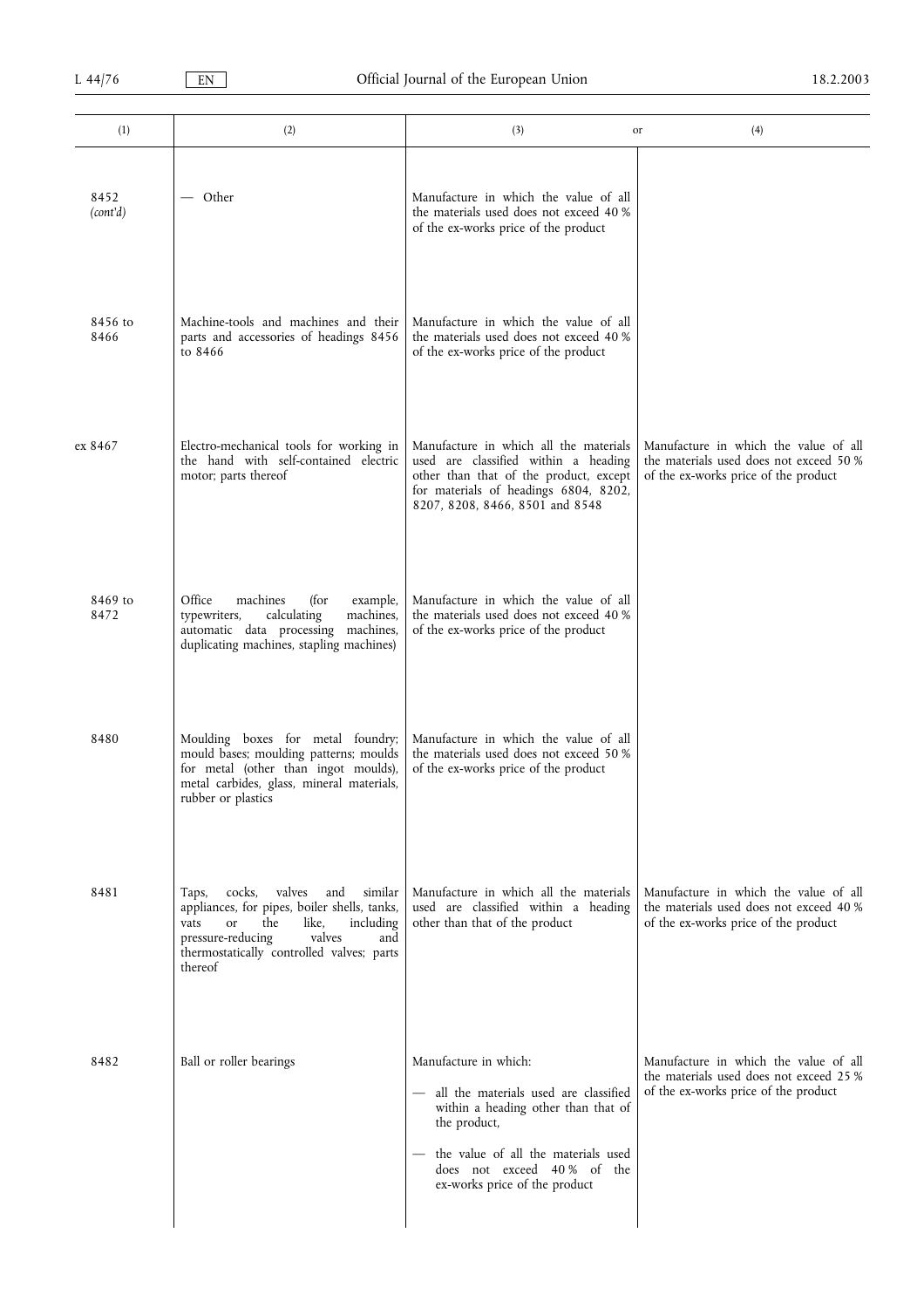| (1) | (2) | (3) or | (4) |
|---|---|---|---|
| 8452 *(cont'd)* | — Other | Manufacture in which the value of all the materials used does not exceed 40 % of the ex-works price of the product | |
| 8456 to 8466 | Machine-tools and machines and their parts and accessories of headings 8456 to 8466 | Manufacture in which the value of all the materials used does not exceed 40 % of the ex-works price of the product | |
| ex 8467 | Electro-mechanical tools for working in the hand with self-contained electric motor; parts thereof | Manufacture in which all the materials used are classified within a heading other than that of the product, except for materials of headings 6804, 8202, 8207, 8208, 8466, 8501 and 8548 | Manufacture in which the value of all the materials used does not exceed 50 % of the ex-works price of the product |
| 8469 to 8472 | Office machines (for example, typewriters, calculating machines, automatic data processing machines, duplicating machines, stapling machines) | Manufacture in which the value of all the materials used does not exceed 40 % of the ex-works price of the product | |
| 8480 | Moulding boxes for metal foundry; mould bases; moulding patterns; moulds for metal (other than ingot moulds), metal carbides, glass, mineral materials, rubber or plastics | Manufacture in which the value of all the materials used does not exceed 50 % of the ex-works price of the product | |
| 8481 | Taps, cocks, valves and similar appliances, for pipes, boiler shells, tanks, vats or the like, including pressure-reducing valves and thermostatically controlled valves; parts thereof | Manufacture in which all the materials used are classified within a heading other than that of the product | Manufacture in which the value of all the materials used does not exceed 40 % of the ex-works price of the product |
| 8482 | Ball or roller bearings | Manufacture in which:<br>— all the materials used are classified within a heading other than that of the product,<br>— the value of all the materials used does not exceed 40 % of the ex-works price of the product | Manufacture in which the value of all the materials used does not exceed 25 % of the ex-works price of the product |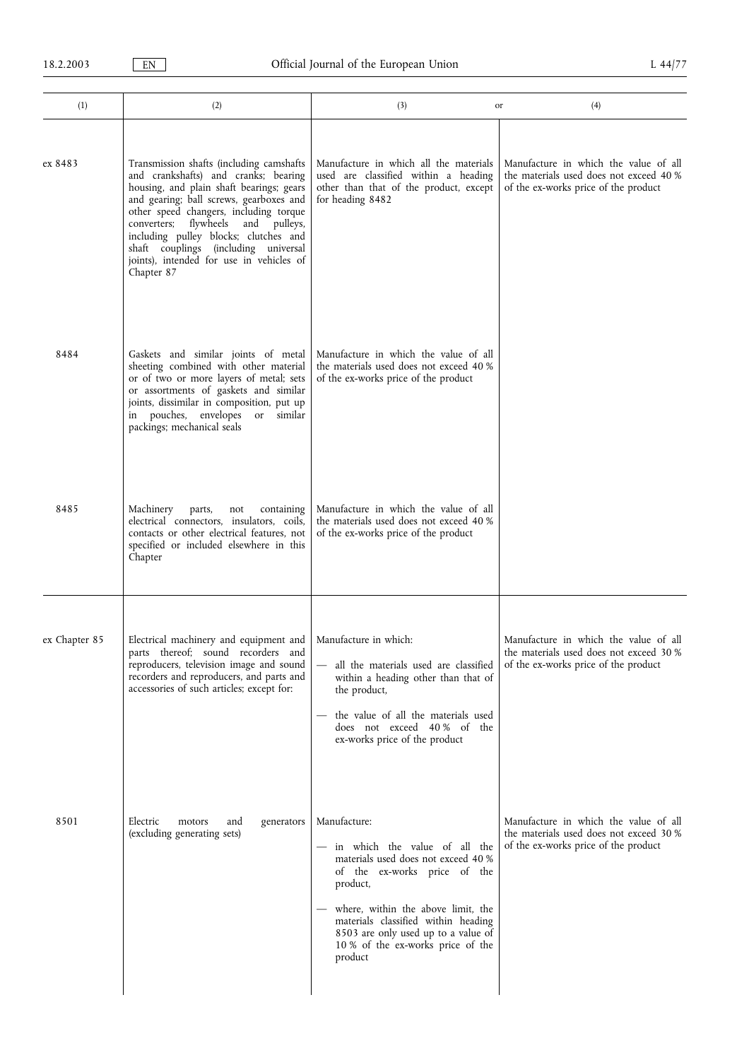| (1) | (2) | (3) or | (4) |
|---|---|---|---|
| ex 8483 | Transmission shafts (including camshafts and crankshafts) and cranks; bearing housing, and plain shaft bearings; gears and gearing; ball screws, gearboxes and other speed changers, including torque converters; flywheels and pulleys, including pulley blocks; clutches and shaft couplings (including universal joints), intended for use in vehicles of Chapter 87 | Manufacture in which all the materials used are classified within a heading other than that of the product, except for heading 8482 | Manufacture in which the value of all the materials used does not exceed 40 % of the ex-works price of the product |
| 8484 | Gaskets and similar joints of metal sheeting combined with other material or of two or more layers of metal; sets or assortments of gaskets and similar joints, dissimilar in composition, put up in pouches, envelopes or similar packings; mechanical seals | Manufacture in which the value of all the materials used does not exceed 40 % of the ex-works price of the product | |
| 8485 | Machinery parts, not containing electrical connectors, insulators, coils, contacts or other electrical features, not specified or included elsewhere in this Chapter | Manufacture in which the value of all the materials used does not exceed 40 % of the ex-works price of the product | |
| ex Chapter 85 | Electrical machinery and equipment and parts thereof; sound recorders and reproducers, television image and sound recorders and reproducers, and parts and accessories of such articles; except for: | Manufacture in which:<br>— all the materials used are classified within a heading other than that of the product,<br>— the value of all the materials used does not exceed 40 % of the ex-works price of the product | Manufacture in which the value of all the materials used does not exceed 30 % of the ex-works price of the product |
| 8501 | Electric motors and generators (excluding generating sets) | Manufacture:<br>— in which the value of all the materials used does not exceed 40 % of the ex-works price of the product,<br>— where, within the above limit, the materials classified within heading 8503 are only used up to a value of 10 % of the ex-works price of the product | Manufacture in which the value of all the materials used does not exceed 30 % of the ex-works price of the product |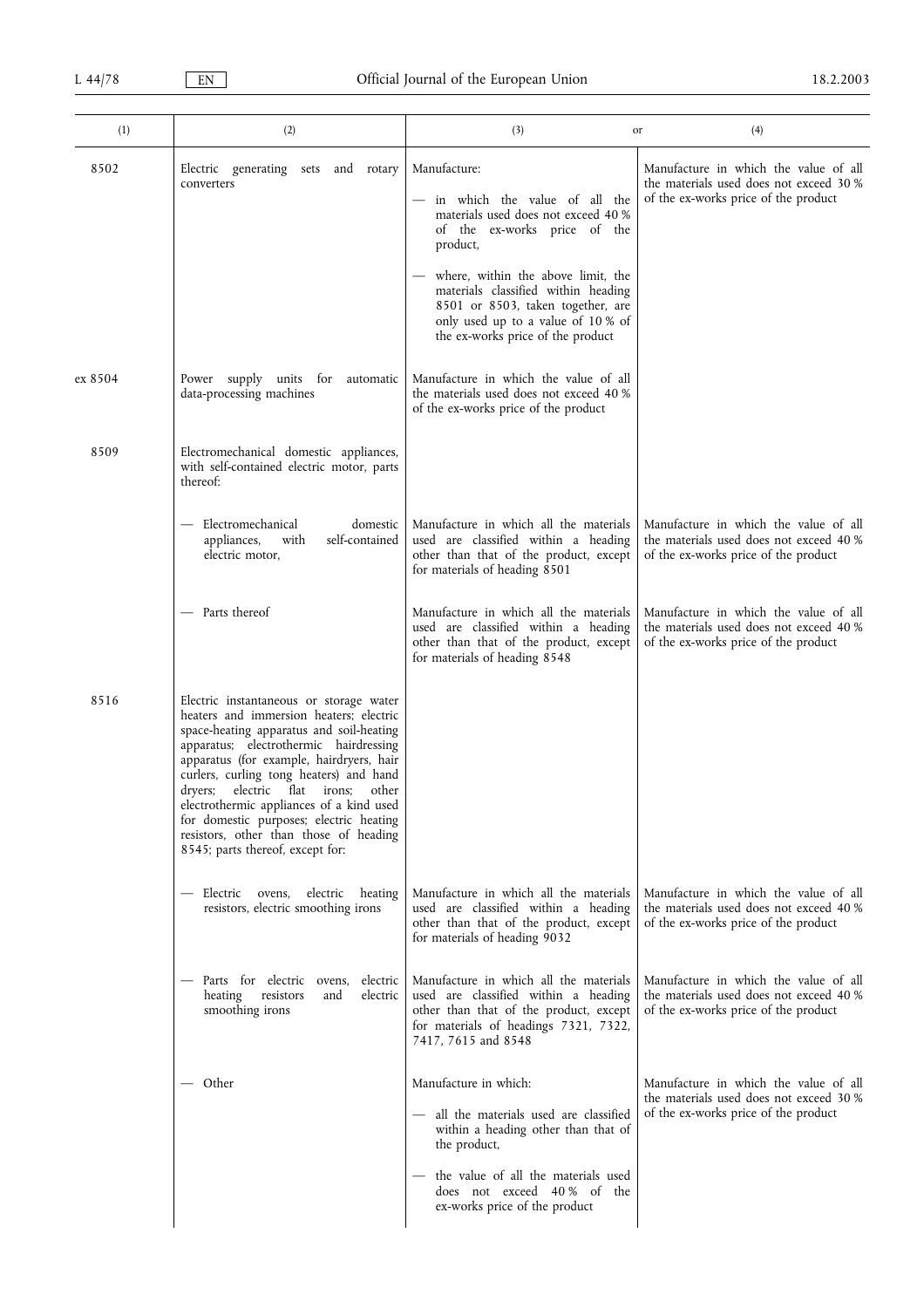| (1) | (2) | (3) or | (4) |
|---|---|---|---|
| 8502 | Electric generating sets and rotary converters | Manufacture:<br>— in which the value of all the materials used does not exceed 40 % of the ex-works price of the product,<br>— where, within the above limit, the materials classified within heading 8501 or 8503, taken together, are only used up to a value of 10 % of the ex-works price of the product | Manufacture in which the value of all the materials used does not exceed 30 % of the ex-works price of the product |
| ex 8504 | Power supply units for automatic data-processing machines | Manufacture in which the value of all the materials used does not exceed 40 % of the ex-works price of the product | |
| 8509 | Electromechanical domestic appliances, with self-contained electric motor, parts thereof: | | |
| | — Electromechanical domestic appliances, with self-contained electric motor, | Manufacture in which all the materials used are classified within a heading other than that of the product, except for materials of heading 8501 | Manufacture in which the value of all the materials used does not exceed 40 % of the ex-works price of the product |
| | — Parts thereof | Manufacture in which all the materials used are classified within a heading other than that of the product, except for materials of heading 8548 | Manufacture in which the value of all the materials used does not exceed 40 % of the ex-works price of the product |
| 8516 | Electric instantaneous or storage water heaters and immersion heaters; electric space-heating apparatus and soil-heating apparatus; electrothermic hairdressing apparatus (for example, hairdryers, hair curlers, curling tong heaters) and hand dryers; electric flat irons; other electrothermic appliances of a kind used for domestic purposes; electric heating resistors, other than those of heading 8545; parts thereof, except for: | | |
| | — Electric ovens, electric heating resistors, electric smoothing irons | Manufacture in which all the materials used are classified within a heading other than that of the product, except for materials of heading 9032 | Manufacture in which the value of all the materials used does not exceed 40 % of the ex-works price of the product |
| | — Parts for electric ovens, electric heating resistors and electric smoothing irons | Manufacture in which all the materials used are classified within a heading other than that of the product, except for materials of headings 7321, 7322, 7417, 7615 and 8548 | Manufacture in which the value of all the materials used does not exceed 40 % of the ex-works price of the product |
| | — Other | Manufacture in which:<br>— all the materials used are classified within a heading other than that of the product,<br>— the value of all the materials used does not exceed 40 % of the ex-works price of the product | Manufacture in which the value of all the materials used does not exceed 30 % of the ex-works price of the product |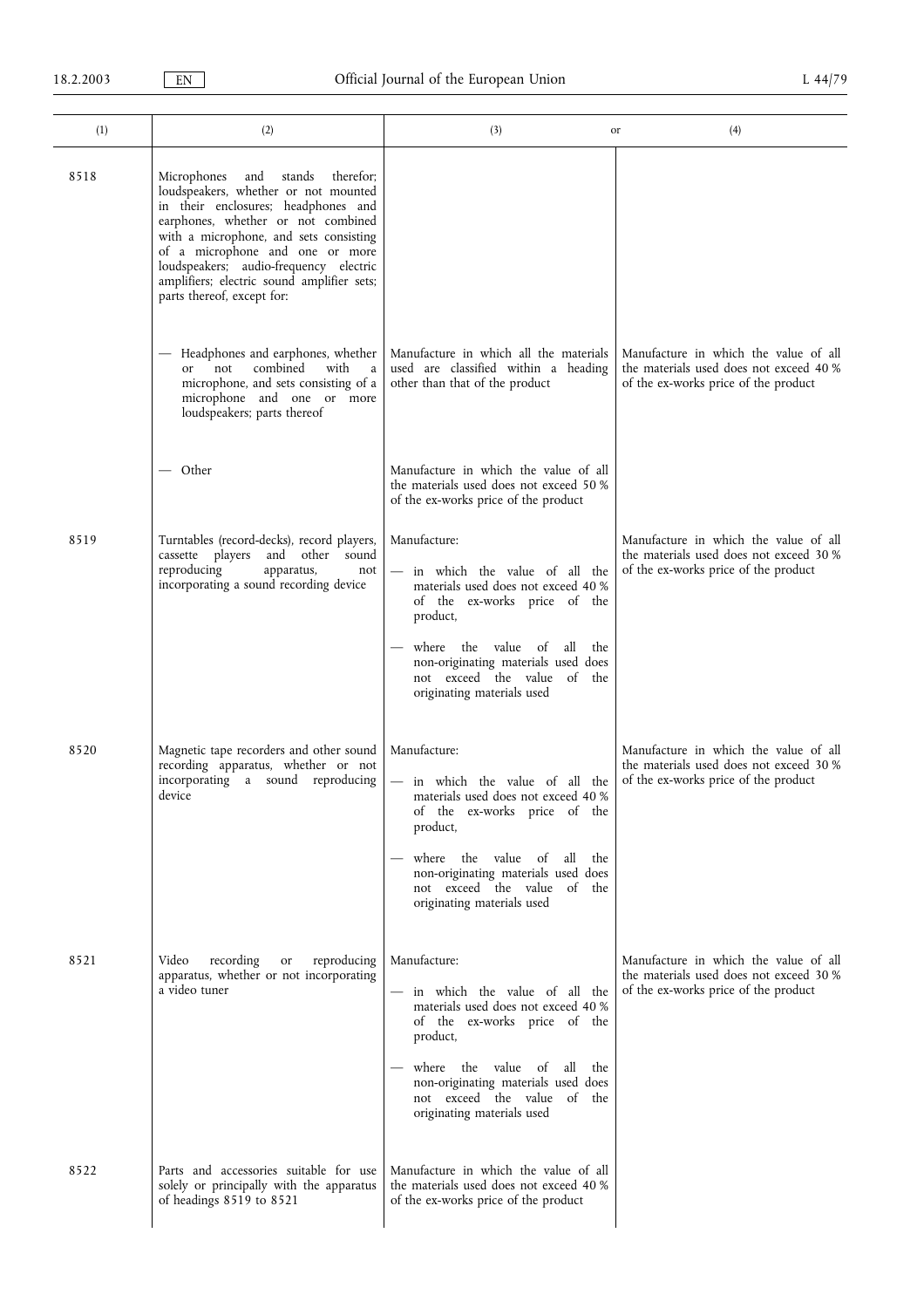| (1) | (2) | (3) | or (4) |
|---|---|---|---|
| 8518 | Microphones and stands therefor; loudspeakers, whether or not mounted in their enclosures; headphones and earphones, whether or not combined with a microphone, and sets consisting of a microphone and one or more loudspeakers; audio-frequency electric amplifiers; electric sound amplifier sets; parts thereof, except for: | | |
| | — Headphones and earphones, whether or not combined with a microphone, and sets consisting of a microphone and one or more loudspeakers; parts thereof | Manufacture in which all the materials used are classified within a heading other than that of the product | Manufacture in which the value of all the materials used does not exceed 40 % of the ex-works price of the product |
| | — Other | Manufacture in which the value of all the materials used does not exceed 50 % of the ex-works price of the product | |
| 8519 | Turntables (record-decks), record players, cassette players and other sound reproducing apparatus, not incorporating a sound recording device | Manufacture:<br>— in which the value of all the materials used does not exceed 40 % of the ex-works price of the product,<br>— where the value of all the non-originating materials used does not exceed the value of the originating materials used | Manufacture in which the value of all the materials used does not exceed 30 % of the ex-works price of the product |
| 8520 | Magnetic tape recorders and other sound recording apparatus, whether or not incorporating a sound reproducing device | Manufacture:<br>— in which the value of all the materials used does not exceed 40 % of the ex-works price of the product,<br>— where the value of all the non-originating materials used does not exceed the value of the originating materials used | Manufacture in which the value of all the materials used does not exceed 30 % of the ex-works price of the product |
| 8521 | Video recording or reproducing apparatus, whether or not incorporating a video tuner | Manufacture:<br>— in which the value of all the materials used does not exceed 40 % of the ex-works price of the product,<br>— where the value of all the non-originating materials used does not exceed the value of the originating materials used | Manufacture in which the value of all the materials used does not exceed 30 % of the ex-works price of the product |
| 8522 | Parts and accessories suitable for use solely or principally with the apparatus of headings 8519 to 8521 | Manufacture in which the value of all the materials used does not exceed 40 % of the ex-works price of the product | |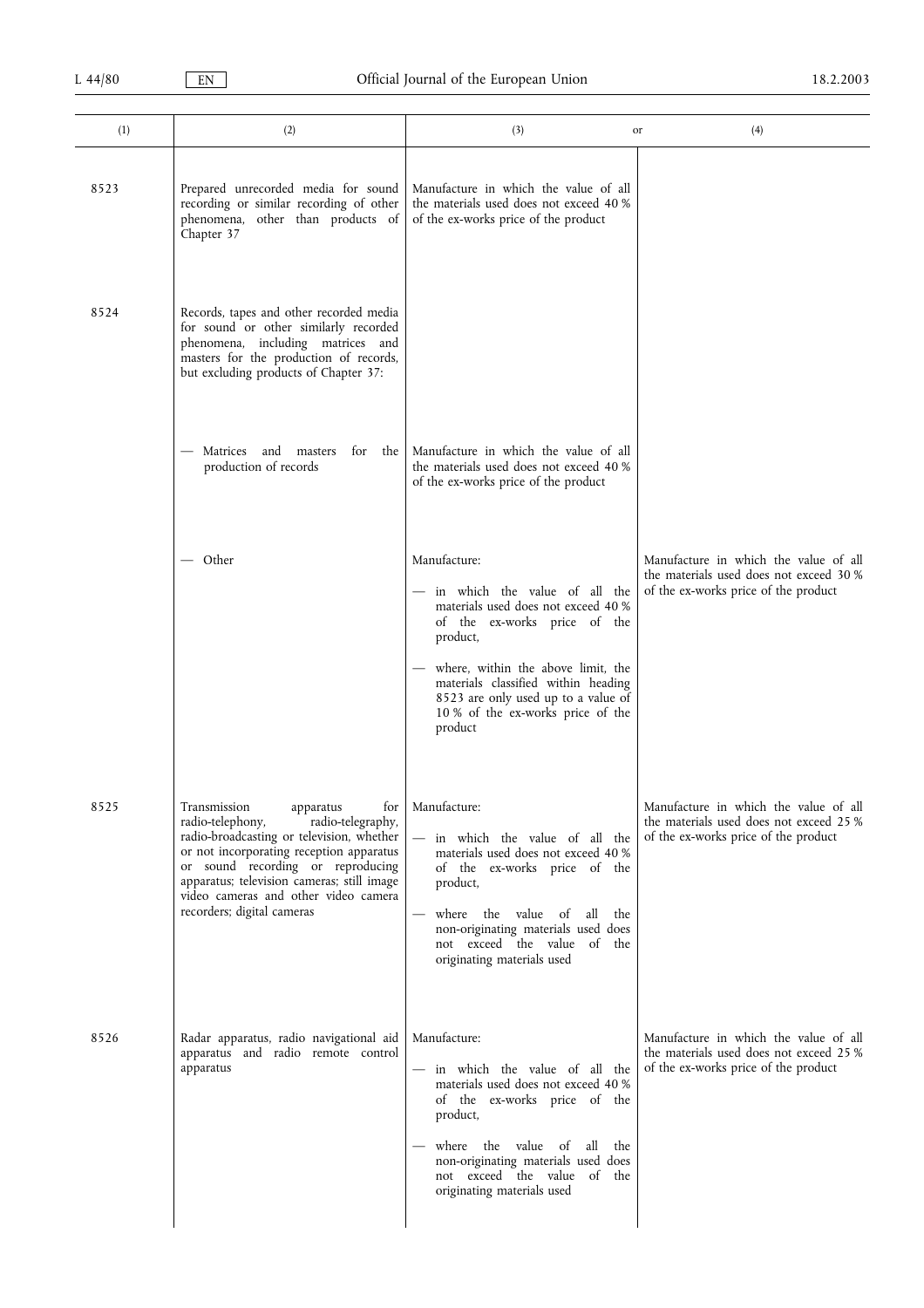| (1) | (2) | (3) or | (4) |
|---|---|---|---|
| 8523 | Prepared unrecorded media for sound recording or similar recording of other phenomena, other than products of Chapter 37 | Manufacture in which the value of all the materials used does not exceed 40 % of the ex-works price of the product | |
| 8524 | Records, tapes and other recorded media for sound or other similarly recorded phenomena, including matrices and masters for the production of records, but excluding products of Chapter 37: | | |
| | — Matrices and masters for the production of records | Manufacture in which the value of all the materials used does not exceed 40 % of the ex-works price of the product | |
| | — Other | Manufacture:<br>— in which the value of all the materials used does not exceed 40 % of the ex-works price of the product,<br>— where, within the above limit, the materials classified within heading 8523 are only used up to a value of 10 % of the ex-works price of the product | Manufacture in which the value of all the materials used does not exceed 30 % of the ex-works price of the product |
| 8525 | Transmission apparatus for radio-telephony, radio-telegraphy, radio-broadcasting or television, whether or not incorporating reception apparatus or sound recording or reproducing apparatus; television cameras; still image video cameras and other video camera recorders; digital cameras | Manufacture:<br>— in which the value of all the materials used does not exceed 40 % of the ex-works price of the product,<br>— where the value of all the non-originating materials used does not exceed the value of the originating materials used | Manufacture in which the value of all the materials used does not exceed 25 % of the ex-works price of the product |
| 8526 | Radar apparatus, radio navigational aid apparatus and radio remote control apparatus | Manufacture:<br>— in which the value of all the materials used does not exceed 40 % of the ex-works price of the product,<br>— where the value of all the non-originating materials used does not exceed the value of the originating materials used | Manufacture in which the value of all the materials used does not exceed 25 % of the ex-works price of the product |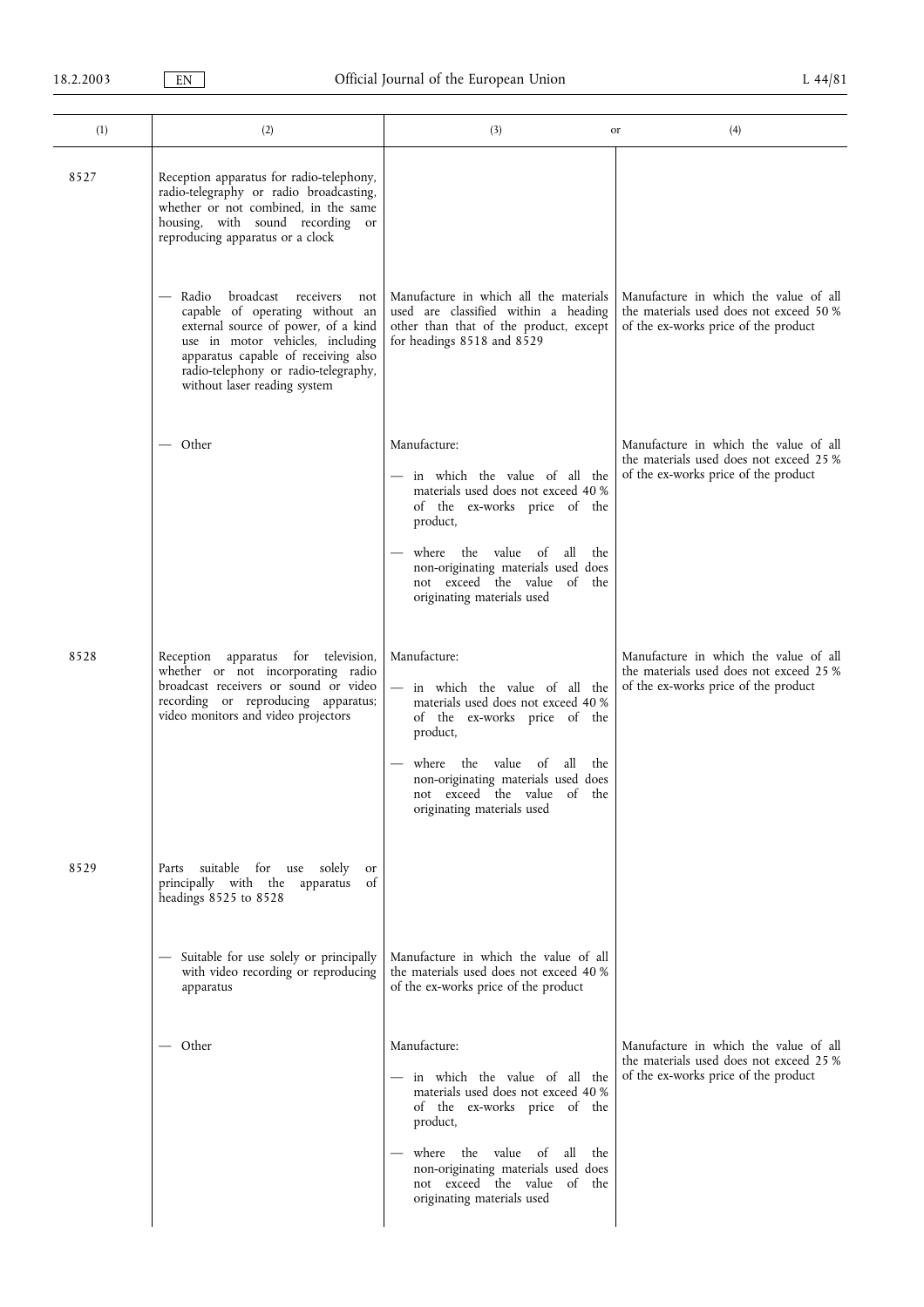| (1) | (2) | (3) or | (4) |
|---|---|---|---|
| 8527 | Reception apparatus for radio-telephony, radio-telegraphy or radio broadcasting, whether or not combined, in the same housing, with sound recording or reproducing apparatus or a clock | | |
| | — Radio broadcast receivers not capable of operating without an external source of power, of a kind use in motor vehicles, including apparatus capable of receiving also radio-telephony or radio-telegraphy, without laser reading system | Manufacture in which all the materials used are classified within a heading other than that of the product, except for headings 8518 and 8529 | Manufacture in which the value of all the materials used does not exceed 50 % of the ex-works price of the product |
| | — Other | Manufacture:<br>— in which the value of all the materials used does not exceed 40 % of the ex-works price of the product,<br>— where the value of all the non-originating materials used does not exceed the value of the originating materials used | Manufacture in which the value of all the materials used does not exceed 25 % of the ex-works price of the product |
| 8528 | Reception apparatus for television, whether or not incorporating radio broadcast receivers or sound or video recording or reproducing apparatus; video monitors and video projectors | Manufacture:<br>— in which the value of all the materials used does not exceed 40 % of the ex-works price of the product,<br>— where the value of all the non-originating materials used does not exceed the value of the originating materials used | Manufacture in which the value of all the materials used does not exceed 25 % of the ex-works price of the product |
| 8529 | Parts suitable for use solely or principally with the apparatus of headings 8525 to 8528 | | |
| | — Suitable for use solely or principally with video recording or reproducing apparatus | Manufacture in which the value of all the materials used does not exceed 40 % of the ex-works price of the product | |
| | — Other | Manufacture:<br>— in which the value of all the materials used does not exceed 40 % of the ex-works price of the product,<br>— where the value of all the non-originating materials used does not exceed the value of the originating materials used | Manufacture in which the value of all the materials used does not exceed 25 % of the ex-works price of the product |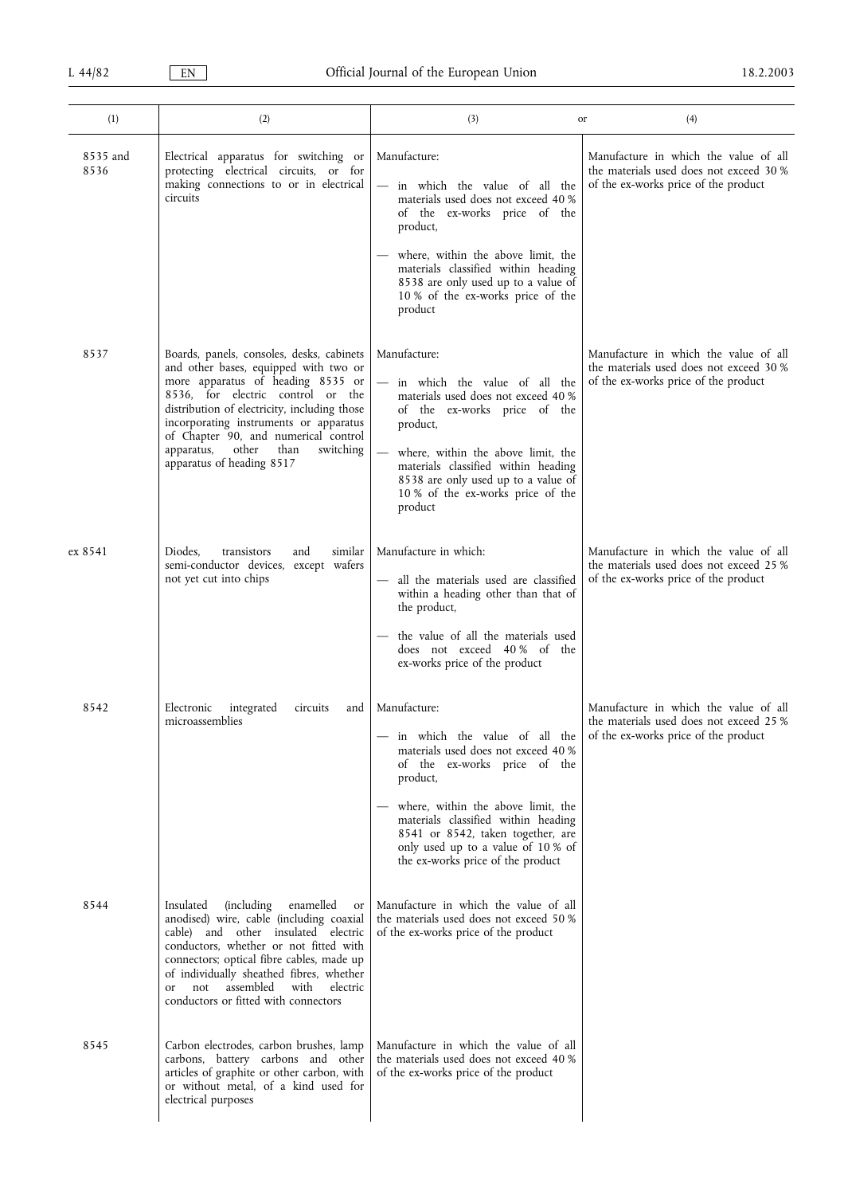| (1) | (2) | (3) or | (4) |
|---|---|---|---|
| 8535 and 8536 | Electrical apparatus for switching or protecting electrical circuits, or for making connections to or in electrical circuits | Manufacture:<br>— in which the value of all the materials used does not exceed 40 % of the ex-works price of the product,<br>— where, within the above limit, the materials classified within heading 8538 are only used up to a value of 10 % of the ex-works price of the product | Manufacture in which the value of all the materials used does not exceed 30 % of the ex-works price of the product |
| 8537 | Boards, panels, consoles, desks, cabinets and other bases, equipped with two or more apparatus of heading 8535 or 8536, for electric control or the distribution of electricity, including those incorporating instruments or apparatus of Chapter 90, and numerical control apparatus, other than switching apparatus of heading 8517 | Manufacture:<br>— in which the value of all the materials used does not exceed 40 % of the ex-works price of the product,<br>— where, within the above limit, the materials classified within heading 8538 are only used up to a value of 10 % of the ex-works price of the product | Manufacture in which the value of all the materials used does not exceed 30 % of the ex-works price of the product |
| ex 8541 | Diodes, transistors and similar semi-conductor devices, except wafers not yet cut into chips | Manufacture in which:<br>— all the materials used are classified within a heading other than that of the product,<br>— the value of all the materials used does not exceed 40 % of the ex-works price of the product | Manufacture in which the value of all the materials used does not exceed 25 % of the ex-works price of the product |
| 8542 | Electronic integrated circuits and microassemblies | Manufacture:<br>— in which the value of all the materials used does not exceed 40 % of the ex-works price of the product,<br>— where, within the above limit, the materials classified within heading 8541 or 8542, taken together, are only used up to a value of 10 % of the ex-works price of the product | Manufacture in which the value of all the materials used does not exceed 25 % of the ex-works price of the product |
| 8544 | Insulated (including enamelled or anodised) wire, cable (including coaxial cable) and other insulated electric conductors, whether or not fitted with connectors; optical fibre cables, made up of individually sheathed fibres, whether or not assembled with electric conductors or fitted with connectors | Manufacture in which the value of all the materials used does not exceed 50 % of the ex-works price of the product | |
| 8545 | Carbon electrodes, carbon brushes, lamp carbons, battery carbons and other articles of graphite or other carbon, with or without metal, of a kind used for electrical purposes | Manufacture in which the value of all the materials used does not exceed 40 % of the ex-works price of the product | |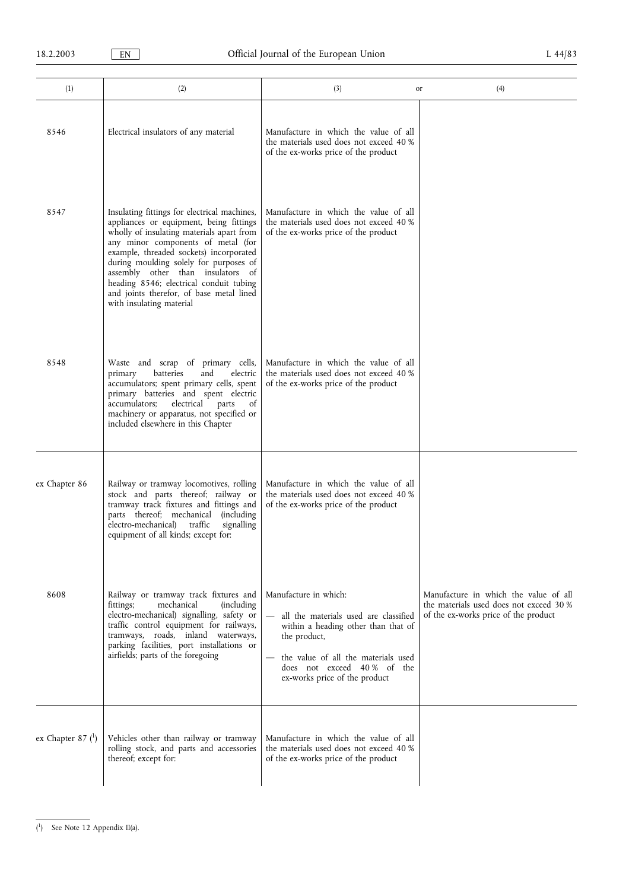| (1) | (2) | (3) or | (4) |
|---|---|---|---|
| 8546 | Electrical insulators of any material | Manufacture in which the value of all the materials used does not exceed 40 % of the ex-works price of the product | |
| 8547 | Insulating fittings for electrical machines, appliances or equipment, being fittings wholly of insulating materials apart from any minor components of metal (for example, threaded sockets) incorporated during moulding solely for purposes of assembly other than insulators of heading 8546; electrical conduit tubing and joints therefor, of base metal lined with insulating material | Manufacture in which the value of all the materials used does not exceed 40 % of the ex-works price of the product | |
| 8548 | Waste and scrap of primary cells, primary batteries and electric accumulators; spent primary cells, spent primary batteries and spent electric accumulators; electrical parts of machinery or apparatus, not specified or included elsewhere in this Chapter | Manufacture in which the value of all the materials used does not exceed 40 % of the ex-works price of the product | |
| ex Chapter 86 | Railway or tramway locomotives, rolling stock and parts thereof; railway or tramway track fixtures and fittings and parts thereof; mechanical (including electro-mechanical) traffic signalling equipment of all kinds; except for: | Manufacture in which the value of all the materials used does not exceed 40 % of the ex-works price of the product | |
| 8608 | Railway or tramway track fixtures and fittings; mechanical (including electro-mechanical) signalling, safety or traffic control equipment for railways, tramways, roads, inland waterways, parking facilities, port installations or airfields; parts of the foregoing | Manufacture in which:<br>— all the materials used are classified within a heading other than that of the product,<br>— the value of all the materials used does not exceed 40 % of the ex-works price of the product | Manufacture in which the value of all the materials used does not exceed 30 % of the ex-works price of the product |
| ex Chapter 87 [1] | Vehicles other than railway or tramway rolling stock, and parts and accessories thereof; except for: | Manufacture in which the value of all the materials used does not exceed 40 % of the ex-works price of the product | |

[1] See Note 12 Appendix II(a).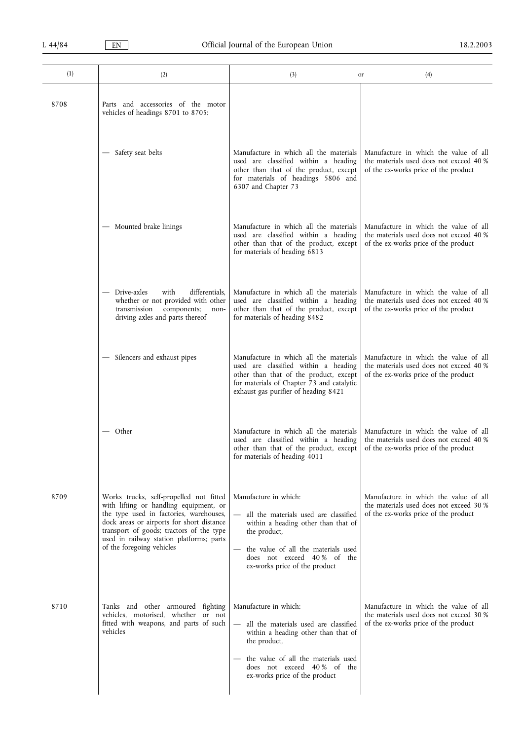| (1) | (2) | (3) or | (4) |
|---|---|---|---|
| 8708 | Parts and accessories of the motor vehicles of headings 8701 to 8705: | | |
| | — Safety seat belts | Manufacture in which all the materials used are classified within a heading other than that of the product, except for materials of headings 5806 and 6307 and Chapter 73 | Manufacture in which the value of all the materials used does not exceed 40 % of the ex-works price of the product |
| | — Mounted brake linings | Manufacture in which all the materials used are classified within a heading other than that of the product, except for materials of heading 6813 | Manufacture in which the value of all the materials used does not exceed 40 % of the ex-works price of the product |
| | — Drive-axles with differentials, whether or not provided with other transmission components; non-driving axles and parts thereof | Manufacture in which all the materials used are classified within a heading other than that of the product, except for materials of heading 8482 | Manufacture in which the value of all the materials used does not exceed 40 % of the ex-works price of the product |
| | — Silencers and exhaust pipes | Manufacture in which all the materials used are classified within a heading other than that of the product, except for materials of Chapter 73 and catalytic exhaust gas purifier of heading 8421 | Manufacture in which the value of all the materials used does not exceed 40 % of the ex-works price of the product |
| | — Other | Manufacture in which all the materials used are classified within a heading other than that of the product, except for materials of heading 4011 | Manufacture in which the value of all the materials used does not exceed 40 % of the ex-works price of the product |
| 8709 | Works trucks, self-propelled not fitted with lifting or handling equipment, or the type used in factories, warehouses, dock areas or airports for short distance transport of goods; tractors of the type used in railway station platforms; parts of the foregoing vehicles | Manufacture in which:<br>— all the materials used are classified within a heading other than that of the product,<br>— the value of all the materials used does not exceed 40 % of the ex-works price of the product | Manufacture in which the value of all the materials used does not exceed 30 % of the ex-works price of the product |
| 8710 | Tanks and other armoured fighting vehicles, motorised, whether or not fitted with weapons, and parts of such vehicles | Manufacture in which:<br>— all the materials used are classified within a heading other than that of the product,<br>— the value of all the materials used does not exceed 40 % of the ex-works price of the product | Manufacture in which the value of all the materials used does not exceed 30 % of the ex-works price of the product |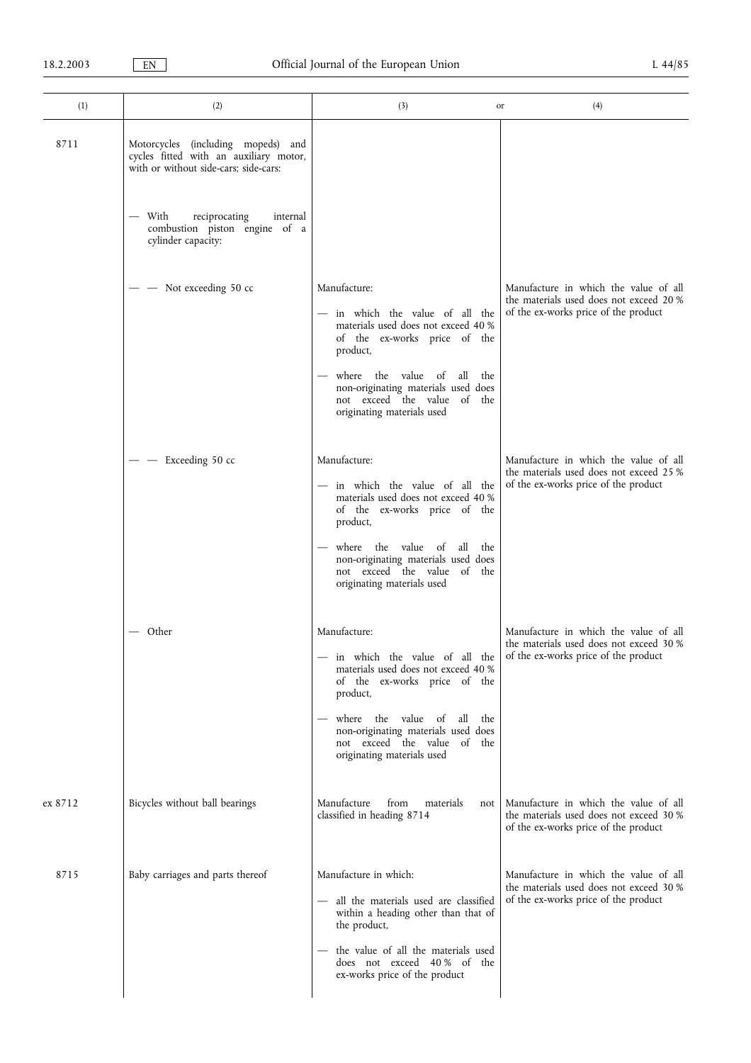| (1) | (2) | (3) or | (4) |
|---|---|---|---|
| 8711 | Motorcycles (including mopeds) and cycles fitted with an auxiliary motor, with or without side-cars; side-cars: | | |
| | — With reciprocating internal combustion piston engine of a cylinder capacity: | | |
| | — — Not exceeding 50 cc | Manufacture:<br>— in which the value of all the materials used does not exceed 40 % of the ex-works price of the product,<br>— where the value of all the non-originating materials used does not exceed the value of the originating materials used | Manufacture in which the value of all the materials used does not exceed 20 % of the ex-works price of the product |
| | — — Exceeding 50 cc | Manufacture:<br>— in which the value of all the materials used does not exceed 40 % of the ex-works price of the product,<br>— where the value of all the non-originating materials used does not exceed the value of the originating materials used | Manufacture in which the value of all the materials used does not exceed 25 % of the ex-works price of the product |
| | — Other | Manufacture:<br>— in which the value of all the materials used does not exceed 40 % of the ex-works price of the product,<br>— where the value of all the non-originating materials used does not exceed the value of the originating materials used | Manufacture in which the value of all the materials used does not exceed 30 % of the ex-works price of the product |
| ex 8712 | Bicycles without ball bearings | Manufacture from materials not classified in heading 8714 | Manufacture in which the value of all the materials used does not exceed 30 % of the ex-works price of the product |
| 8715 | Baby carriages and parts thereof | Manufacture in which:<br>— all the materials used are classified within a heading other than that of the product,<br>— the value of all the materials used does not exceed 40 % of the ex-works price of the product | Manufacture in which the value of all the materials used does not exceed 30 % of the ex-works price of the product |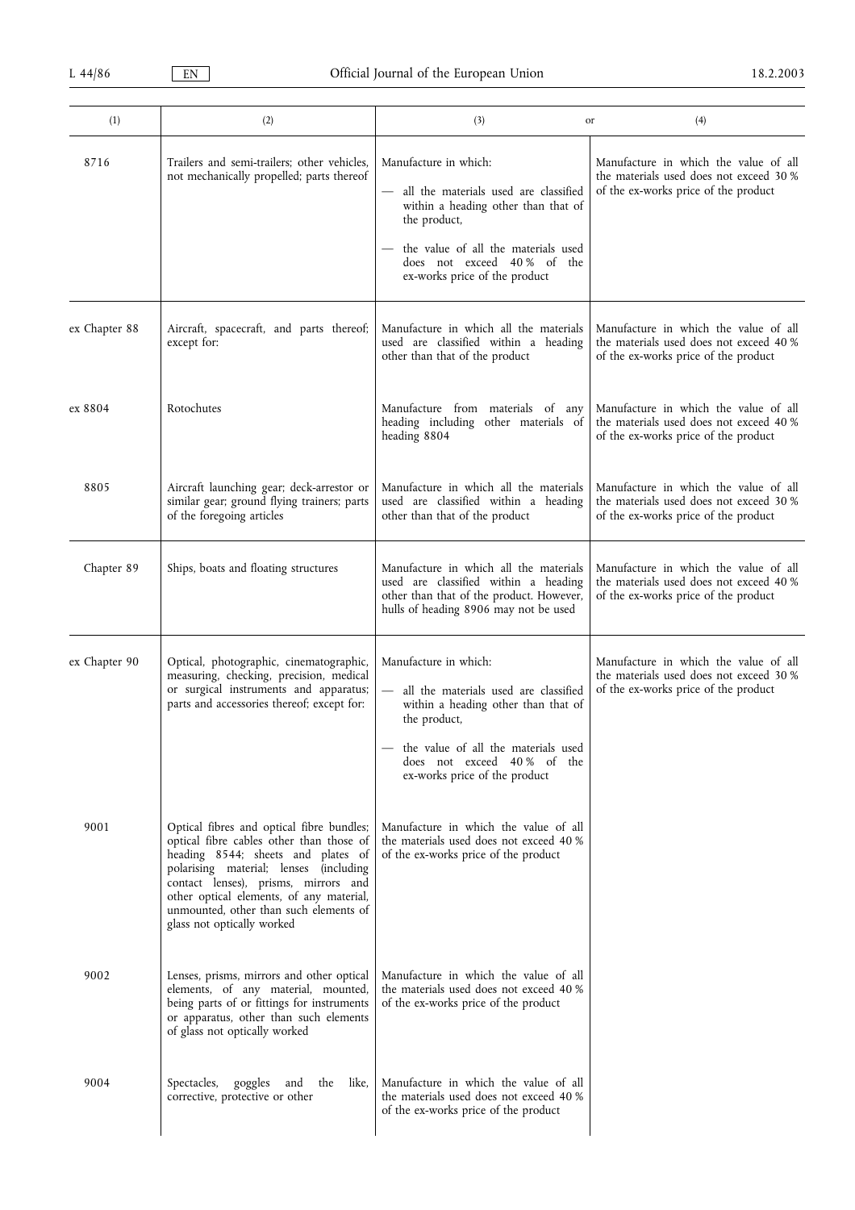| (1) | (2) | (3) or | (4) |
|---|---|---|---|
| 8716 | Trailers and semi-trailers; other vehicles, not mechanically propelled; parts thereof | Manufacture in which:<br>— all the materials used are classified within a heading other than that of the product,<br>— the value of all the materials used does not exceed 40 % of the ex-works price of the product | Manufacture in which the value of all the materials used does not exceed 30 % of the ex-works price of the product |
| ex Chapter 88 | Aircraft, spacecraft, and parts thereof; except for: | Manufacture in which all the materials used are classified within a heading other than that of the product | Manufacture in which the value of all the materials used does not exceed 40 % of the ex-works price of the product |
| ex 8804 | Rotochutes | Manufacture from materials of any heading including other materials of heading 8804 | Manufacture in which the value of all the materials used does not exceed 40 % of the ex-works price of the product |
| 8805 | Aircraft launching gear; deck-arrestor or similar gear; ground flying trainers; parts of the foregoing articles | Manufacture in which all the materials used are classified within a heading other than that of the product | Manufacture in which the value of all the materials used does not exceed 30 % of the ex-works price of the product |
| Chapter 89 | Ships, boats and floating structures | Manufacture in which all the materials used are classified within a heading other than that of the product. However, hulls of heading 8906 may not be used | Manufacture in which the value of all the materials used does not exceed 40 % of the ex-works price of the product |
| ex Chapter 90 | Optical, photographic, cinematographic, measuring, checking, precision, medical or surgical instruments and apparatus; parts and accessories thereof; except for: | Manufacture in which:<br>— all the materials used are classified within a heading other than that of the product,<br>— the value of all the materials used does not exceed 40 % of the ex-works price of the product | Manufacture in which the value of all the materials used does not exceed 30 % of the ex-works price of the product |
| 9001 | Optical fibres and optical fibre bundles; optical fibre cables other than those of heading 8544; sheets and plates of polarising material; lenses (including contact lenses), prisms, mirrors and other optical elements, of any material, unmounted, other than such elements of glass not optically worked | Manufacture in which the value of all the materials used does not exceed 40 % of the ex-works price of the product | |
| 9002 | Lenses, prisms, mirrors and other optical elements, of any material, mounted, being parts of or fittings for instruments or apparatus, other than such elements of glass not optically worked | Manufacture in which the value of all the materials used does not exceed 40 % of the ex-works price of the product | |
| 9004 | Spectacles, goggles and the like, corrective, protective or other | Manufacture in which the value of all the materials used does not exceed 40 % of the ex-works price of the product | |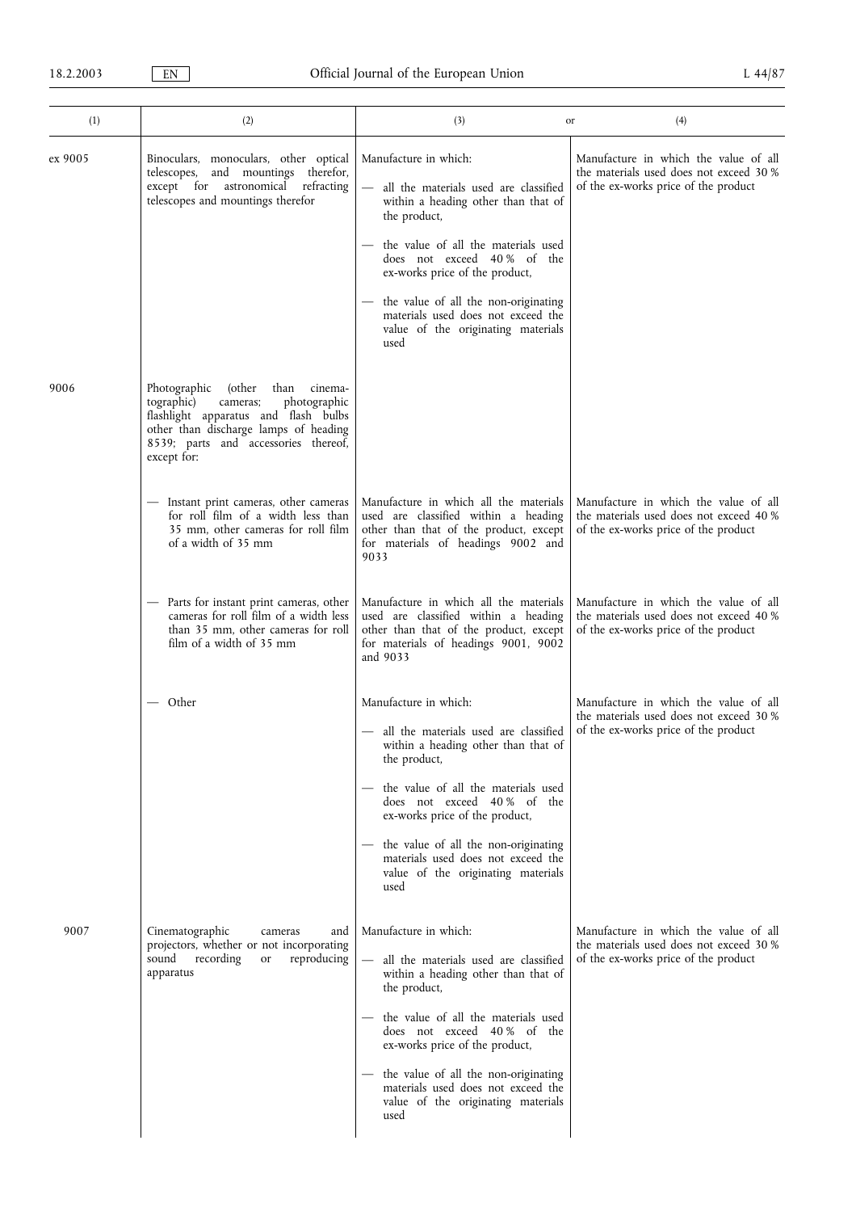| (1) | (2) | (3) or | (4) |
|---|---|---|---|
| ex 9005 | Binoculars, monoculars, other optical telescopes, and mountings therefor, except for astronomical refracting telescopes and mountings therefor | Manufacture in which:<br>— all the materials used are classified within a heading other than that of the product,<br>— the value of all the materials used does not exceed 40 % of the ex-works price of the product,<br>— the value of all the non-originating materials used does not exceed the value of the originating materials used | Manufacture in which the value of all the materials used does not exceed 30 % of the ex-works price of the product |
| 9006 | Photographic (other than cinematographic) cameras; photographic flashlight apparatus and flash bulbs other than discharge lamps of heading 8539; parts and accessories thereof, except for: | | |
| | — Instant print cameras, other cameras for roll film of a width less than 35 mm, other cameras for roll film of a width of 35 mm | Manufacture in which all the materials used are classified within a heading other than that of the product, except for materials of headings 9002 and 9033 | Manufacture in which the value of all the materials used does not exceed 40 % of the ex-works price of the product |
| | — Parts for instant print cameras, other cameras for roll film of a width less than 35 mm, other cameras for roll film of a width of 35 mm | Manufacture in which all the materials used are classified within a heading other than that of the product, except for materials of headings 9001, 9002 and 9033 | Manufacture in which the value of all the materials used does not exceed 40 % of the ex-works price of the product |
| | — Other | Manufacture in which:<br>— all the materials used are classified within a heading other than that of the product,<br>— the value of all the materials used does not exceed 40 % of the ex-works price of the product,<br>— the value of all the non-originating materials used does not exceed the value of the originating materials used | Manufacture in which the value of all the materials used does not exceed 30 % of the ex-works price of the product |
| 9007 | Cinematographic cameras and projectors, whether or not incorporating sound recording or reproducing apparatus | Manufacture in which:<br>— all the materials used are classified within a heading other than that of the product,<br>— the value of all the materials used does not exceed 40 % of the ex-works price of the product,<br>— the value of all the non-originating materials used does not exceed the value of the originating materials used | Manufacture in which the value of all the materials used does not exceed 30 % of the ex-works price of the product |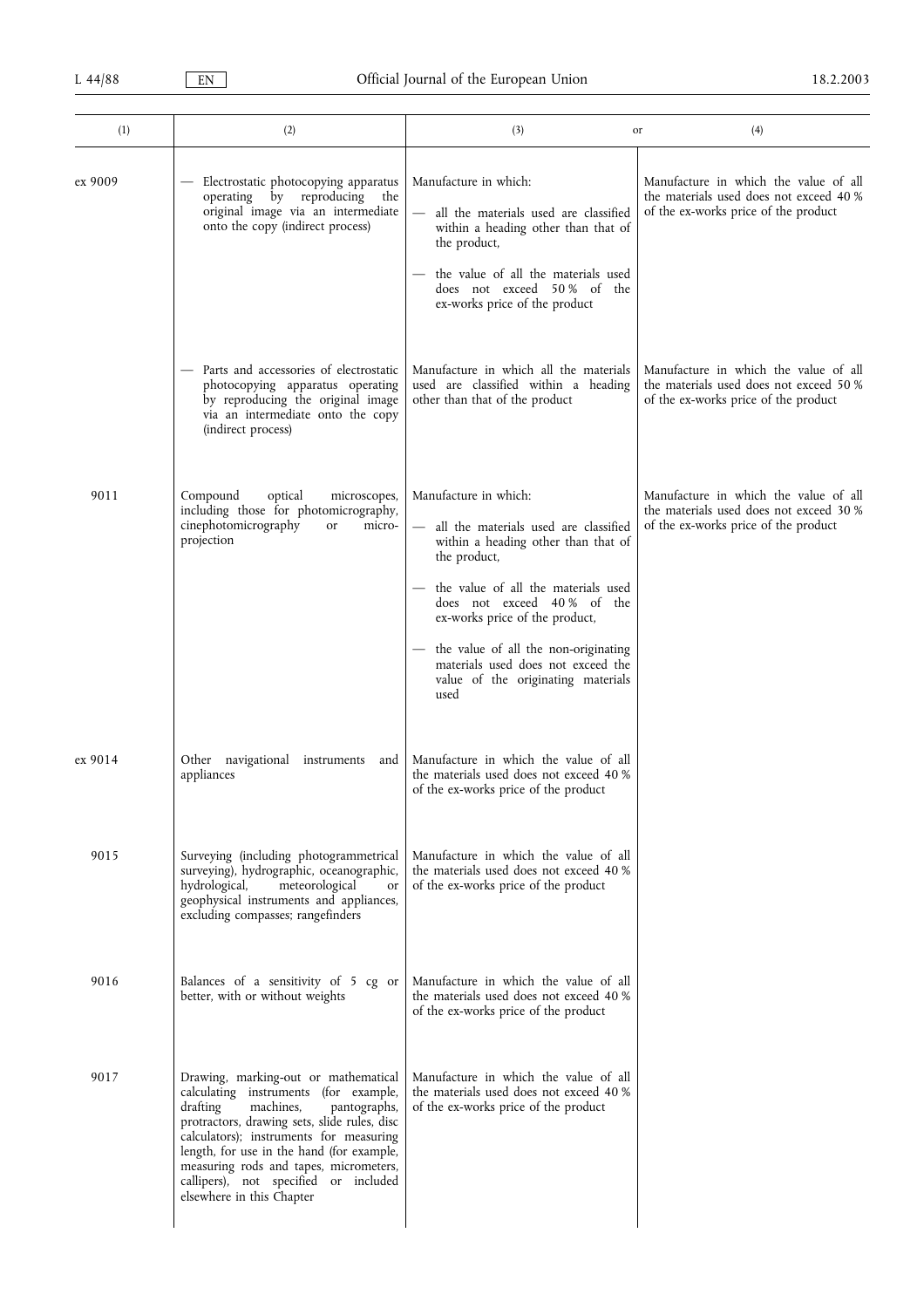| (1) | (2) | (3) or | (4) |
|---|---|---|---|
| ex 9009 | — Electrostatic photocopying apparatus operating by reproducing the original image via an intermediate onto the copy (indirect process) | Manufacture in which:<br>— all the materials used are classified within a heading other than that of the product,<br>— the value of all the materials used does not exceed 50 % of the ex-works price of the product | Manufacture in which the value of all the materials used does not exceed 40 % of the ex-works price of the product |
| | — Parts and accessories of electrostatic photocopying apparatus operating by reproducing the original image via an intermediate onto the copy (indirect process) | Manufacture in which all the materials used are classified within a heading other than that of the product | Manufacture in which the value of all the materials used does not exceed 50 % of the ex-works price of the product |
| 9011 | Compound optical microscopes, including those for photomicrography, cinephotomicrography or micro-projection | Manufacture in which:<br>— all the materials used are classified within a heading other than that of the product,<br>— the value of all the materials used does not exceed 40 % of the ex-works price of the product,<br>— the value of all the non-originating materials used does not exceed the value of the originating materials used | Manufacture in which the value of all the materials used does not exceed 30 % of the ex-works price of the product |
| ex 9014 | Other navigational instruments and appliances | Manufacture in which the value of all the materials used does not exceed 40 % of the ex-works price of the product | |
| 9015 | Surveying (including photogrammetrical surveying), hydrographic, oceanographic, hydrological, meteorological or geophysical instruments and appliances, excluding compasses; rangefinders | Manufacture in which the value of all the materials used does not exceed 40 % of the ex-works price of the product | |
| 9016 | Balances of a sensitivity of 5 cg or better, with or without weights | Manufacture in which the value of all the materials used does not exceed 40 % of the ex-works price of the product | |
| 9017 | Drawing, marking-out or mathematical calculating instruments (for example, drafting machines, pantographs, protractors, drawing sets, slide rules, disc calculators); instruments for measuring length, for use in the hand (for example, measuring rods and tapes, micrometers, callipers), not specified or included elsewhere in this Chapter | Manufacture in which the value of all the materials used does not exceed 40 % of the ex-works price of the product | |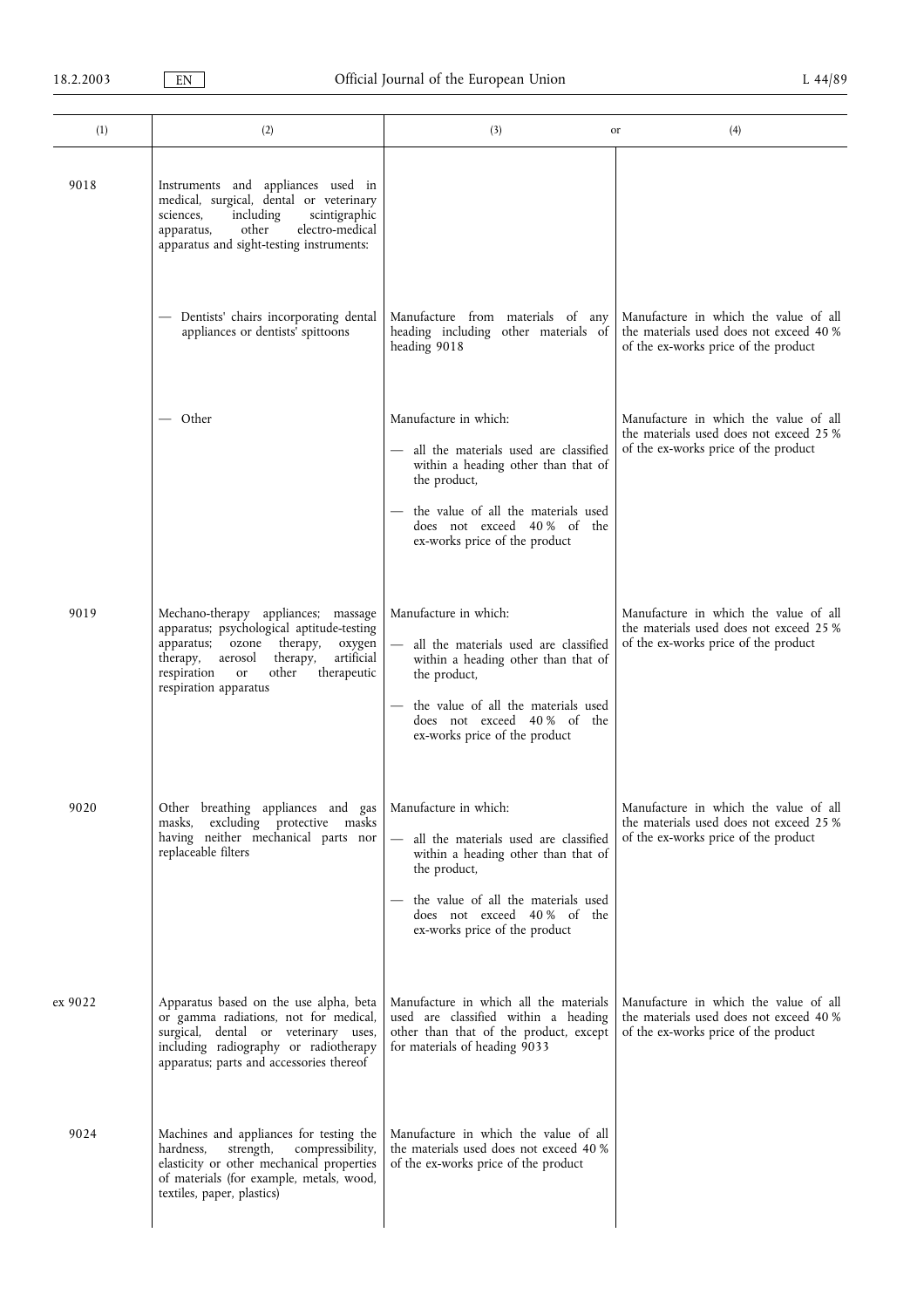| (1) | (2) | (3) or | (4) |
|---|---|---|---|
| 9018 | Instruments and appliances used in medical, surgical, dental or veterinary sciences, including scintigraphic apparatus, other electro-medical apparatus and sight-testing instruments: | | |
| | — Dentists' chairs incorporating dental appliances or dentists' spittoons | Manufacture from materials of any heading including other materials of heading 9018 | Manufacture in which the value of all the materials used does not exceed 40 % of the ex-works price of the product |
| | — Other | Manufacture in which:<br>— all the materials used are classified within a heading other than that of the product,<br>— the value of all the materials used does not exceed 40 % of the ex-works price of the product | Manufacture in which the value of all the materials used does not exceed 25 % of the ex-works price of the product |
| 9019 | Mechano-therapy appliances; massage apparatus; psychological aptitude-testing apparatus; ozone therapy, oxygen therapy, aerosol therapy, artificial respiration or other therapeutic respiration apparatus | Manufacture in which:<br>— all the materials used are classified within a heading other than that of the product,<br>— the value of all the materials used does not exceed 40 % of the ex-works price of the product | Manufacture in which the value of all the materials used does not exceed 25 % of the ex-works price of the product |
| 9020 | Other breathing appliances and gas masks, excluding protective masks having neither mechanical parts nor replaceable filters | Manufacture in which:<br>— all the materials used are classified within a heading other than that of the product,<br>— the value of all the materials used does not exceed 40 % of the ex-works price of the product | Manufacture in which the value of all the materials used does not exceed 25 % of the ex-works price of the product |
| ex 9022 | Apparatus based on the use alpha, beta or gamma radiations, not for medical, surgical, dental or veterinary uses, including radiography or radiotherapy apparatus; parts and accessories thereof | Manufacture in which all the materials used are classified within a heading other than that of the product, except for materials of heading 9033 | Manufacture in which the value of all the materials used does not exceed 40 % of the ex-works price of the product |
| 9024 | Machines and appliances for testing the hardness, strength, compressibility, elasticity or other mechanical properties of materials (for example, metals, wood, textiles, paper, plastics) | Manufacture in which the value of all the materials used does not exceed 40 % of the ex-works price of the product | |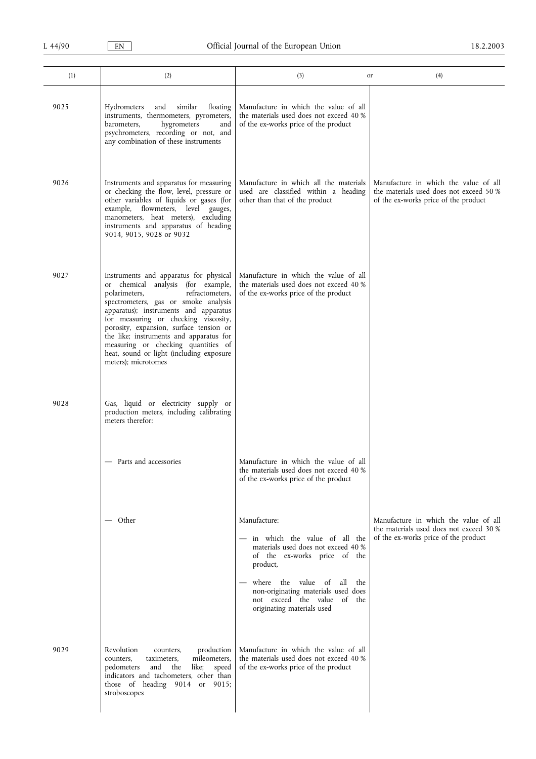| (1) | (2) | (3) or | (4) |
|---|---|---|---|
| 9025 | Hydrometers and similar floating instruments, thermometers, pyrometers, barometers, hygrometers and psychrometers, recording or not, and any combination of these instruments | Manufacture in which the value of all the materials used does not exceed 40 % of the ex-works price of the product | |
| 9026 | Instruments and apparatus for measuring or checking the flow, level, pressure or other variables of liquids or gases (for example, flowmeters, level gauges, manometers, heat meters), excluding instruments and apparatus of heading 9014, 9015, 9028 or 9032 | Manufacture in which all the materials used are classified within a heading other than that of the product | Manufacture in which the value of all the materials used does not exceed 50 % of the ex-works price of the product |
| 9027 | Instruments and apparatus for physical or chemical analysis (for example, polarimeters, refractometers, spectrometers, gas or smoke analysis apparatus); instruments and apparatus for measuring or checking viscosity, porosity, expansion, surface tension or the like; instruments and apparatus for measuring or checking quantities of heat, sound or light (including exposure meters); microtomes | Manufacture in which the value of all the materials used does not exceed 40 % of the ex-works price of the product | |
| 9028 | Gas, liquid or electricity supply or production meters, including calibrating meters therefor: | | |
| | — Parts and accessories | Manufacture in which the value of all the materials used does not exceed 40 % of the ex-works price of the product | |
| | — Other | Manufacture:<br>— in which the value of all the materials used does not exceed 40 % of the ex-works price of the product,<br>— where the value of all the non-originating materials used does not exceed the value of the originating materials used | Manufacture in which the value of all the materials used does not exceed 30 % of the ex-works price of the product |
| 9029 | Revolution counters, production counters, taximeters, mileometers, pedometers and the like; speed indicators and tachometers, other than those of heading 9014 or 9015; stroboscopes | Manufacture in which the value of all the materials used does not exceed 40 % of the ex-works price of the product | |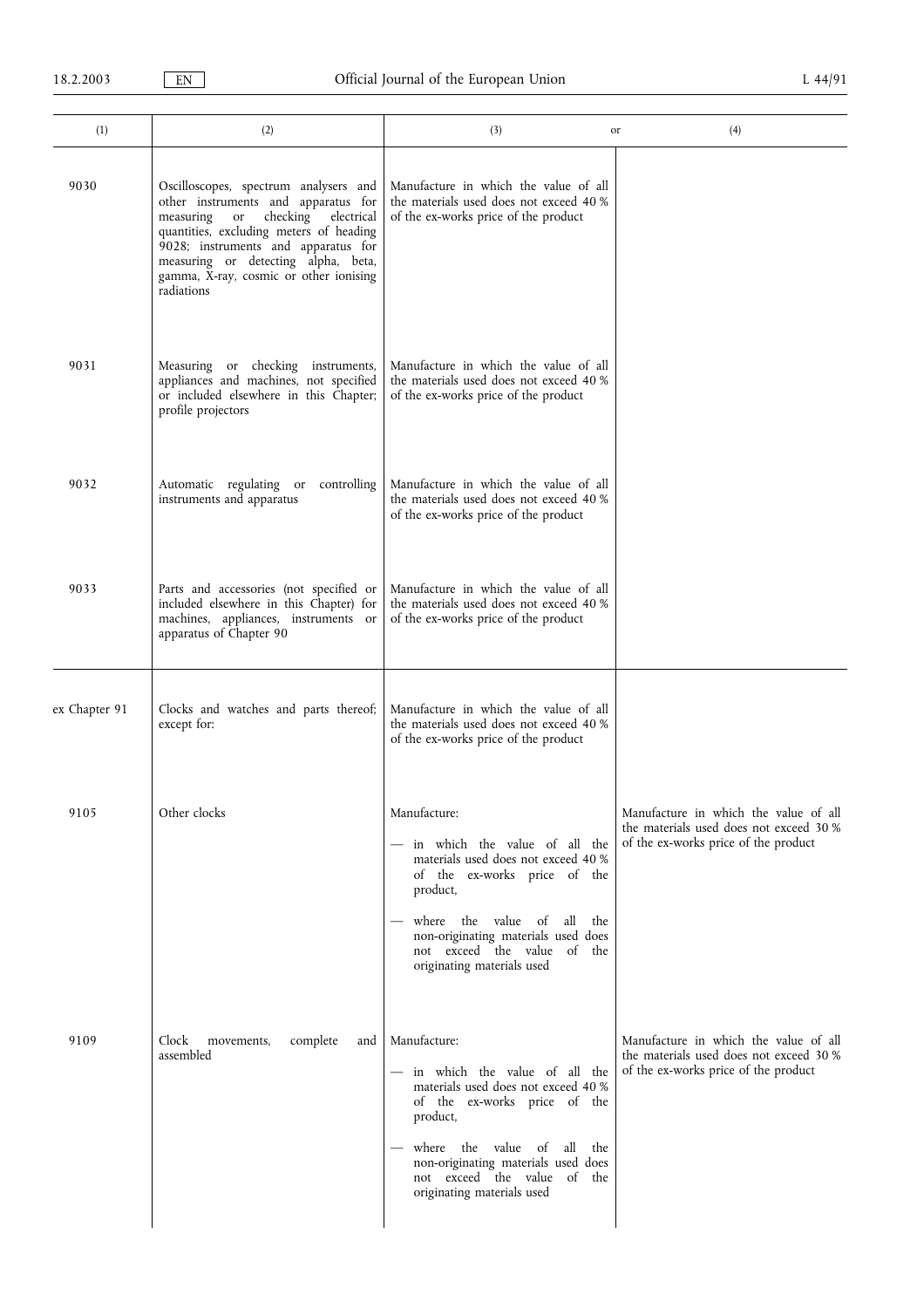| (1) | (2) | (3) or | (4) |
|---|---|---|---|
| 9030 | Oscilloscopes, spectrum analysers and other instruments and apparatus for measuring or checking electrical quantities, excluding meters of heading 9028; instruments and apparatus for measuring or detecting alpha, beta, gamma, X-ray, cosmic or other ionising radiations | Manufacture in which the value of all the materials used does not exceed 40 % of the ex-works price of the product | |
| 9031 | Measuring or checking instruments, appliances and machines, not specified or included elsewhere in this Chapter; profile projectors | Manufacture in which the value of all the materials used does not exceed 40 % of the ex-works price of the product | |
| 9032 | Automatic regulating or controlling instruments and apparatus | Manufacture in which the value of all the materials used does not exceed 40 % of the ex-works price of the product | |
| 9033 | Parts and accessories (not specified or included elsewhere in this Chapter) for machines, appliances, instruments or apparatus of Chapter 90 | Manufacture in which the value of all the materials used does not exceed 40 % of the ex-works price of the product | |
| ex Chapter 91 | Clocks and watches and parts thereof; except for: | Manufacture in which the value of all the materials used does not exceed 40 % of the ex-works price of the product | |
| 9105 | Other clocks | Manufacture:<br>— in which the value of all the materials used does not exceed 40 % of the ex-works price of the product,<br>— where the value of all the non-originating materials used does not exceed the value of the originating materials used | Manufacture in which the value of all the materials used does not exceed 30 % of the ex-works price of the product |
| 9109 | Clock movements, complete and assembled | Manufacture:<br>— in which the value of all the materials used does not exceed 40 % of the ex-works price of the product,<br>— where the value of all the non-originating materials used does not exceed the value of the originating materials used | Manufacture in which the value of all the materials used does not exceed 30 % of the ex-works price of the product |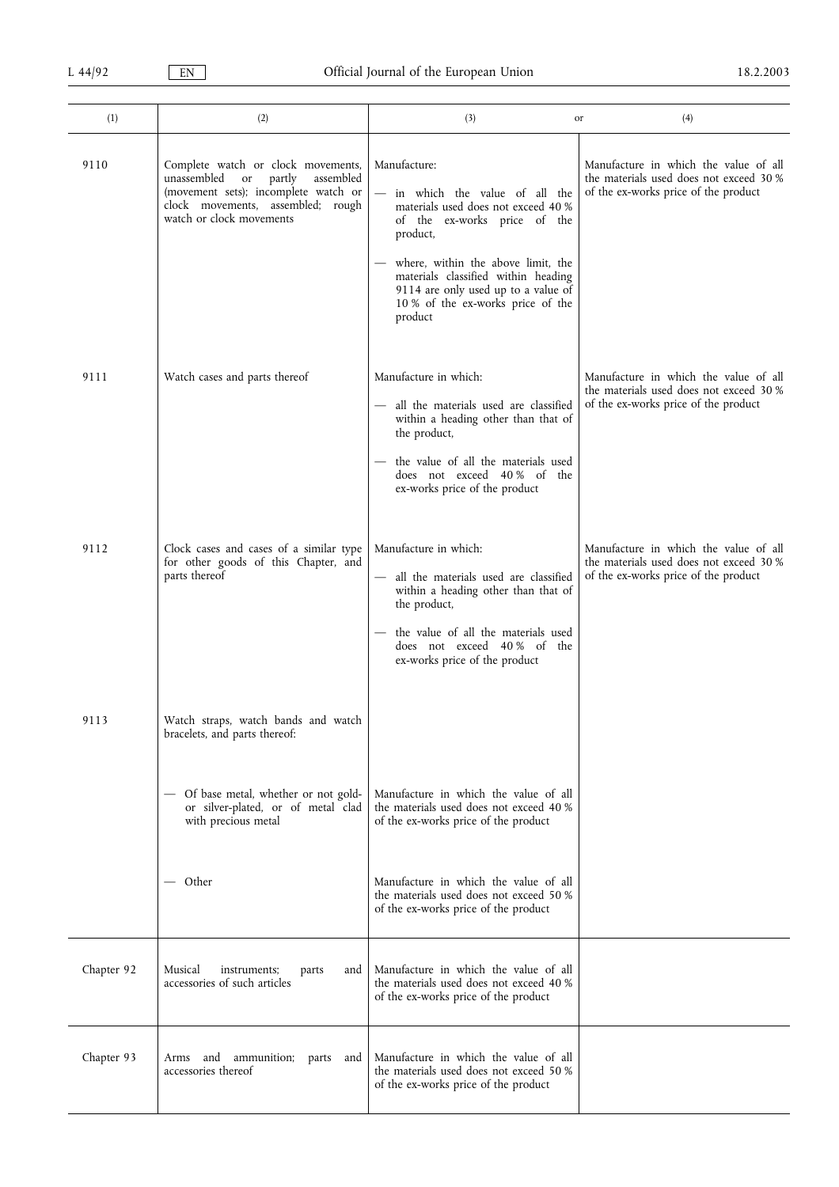| (1) | (2) | (3) or | (4) |
|---|---|---|---|
| 9110 | Complete watch or clock movements, unassembled or partly assembled (movement sets); incomplete watch or clock movements, assembled; rough watch or clock movements | Manufacture:<br>— in which the value of all the materials used does not exceed 40 % of the ex-works price of the product,<br>— where, within the above limit, the materials classified within heading 9114 are only used up to a value of 10 % of the ex-works price of the product | Manufacture in which the value of all the materials used does not exceed 30 % of the ex-works price of the product |
| 9111 | Watch cases and parts thereof | Manufacture in which:<br>— all the materials used are classified within a heading other than that of the product,<br>— the value of all the materials used does not exceed 40 % of the ex-works price of the product | Manufacture in which the value of all the materials used does not exceed 30 % of the ex-works price of the product |
| 9112 | Clock cases and cases of a similar type for other goods of this Chapter, and parts thereof | Manufacture in which:<br>— all the materials used are classified within a heading other than that of the product,<br>— the value of all the materials used does not exceed 40 % of the ex-works price of the product | Manufacture in which the value of all the materials used does not exceed 30 % of the ex-works price of the product |
| 9113 | Watch straps, watch bands and watch bracelets, and parts thereof: | | |
| | — Of base metal, whether or not gold- or silver-plated, or of metal clad with precious metal | Manufacture in which the value of all the materials used does not exceed 40 % of the ex-works price of the product | |
| | — Other | Manufacture in which the value of all the materials used does not exceed 50 % of the ex-works price of the product | |
| Chapter 92 | Musical instruments; parts and accessories of such articles | Manufacture in which the value of all the materials used does not exceed 40 % of the ex-works price of the product | |
| Chapter 93 | Arms and ammunition; parts and accessories thereof | Manufacture in which the value of all the materials used does not exceed 50 % of the ex-works price of the product | |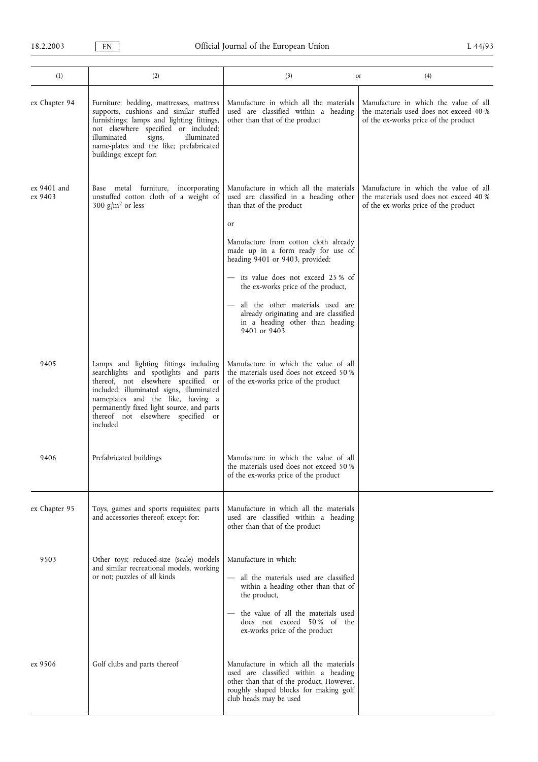| (1) | (2) | (3) or | (4) |
|---|---|---|---|
| ex Chapter 94 | Furniture; bedding, mattresses, mattress supports, cushions and similar stuffed furnishings; lamps and lighting fittings, not elsewhere specified or included; illuminated signs, illuminated name-plates and the like; prefabricated buildings; except for: | Manufacture in which all the materials used are classified within a heading other than that of the product | Manufacture in which the value of all the materials used does not exceed 40 % of the ex-works price of the product |
| ex 9401 and ex 9403 | Base metal furniture, incorporating unstuffed cotton cloth of a weight of 300 g/m² or less | Manufacture in which all the materials used are classified in a heading other than that of the product<br><br>or<br><br>Manufacture from cotton cloth already made up in a form ready for use of heading 9401 or 9403, provided:<br><br>— its value does not exceed 25 % of the ex-works price of the product,<br><br>— all the other materials used are already originating and are classified in a heading other than heading 9401 or 9403 | Manufacture in which the value of all the materials used does not exceed 40 % of the ex-works price of the product |
| 9405 | Lamps and lighting fittings including searchlights and spotlights and parts thereof, not elsewhere specified or included; illuminated signs, illuminated nameplates and the like, having a permanently fixed light source, and parts thereof not elsewhere specified or included | Manufacture in which the value of all the materials used does not exceed 50 % of the ex-works price of the product | |
| 9406 | Prefabricated buildings | Manufacture in which the value of all the materials used does not exceed 50 % of the ex-works price of the product | |
| ex Chapter 95 | Toys, games and sports requisites; parts and accessories thereof; except for: | Manufacture in which all the materials used are classified within a heading other than that of the product | |
| 9503 | Other toys; reduced-size (scale) models and similar recreational models, working or not; puzzles of all kinds | Manufacture in which:<br><br>— all the materials used are classified within a heading other than that of the product,<br><br>— the value of all the materials used does not exceed 50 % of the ex-works price of the product | |
| ex 9506 | Golf clubs and parts thereof | Manufacture in which all the materials used are classified within a heading other than that of the product. However, roughly shaped blocks for making golf club heads may be used | |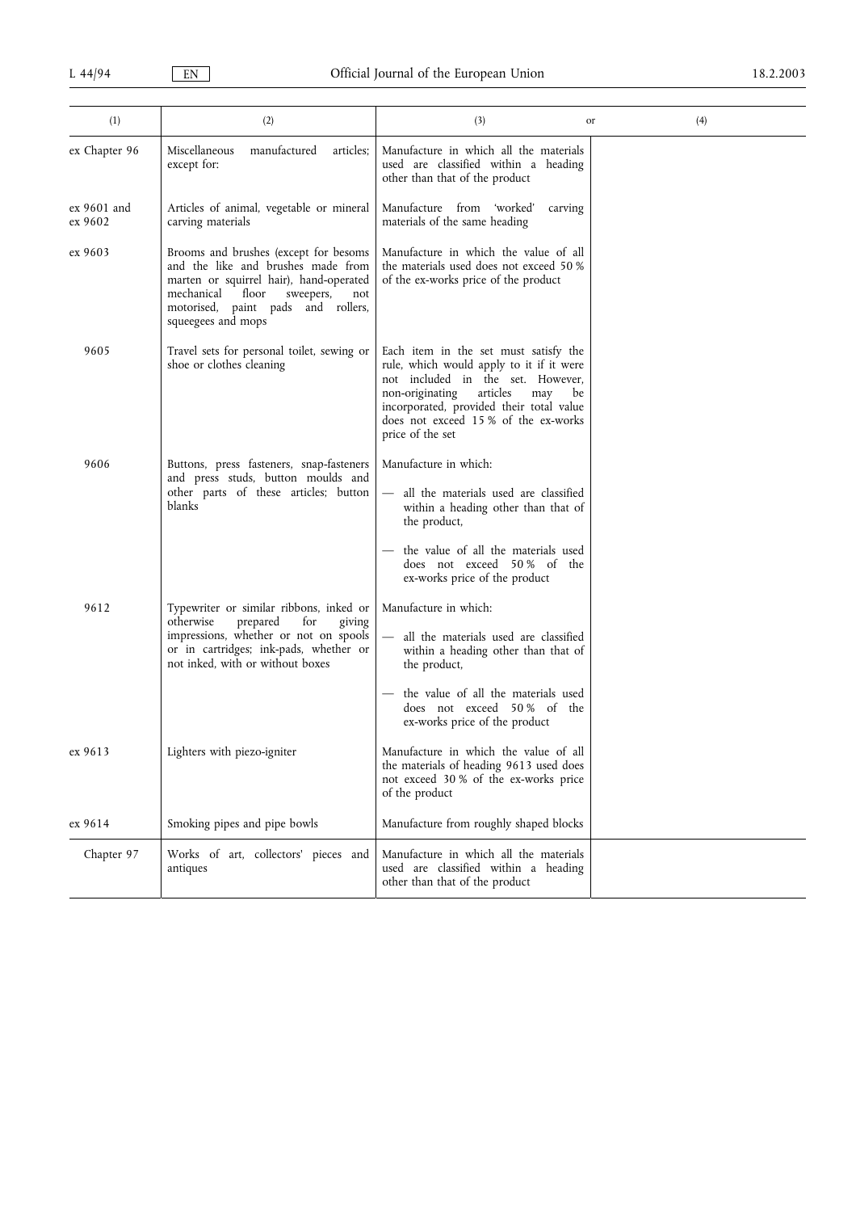| (1) | (2) | (3) or | (4) |
|---|---|---|---|
| ex Chapter 96 | Miscellaneous manufactured articles; except for: | Manufacture in which all the materials used are classified within a heading other than that of the product | |
| ex 9601 and ex 9602 | Articles of animal, vegetable or mineral carving materials | Manufacture from 'worked' carving materials of the same heading | |
| ex 9603 | Brooms and brushes (except for besoms and the like and brushes made from marten or squirrel hair), hand-operated mechanical floor sweepers, not motorised, paint pads and rollers, squeegees and mops | Manufacture in which the value of all the materials used does not exceed 50 % of the ex-works price of the product | |
| 9605 | Travel sets for personal toilet, sewing or shoe or clothes cleaning | Each item in the set must satisfy the rule, which would apply to it if it were not included in the set. However, non-originating articles may be incorporated, provided their total value does not exceed 15 % of the ex-works price of the set | |
| 9606 | Buttons, press fasteners, snap-fasteners and press studs, button moulds and other parts of these articles; button blanks | Manufacture in which:<br>— all the materials used are classified within a heading other than that of the product,<br>— the value of all the materials used does not exceed 50 % of the ex-works price of the product | |
| 9612 | Typewriter or similar ribbons, inked or otherwise prepared for giving impressions, whether or not on spools or in cartridges; ink-pads, whether or not inked, with or without boxes | Manufacture in which:<br>— all the materials used are classified within a heading other than that of the product,<br>— the value of all the materials used does not exceed 50 % of the ex-works price of the product | |
| ex 9613 | Lighters with piezo-igniter | Manufacture in which the value of all the materials of heading 9613 used does not exceed 30 % of the ex-works price of the product | |
| ex 9614 | Smoking pipes and pipe bowls | Manufacture from roughly shaped blocks | |
| Chapter 97 | Works of art, collectors' pieces and antiques | Manufacture in which all the materials used are classified within a heading other than that of the product | |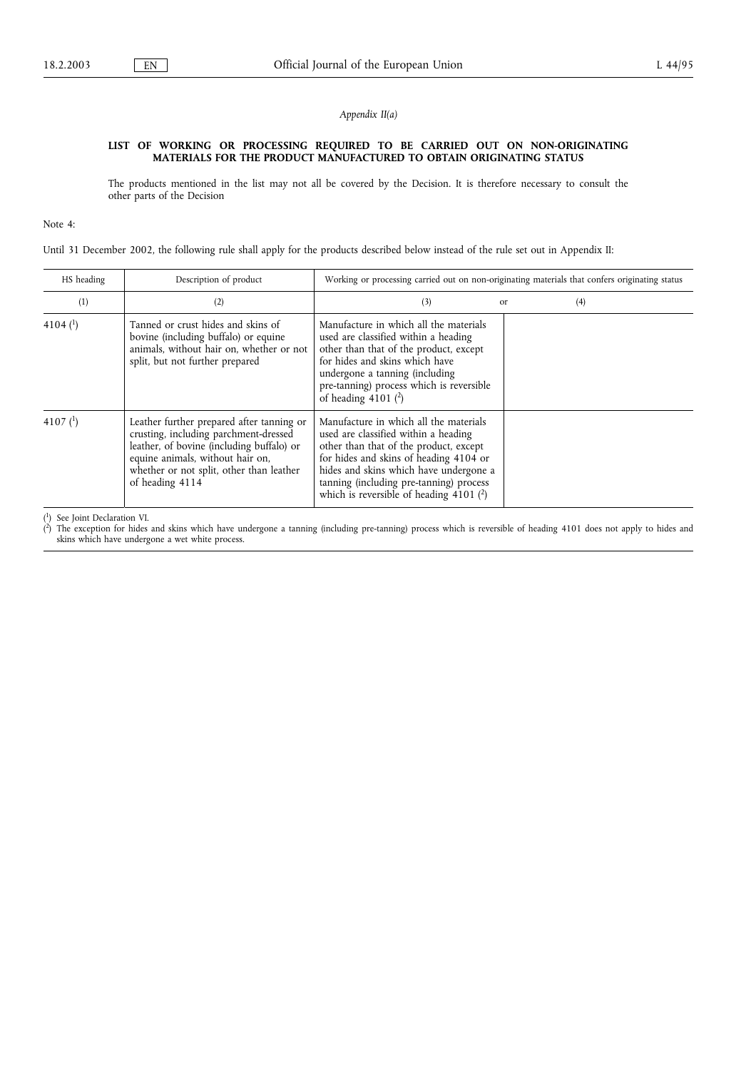*Appendix II(a)*

**LIST OF WORKING OR PROCESSING REQUIRED TO BE CARRIED OUT ON NON-ORIGINATING MATERIALS FOR THE PRODUCT MANUFACTURED TO OBTAIN ORIGINATING STATUS**

The products mentioned in the list may not all be covered by the Decision. It is therefore necessary to consult the other parts of the Decision

Note 4:

Until 31 December 2002, the following rule shall apply for the products described below instead of the rule set out in Appendix II:

| HS heading | Description of product | Working or processing carried out on non-originating materials that confers originating status | |
|---|---|---|---|
| (1) | (2) | (3) or | (4) |
| 4104 [1] | Tanned or crust hides and skins of bovine (including buffalo) or equine animals, without hair on, whether or not split, but not further prepared | Manufacture in which all the materials used are classified within a heading other than that of the product, except for hides and skins which have undergone a tanning (including pre-tanning) process which is reversible of heading 4101 [2] | |
| 4107 [1] | Leather further prepared after tanning or crusting, including parchment-dressed leather, of bovine (including buffalo) or equine animals, without hair on, whether or not split, other than leather of heading 4114 | Manufacture in which all the materials used are classified within a heading other than that of the product, except for hides and skins of heading 4104 or hides and skins which have undergone a tanning (including pre-tanning) process which is reversible of heading 4101 [2] | |

[1] See Joint Declaration VI.

[2] The exception for hides and skins which have undergone a tanning (including pre-tanning) process which is reversible of heading 4101 does not apply to hides and skins which have undergone a wet white process.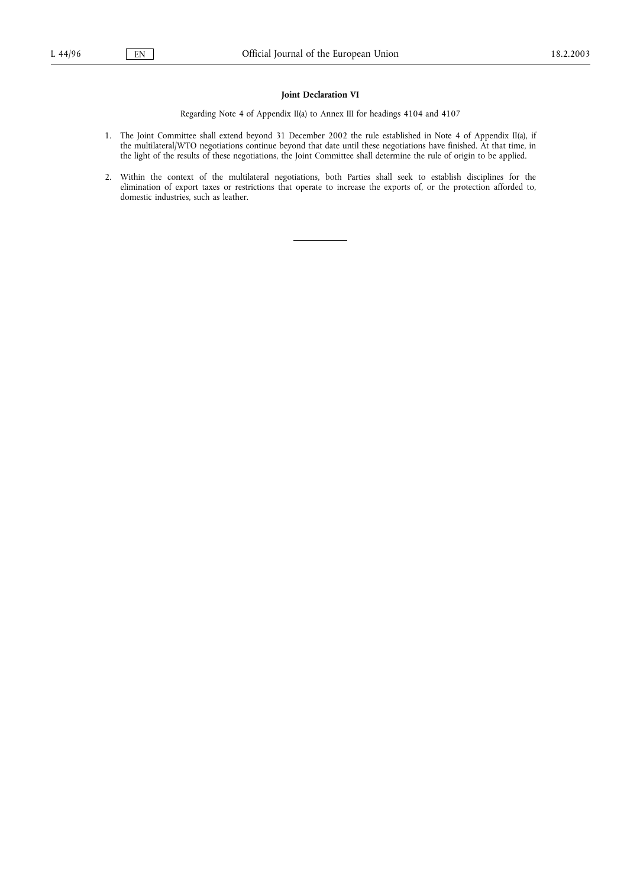**Joint Declaration VI**

Regarding Note 4 of Appendix II(a) to Annex III for headings 4104 and 4107

1. The Joint Committee shall extend beyond 31 December 2002 the rule established in Note 4 of Appendix II(a), if the multilateral/WTO negotiations continue beyond that date until these negotiations have finished. At that time, in the light of the results of these negotiations, the Joint Committee shall determine the rule of origin to be applied.

2. Within the context of the multilateral negotiations, both Parties shall seek to establish disciplines for the elimination of export taxes or restrictions that operate to increase the exports of, or the protection afforded to, domestic industries, such as leather.